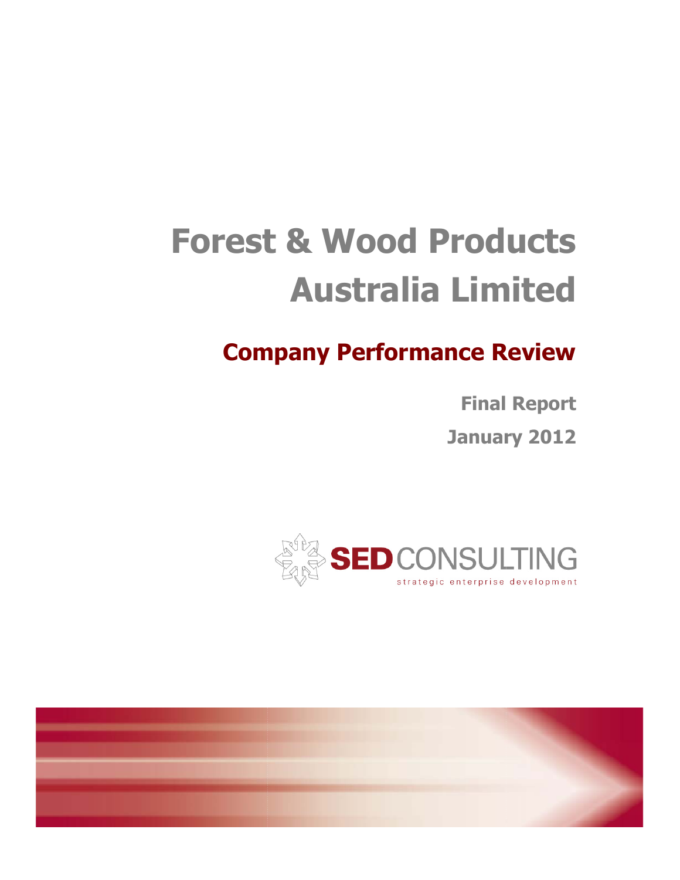# Forest & Wood Products Australia Limited

## Company Performance Review

**Final Report**

**January 2012**

SED CONSULTING

strategic enterprise development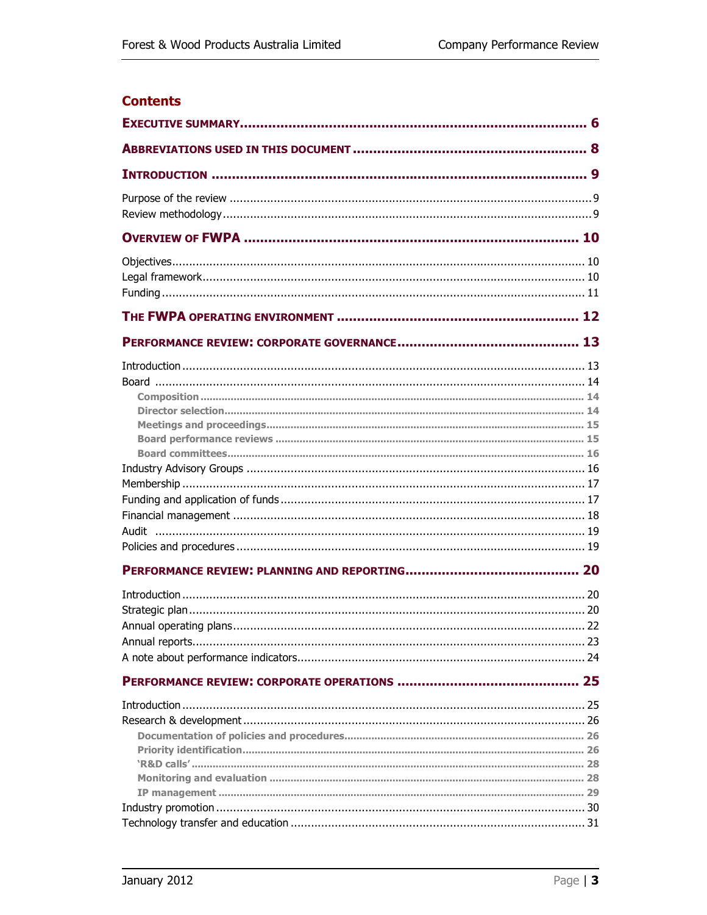## Contents

**EXECUTIVE SUMMARY** ..... 6

**ABBREVIATIONS USED IN THIS DOCUMENT** ..... 8

**INTRODUCTION** ..... 9

- Purpose of the review ..... 9
- Review methodology ..... 9

**OVERVIEW OF FWPA** ..... 10

- Objectives ..... 10
- Legal framework ..... 10
- Funding ..... 11

**THE FWPA OPERATING ENVIRONMENT** ..... 12

**PERFORMANCE REVIEW: CORPORATE GOVERNANCE** ..... 13

- Introduction ..... 13
- Board ..... 14
  - Composition ..... 14
  - Director selection ..... 14
  - Meetings and proceedings ..... 15
  - Board performance reviews ..... 15
  - Board committees ..... 16
- Industry Advisory Groups ..... 16
- Membership ..... 17
- Funding and application of funds ..... 17
- Financial management ..... 18
- Audit ..... 19
- Policies and procedures ..... 19

**PERFORMANCE REVIEW: PLANNING AND REPORTING** ..... 20

- Introduction ..... 20
- Strategic plan ..... 20
- Annual operating plans ..... 22
- Annual reports ..... 23
- A note about performance indicators ..... 24

**PERFORMANCE REVIEW: CORPORATE OPERATIONS** ..... 25

- Introduction ..... 25
- Research & development ..... 26
  - Documentation of policies and procedures ..... 26
  - Priority identification ..... 26
  - 'R&D calls' ..... 28
  - Monitoring and evaluation ..... 28
  - IP management ..... 29
- Industry promotion ..... 30
- Technology transfer and education ..... 31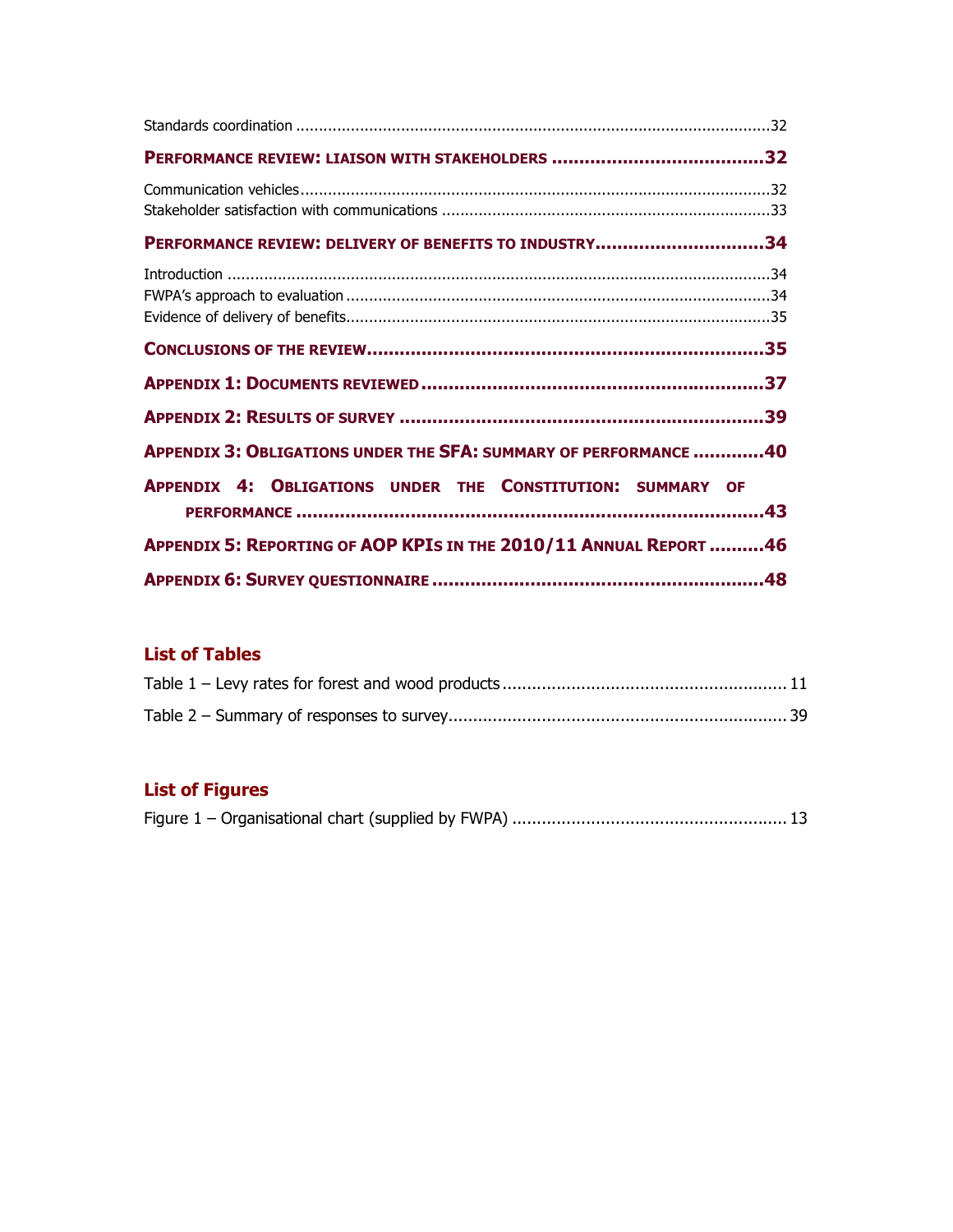Standards coordination ....................................................................................................32

**PERFORMANCE REVIEW: LIAISON WITH STAKEHOLDERS .......................................32**

Communication vehicles....................................................................................................32
Stakeholder satisfaction with communications .......................................................................33

**PERFORMANCE REVIEW: DELIVERY OF BENEFITS TO INDUSTRY...............................34**

Introduction ....................................................................................................................34
FWPA's approach to evaluation ...........................................................................................34
Evidence of delivery of benefits...........................................................................................35

**CONCLUSIONS OF THE REVIEW.........................................................................35**

**APPENDIX 1: DOCUMENTS REVIEWED...............................................................37**

**APPENDIX 2: RESULTS OF SURVEY ...................................................................39**

**APPENDIX 3: OBLIGATIONS UNDER THE SFA: SUMMARY OF PERFORMANCE .............40**

**APPENDIX 4: OBLIGATIONS UNDER THE CONSTITUTION: SUMMARY OF PERFORMANCE .......................................................................................43**

**APPENDIX 5: REPORTING OF AOP KPIS IN THE 2010/11 ANNUAL REPORT ..........46**

**APPENDIX 6: SURVEY QUESTIONNAIRE ............................................................48**

## List of Tables

Table 1 – Levy rates for forest and wood products ........................................................... 11

Table 2 – Summary of responses to survey..................................................................... 39

## List of Figures

Figure 1 – Organisational chart (supplied by FWPA) ........................................................ 13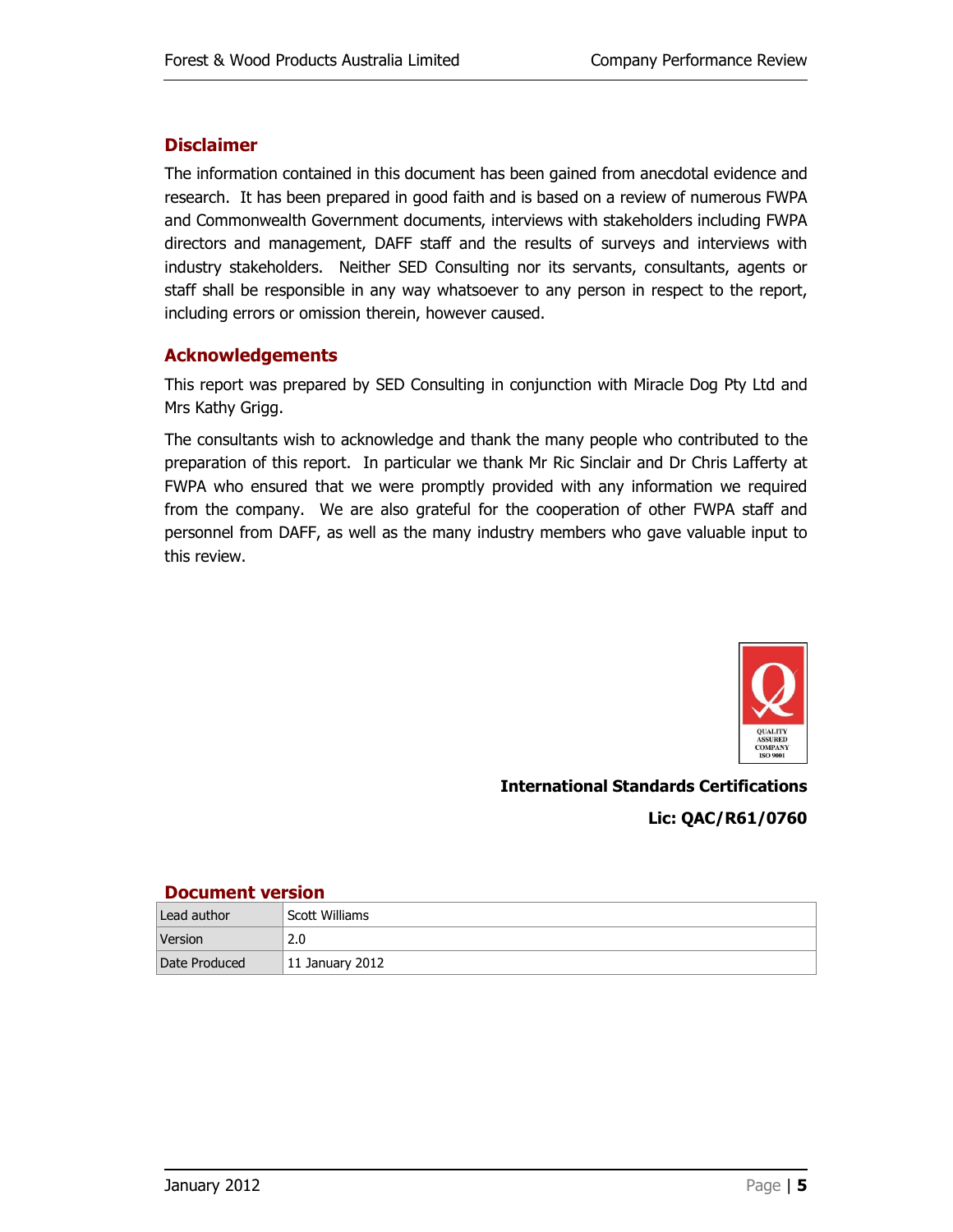## Disclaimer

The information contained in this document has been gained from anecdotal evidence and research. It has been prepared in good faith and is based on a review of numerous FWPA and Commonwealth Government documents, interviews with stakeholders including FWPA directors and management, DAFF staff and the results of surveys and interviews with industry stakeholders. Neither SED Consulting nor its servants, consultants, agents or staff shall be responsible in any way whatsoever to any person in respect to the report, including errors or omission therein, however caused.

## Acknowledgements

This report was prepared by SED Consulting in conjunction with Miracle Dog Pty Ltd and Mrs Kathy Grigg.

The consultants wish to acknowledge and thank the many people who contributed to the preparation of this report. In particular we thank Mr Ric Sinclair and Dr Chris Lafferty at FWPA who ensured that we were promptly provided with any information we required from the company. We are also grateful for the cooperation of other FWPA staff and personnel from DAFF, as well as the many industry members who gave valuable input to this review.

QUALITY ASSURED COMPANY ISO 9001

**International Standards Certifications**

**Lic: QAC/R61/0760**

## Document version

| Lead author | Scott Williams |
|---|---|
| Version | 2.0 |
| Date Produced | 11 January 2012 |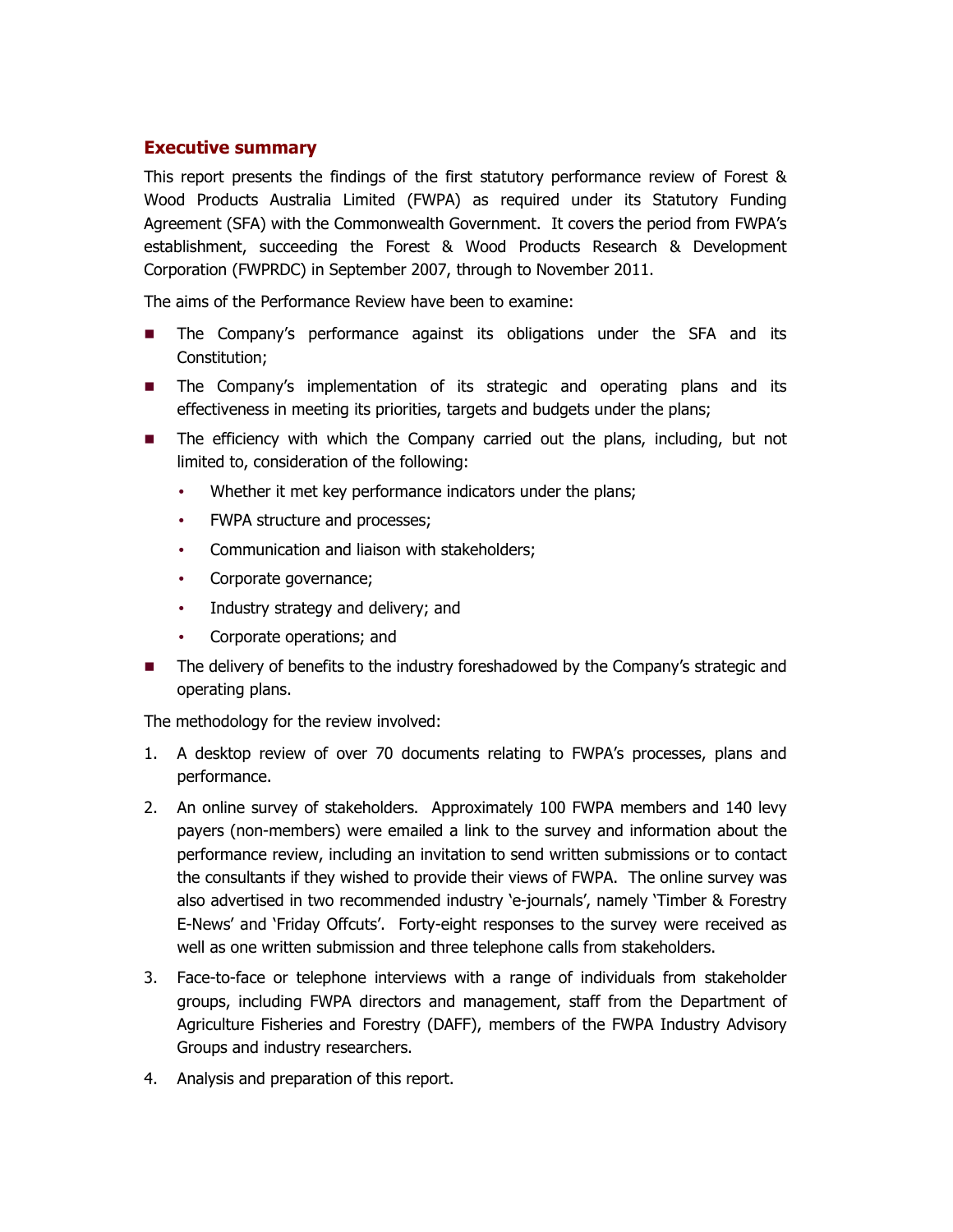## Executive summary

This report presents the findings of the first statutory performance review of Forest & Wood Products Australia Limited (FWPA) as required under its Statutory Funding Agreement (SFA) with the Commonwealth Government. It covers the period from FWPA's establishment, succeeding the Forest & Wood Products Research & Development Corporation (FWPRDC) in September 2007, through to November 2011.

The aims of the Performance Review have been to examine:

- The Company's performance against its obligations under the SFA and its Constitution;
- The Company's implementation of its strategic and operating plans and its effectiveness in meeting its priorities, targets and budgets under the plans;
- The efficiency with which the Company carried out the plans, including, but not limited to, consideration of the following:
  - Whether it met key performance indicators under the plans;
  - FWPA structure and processes;
  - Communication and liaison with stakeholders;
  - Corporate governance;
  - Industry strategy and delivery; and
  - Corporate operations; and
- The delivery of benefits to the industry foreshadowed by the Company's strategic and operating plans.

The methodology for the review involved:

1. A desktop review of over 70 documents relating to FWPA's processes, plans and performance.
2. An online survey of stakeholders. Approximately 100 FWPA members and 140 levy payers (non-members) were emailed a link to the survey and information about the performance review, including an invitation to send written submissions or to contact the consultants if they wished to provide their views of FWPA. The online survey was also advertised in two recommended industry 'e-journals', namely 'Timber & Forestry E-News' and 'Friday Offcuts'. Forty-eight responses to the survey were received as well as one written submission and three telephone calls from stakeholders.
3. Face-to-face or telephone interviews with a range of individuals from stakeholder groups, including FWPA directors and management, staff from the Department of Agriculture Fisheries and Forestry (DAFF), members of the FWPA Industry Advisory Groups and industry researchers.
4. Analysis and preparation of this report.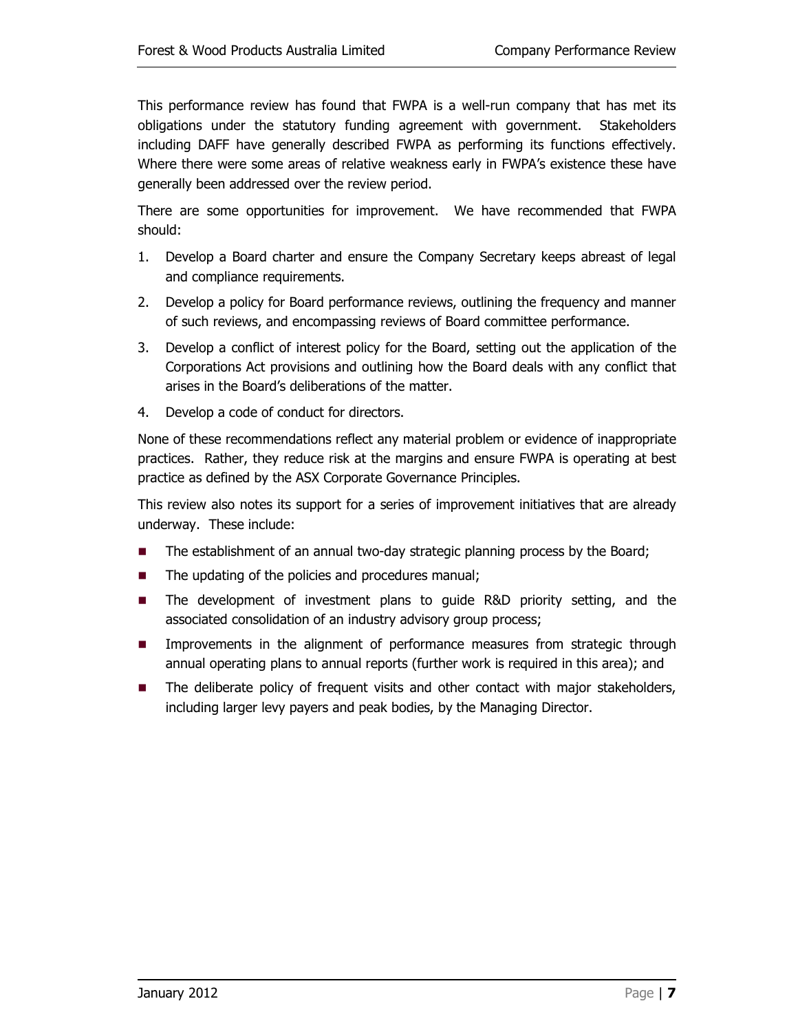This performance review has found that FWPA is a well-run company that has met its obligations under the statutory funding agreement with government. Stakeholders including DAFF have generally described FWPA as performing its functions effectively. Where there were some areas of relative weakness early in FWPA's existence these have generally been addressed over the review period.

There are some opportunities for improvement. We have recommended that FWPA should:

1. Develop a Board charter and ensure the Company Secretary keeps abreast of legal and compliance requirements.
2. Develop a policy for Board performance reviews, outlining the frequency and manner of such reviews, and encompassing reviews of Board committee performance.
3. Develop a conflict of interest policy for the Board, setting out the application of the Corporations Act provisions and outlining how the Board deals with any conflict that arises in the Board's deliberations of the matter.
4. Develop a code of conduct for directors.

None of these recommendations reflect any material problem or evidence of inappropriate practices. Rather, they reduce risk at the margins and ensure FWPA is operating at best practice as defined by the ASX Corporate Governance Principles.

This review also notes its support for a series of improvement initiatives that are already underway. These include:

- The establishment of an annual two-day strategic planning process by the Board;
- The updating of the policies and procedures manual;
- The development of investment plans to guide R&D priority setting, and the associated consolidation of an industry advisory group process;
- Improvements in the alignment of performance measures from strategic through annual operating plans to annual reports (further work is required in this area); and
- The deliberate policy of frequent visits and other contact with major stakeholders, including larger levy payers and peak bodies, by the Managing Director.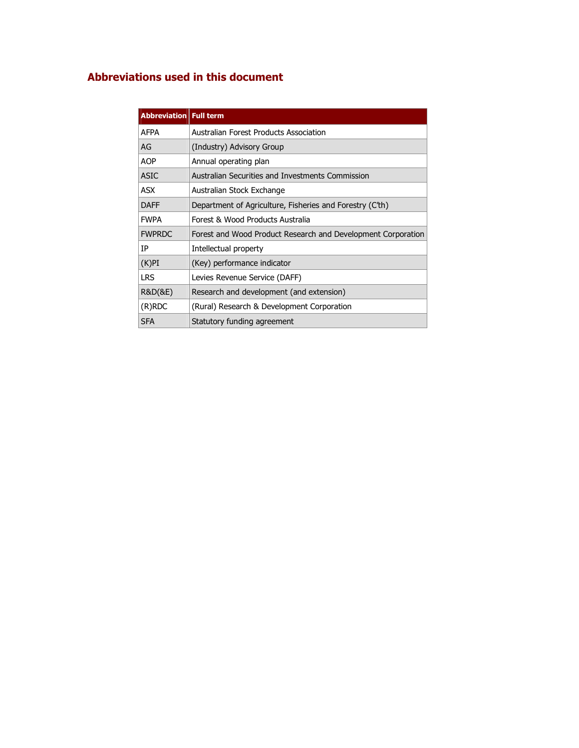## Abbreviations used in this document

| Abbreviation | Full term |
|---|---|
| AFPA | Australian Forest Products Association |
| AG | (Industry) Advisory Group |
| AOP | Annual operating plan |
| ASIC | Australian Securities and Investments Commission |
| ASX | Australian Stock Exchange |
| DAFF | Department of Agriculture, Fisheries and Forestry (C'th) |
| FWPA | Forest & Wood Products Australia |
| FWPRDC | Forest and Wood Product Research and Development Corporation |
| IP | Intellectual property |
| (K)PI | (Key) performance indicator |
| LRS | Levies Revenue Service (DAFF) |
| R&D(&E) | Research and development (and extension) |
| (R)RDC | (Rural) Research & Development Corporation |
| SFA | Statutory funding agreement |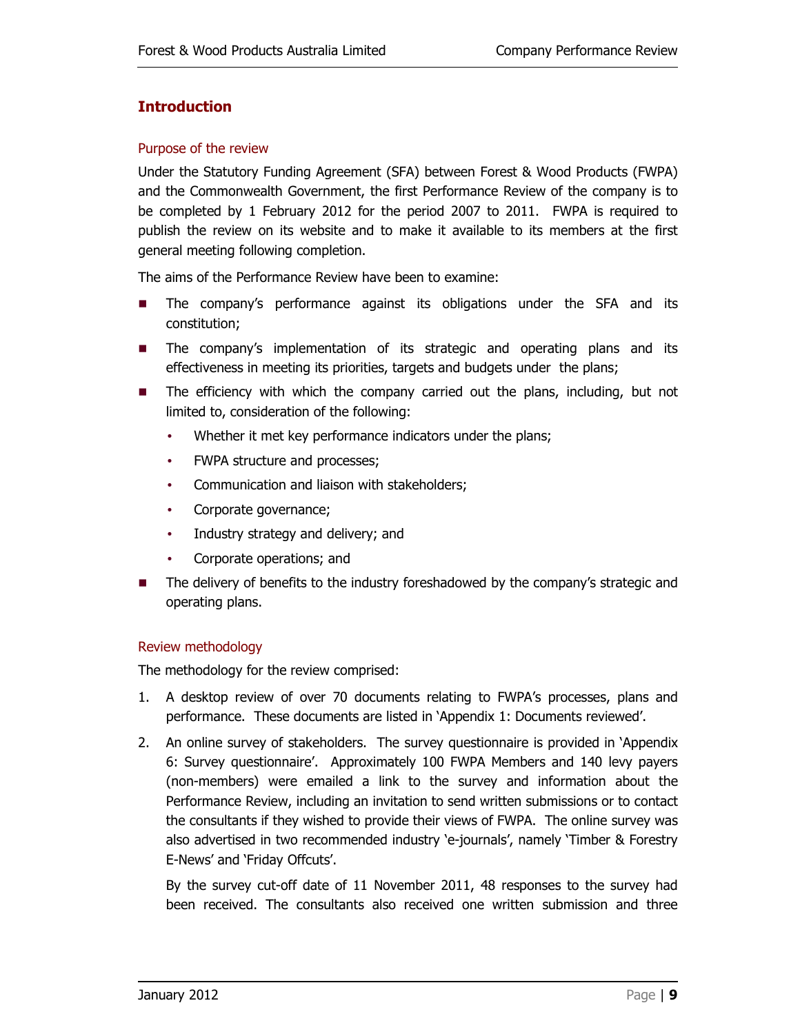## Introduction

### Purpose of the review

Under the Statutory Funding Agreement (SFA) between Forest & Wood Products (FWPA) and the Commonwealth Government, the first Performance Review of the company is to be completed by 1 February 2012 for the period 2007 to 2011. FWPA is required to publish the review on its website and to make it available to its members at the first general meeting following completion.

The aims of the Performance Review have been to examine:

- The company's performance against its obligations under the SFA and its constitution;
- The company's implementation of its strategic and operating plans and its effectiveness in meeting its priorities, targets and budgets under the plans;
- The efficiency with which the company carried out the plans, including, but not limited to, consideration of the following:
  - Whether it met key performance indicators under the plans;
  - FWPA structure and processes;
  - Communication and liaison with stakeholders;
  - Corporate governance;
  - Industry strategy and delivery; and
  - Corporate operations; and
- The delivery of benefits to the industry foreshadowed by the company's strategic and operating plans.

### Review methodology

The methodology for the review comprised:

1. A desktop review of over 70 documents relating to FWPA's processes, plans and performance. These documents are listed in 'Appendix 1: Documents reviewed'.
2. An online survey of stakeholders. The survey questionnaire is provided in 'Appendix 6: Survey questionnaire'. Approximately 100 FWPA Members and 140 levy payers (non-members) were emailed a link to the survey and information about the Performance Review, including an invitation to send written submissions or to contact the consultants if they wished to provide their views of FWPA. The online survey was also advertised in two recommended industry 'e-journals', namely 'Timber & Forestry E-News' and 'Friday Offcuts'.

   By the survey cut-off date of 11 November 2011, 48 responses to the survey had been received. The consultants also received one written submission and three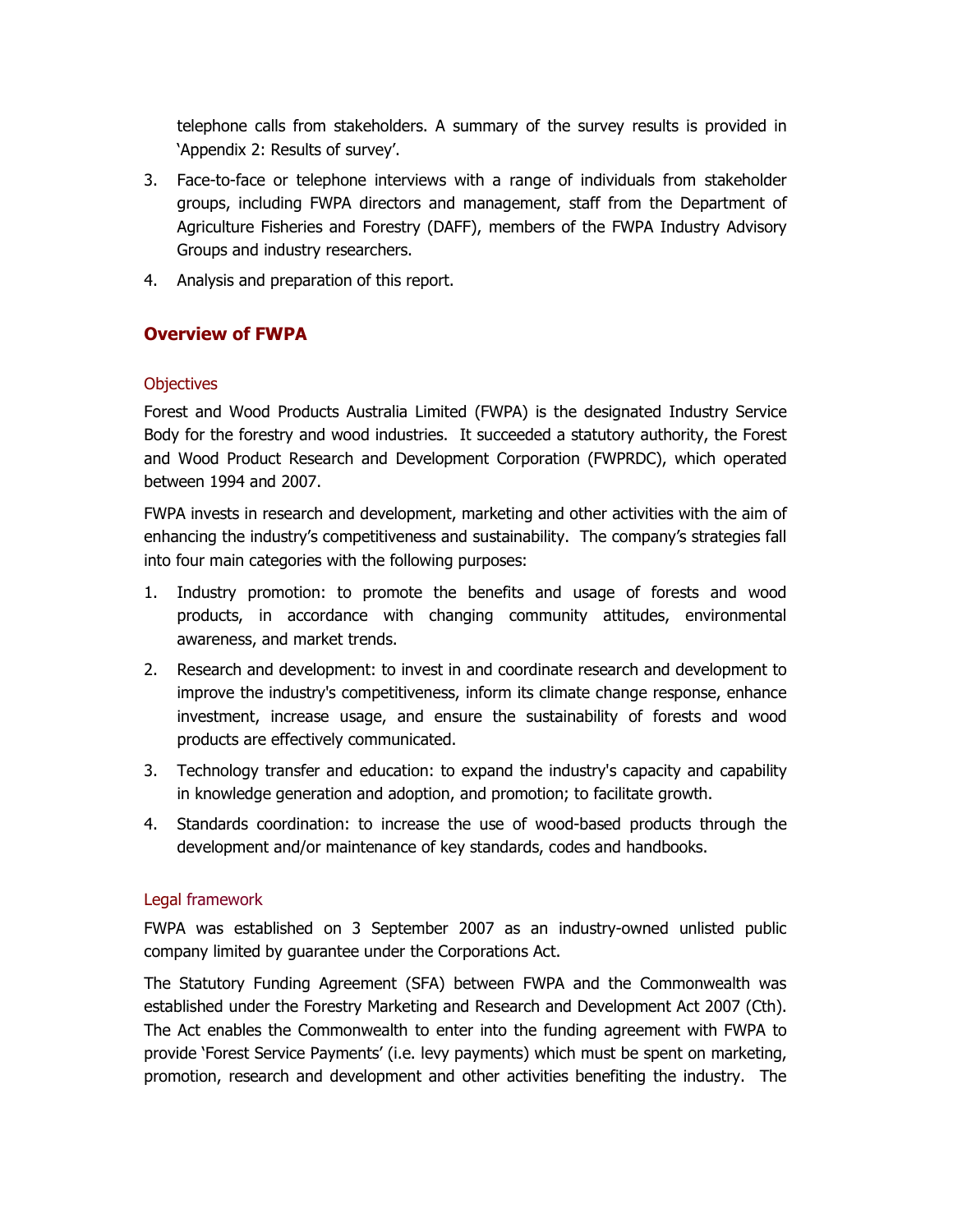telephone calls from stakeholders. A summary of the survey results is provided in 'Appendix 2: Results of survey'.

3. Face-to-face or telephone interviews with a range of individuals from stakeholder groups, including FWPA directors and management, staff from the Department of Agriculture Fisheries and Forestry (DAFF), members of the FWPA Industry Advisory Groups and industry researchers.
4. Analysis and preparation of this report.

## Overview of FWPA

### Objectives

Forest and Wood Products Australia Limited (FWPA) is the designated Industry Service Body for the forestry and wood industries. It succeeded a statutory authority, the Forest and Wood Product Research and Development Corporation (FWPRDC), which operated between 1994 and 2007.

FWPA invests in research and development, marketing and other activities with the aim of enhancing the industry's competitiveness and sustainability. The company's strategies fall into four main categories with the following purposes:

1. Industry promotion: to promote the benefits and usage of forests and wood products, in accordance with changing community attitudes, environmental awareness, and market trends.
2. Research and development: to invest in and coordinate research and development to improve the industry's competitiveness, inform its climate change response, enhance investment, increase usage, and ensure the sustainability of forests and wood products are effectively communicated.
3. Technology transfer and education: to expand the industry's capacity and capability in knowledge generation and adoption, and promotion; to facilitate growth.
4. Standards coordination: to increase the use of wood-based products through the development and/or maintenance of key standards, codes and handbooks.

### Legal framework

FWPA was established on 3 September 2007 as an industry-owned unlisted public company limited by guarantee under the Corporations Act.

The Statutory Funding Agreement (SFA) between FWPA and the Commonwealth was established under the Forestry Marketing and Research and Development Act 2007 (Cth). The Act enables the Commonwealth to enter into the funding agreement with FWPA to provide 'Forest Service Payments' (i.e. levy payments) which must be spent on marketing, promotion, research and development and other activities benefiting the industry. The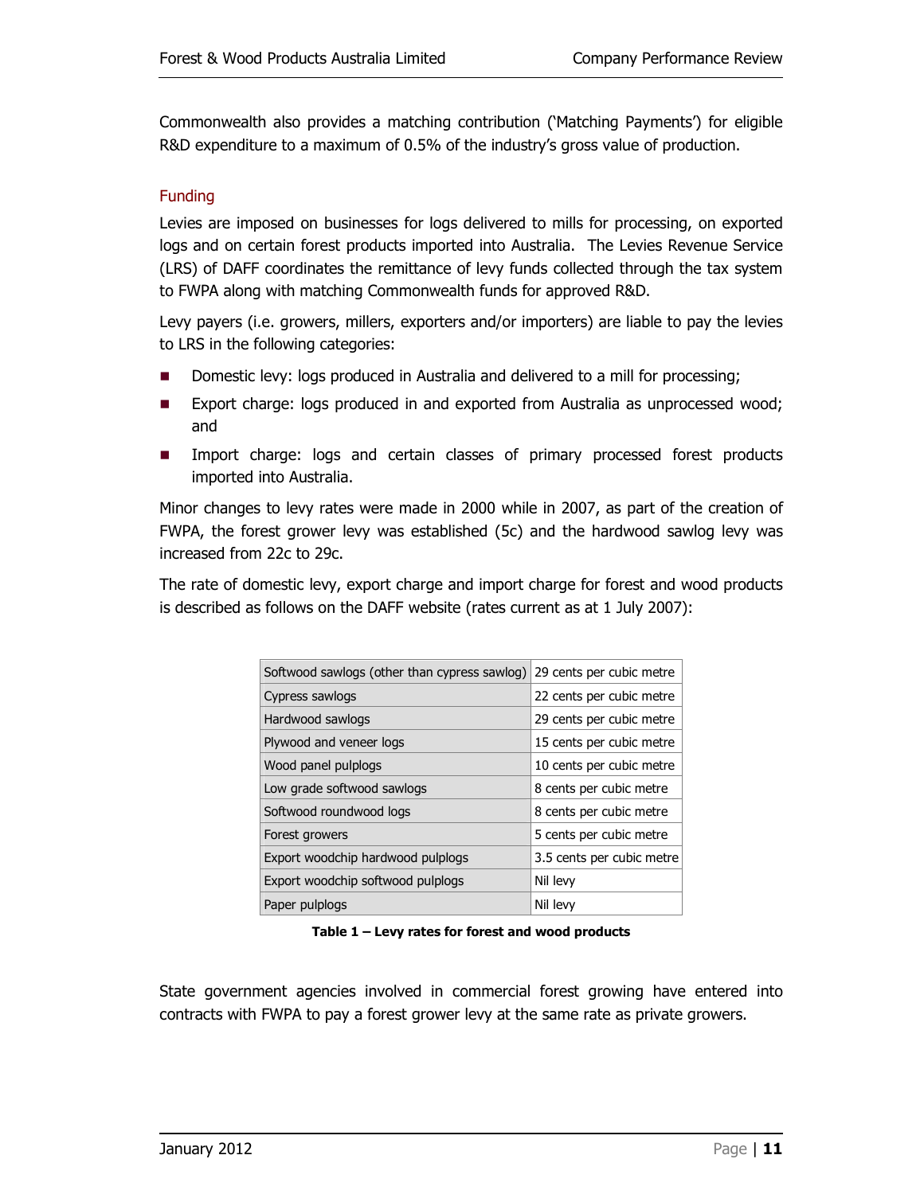Commonwealth also provides a matching contribution ('Matching Payments') for eligible R&D expenditure to a maximum of 0.5% of the industry's gross value of production.

### Funding

Levies are imposed on businesses for logs delivered to mills for processing, on exported logs and on certain forest products imported into Australia. The Levies Revenue Service (LRS) of DAFF coordinates the remittance of levy funds collected through the tax system to FWPA along with matching Commonwealth funds for approved R&D.

Levy payers (i.e. growers, millers, exporters and/or importers) are liable to pay the levies to LRS in the following categories:

- Domestic levy: logs produced in Australia and delivered to a mill for processing;
- Export charge: logs produced in and exported from Australia as unprocessed wood; and
- Import charge: logs and certain classes of primary processed forest products imported into Australia.

Minor changes to levy rates were made in 2000 while in 2007, as part of the creation of FWPA, the forest grower levy was established (5c) and the hardwood sawlog levy was increased from 22c to 29c.

The rate of domestic levy, export charge and import charge for forest and wood products is described as follows on the DAFF website (rates current as at 1 July 2007):

| | |
|---|---|
| Softwood sawlogs (other than cypress sawlog) | 29 cents per cubic metre |
| Cypress sawlogs | 22 cents per cubic metre |
| Hardwood sawlogs | 29 cents per cubic metre |
| Plywood and veneer logs | 15 cents per cubic metre |
| Wood panel pulplogs | 10 cents per cubic metre |
| Low grade softwood sawlogs | 8 cents per cubic metre |
| Softwood roundwood logs | 8 cents per cubic metre |
| Forest growers | 5 cents per cubic metre |
| Export woodchip hardwood pulplogs | 3.5 cents per cubic metre |
| Export woodchip softwood pulplogs | Nil levy |
| Paper pulplogs | Nil levy |

**Table 1 – Levy rates for forest and wood products**

State government agencies involved in commercial forest growing have entered into contracts with FWPA to pay a forest grower levy at the same rate as private growers.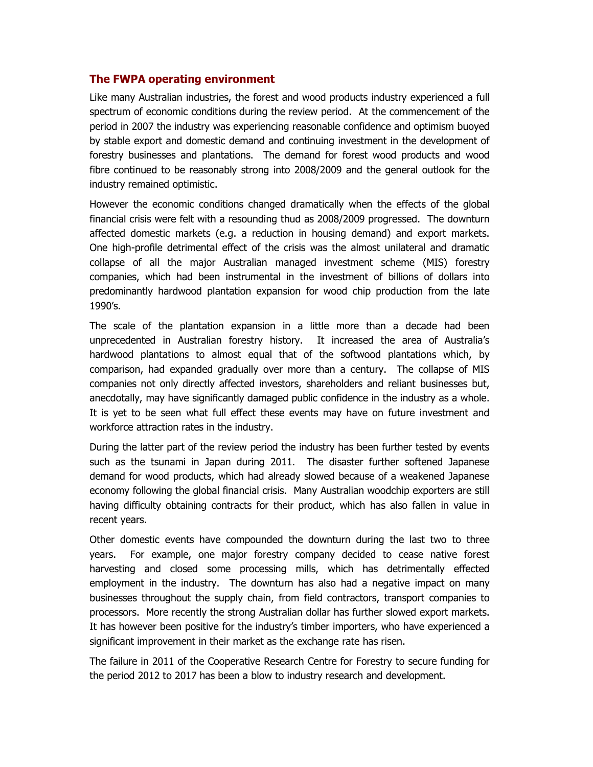## The FWPA operating environment

Like many Australian industries, the forest and wood products industry experienced a full spectrum of economic conditions during the review period. At the commencement of the period in 2007 the industry was experiencing reasonable confidence and optimism buoyed by stable export and domestic demand and continuing investment in the development of forestry businesses and plantations. The demand for forest wood products and wood fibre continued to be reasonably strong into 2008/2009 and the general outlook for the industry remained optimistic.

However the economic conditions changed dramatically when the effects of the global financial crisis were felt with a resounding thud as 2008/2009 progressed. The downturn affected domestic markets (e.g. a reduction in housing demand) and export markets. One high-profile detrimental effect of the crisis was the almost unilateral and dramatic collapse of all the major Australian managed investment scheme (MIS) forestry companies, which had been instrumental in the investment of billions of dollars into predominantly hardwood plantation expansion for wood chip production from the late 1990's.

The scale of the plantation expansion in a little more than a decade had been unprecedented in Australian forestry history. It increased the area of Australia's hardwood plantations to almost equal that of the softwood plantations which, by comparison, had expanded gradually over more than a century. The collapse of MIS companies not only directly affected investors, shareholders and reliant businesses but, anecdotally, may have significantly damaged public confidence in the industry as a whole. It is yet to be seen what full effect these events may have on future investment and workforce attraction rates in the industry.

During the latter part of the review period the industry has been further tested by events such as the tsunami in Japan during 2011. The disaster further softened Japanese demand for wood products, which had already slowed because of a weakened Japanese economy following the global financial crisis. Many Australian woodchip exporters are still having difficulty obtaining contracts for their product, which has also fallen in value in recent years.

Other domestic events have compounded the downturn during the last two to three years. For example, one major forestry company decided to cease native forest harvesting and closed some processing mills, which has detrimentally effected employment in the industry. The downturn has also had a negative impact on many businesses throughout the supply chain, from field contractors, transport companies to processors. More recently the strong Australian dollar has further slowed export markets. It has however been positive for the industry's timber importers, who have experienced a significant improvement in their market as the exchange rate has risen.

The failure in 2011 of the Cooperative Research Centre for Forestry to secure funding for the period 2012 to 2017 has been a blow to industry research and development.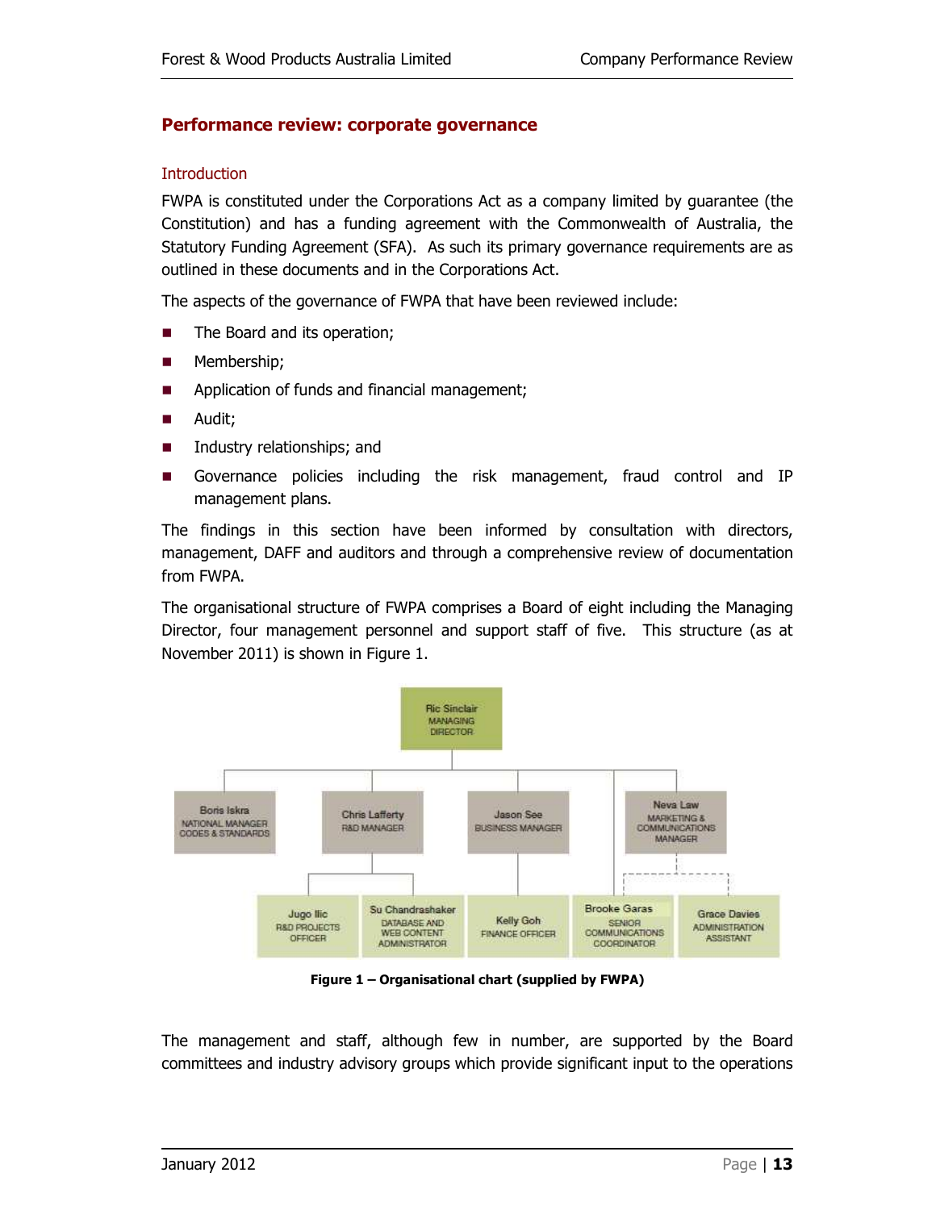## Performance review: corporate governance

### Introduction

FWPA is constituted under the Corporations Act as a company limited by guarantee (the Constitution) and has a funding agreement with the Commonwealth of Australia, the Statutory Funding Agreement (SFA). As such its primary governance requirements are as outlined in these documents and in the Corporations Act.

The aspects of the governance of FWPA that have been reviewed include:

- The Board and its operation;
- Membership;
- Application of funds and financial management;
- Audit;
- Industry relationships; and
- Governance policies including the risk management, fraud control and IP management plans.

The findings in this section have been informed by consultation with directors, management, DAFF and auditors and through a comprehensive review of documentation from FWPA.

The organisational structure of FWPA comprises a Board of eight including the Managing Director, four management personnel and support staff of five. This structure (as at November 2011) is shown in Figure 1.

Ric Sinclair
MANAGING DIRECTOR

Boris Iskra
NATIONAL MANAGER CODES & STANDARDS

Chris Lafferty
R&D MANAGER

Jason See
BUSINESS MANAGER

Neva Law
MARKETING & COMMUNICATIONS MANAGER

Jugo Ilic
R&D PROJECTS OFFICER

Su Chandrashaker
DATABASE AND WEB CONTENT ADMINISTRATOR

Kelly Goh
FINANCE OFFICER

Brooke Garas
SENIOR COMMUNICATIONS COORDINATOR

Grace Davies
ADMINISTRATION ASSISTANT

**Figure 1 – Organisational chart (supplied by FWPA)**

The management and staff, although few in number, are supported by the Board committees and industry advisory groups which provide significant input to the operations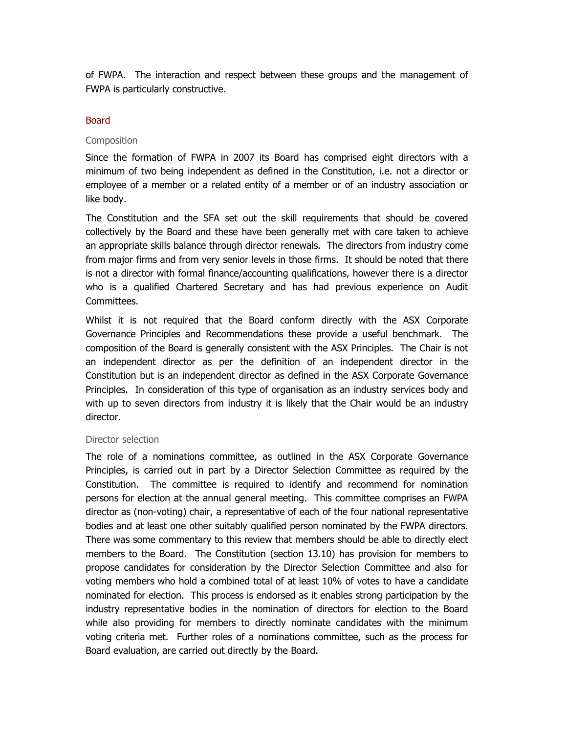of FWPA. The interaction and respect between these groups and the management of FWPA is particularly constructive.

## Board

### Composition

Since the formation of FWPA in 2007 its Board has comprised eight directors with a minimum of two being independent as defined in the Constitution, i.e. not a director or employee of a member or a related entity of a member or of an industry association or like body.

The Constitution and the SFA set out the skill requirements that should be covered collectively by the Board and these have been generally met with care taken to achieve an appropriate skills balance through director renewals. The directors from industry come from major firms and from very senior levels in those firms. It should be noted that there is not a director with formal finance/accounting qualifications, however there is a director who is a qualified Chartered Secretary and has had previous experience on Audit Committees.

Whilst it is not required that the Board conform directly with the ASX Corporate Governance Principles and Recommendations these provide a useful benchmark. The composition of the Board is generally consistent with the ASX Principles. The Chair is not an independent director as per the definition of an independent director in the Constitution but is an independent director as defined in the ASX Corporate Governance Principles. In consideration of this type of organisation as an industry services body and with up to seven directors from industry it is likely that the Chair would be an industry director.

### Director selection

The role of a nominations committee, as outlined in the ASX Corporate Governance Principles, is carried out in part by a Director Selection Committee as required by the Constitution. The committee is required to identify and recommend for nomination persons for election at the annual general meeting. This committee comprises an FWPA director as (non-voting) chair, a representative of each of the four national representative bodies and at least one other suitably qualified person nominated by the FWPA directors. There was some commentary to this review that members should be able to directly elect members to the Board. The Constitution (section 13.10) has provision for members to propose candidates for consideration by the Director Selection Committee and also for voting members who hold a combined total of at least 10% of votes to have a candidate nominated for election. This process is endorsed as it enables strong participation by the industry representative bodies in the nomination of directors for election to the Board while also providing for members to directly nominate candidates with the minimum voting criteria met. Further roles of a nominations committee, such as the process for Board evaluation, are carried out directly by the Board.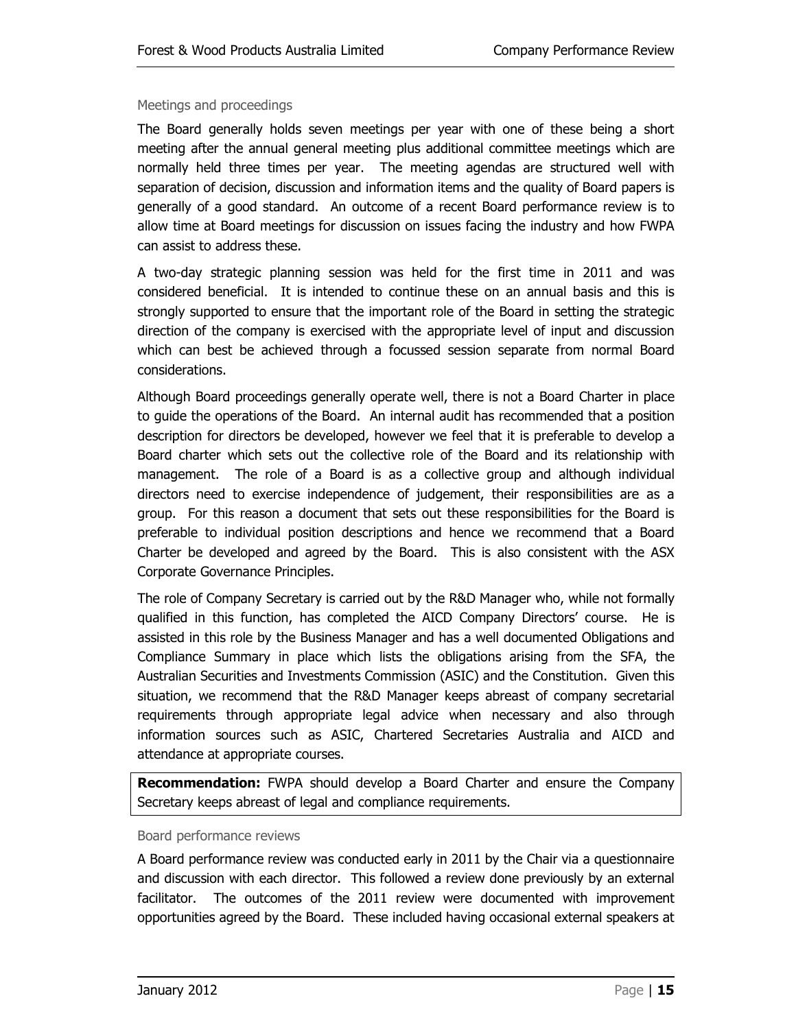### Meetings and proceedings

The Board generally holds seven meetings per year with one of these being a short meeting after the annual general meeting plus additional committee meetings which are normally held three times per year. The meeting agendas are structured well with separation of decision, discussion and information items and the quality of Board papers is generally of a good standard. An outcome of a recent Board performance review is to allow time at Board meetings for discussion on issues facing the industry and how FWPA can assist to address these.

A two-day strategic planning session was held for the first time in 2011 and was considered beneficial. It is intended to continue these on an annual basis and this is strongly supported to ensure that the important role of the Board in setting the strategic direction of the company is exercised with the appropriate level of input and discussion which can best be achieved through a focussed session separate from normal Board considerations.

Although Board proceedings generally operate well, there is not a Board Charter in place to guide the operations of the Board. An internal audit has recommended that a position description for directors be developed, however we feel that it is preferable to develop a Board charter which sets out the collective role of the Board and its relationship with management. The role of a Board is as a collective group and although individual directors need to exercise independence of judgement, their responsibilities are as a group. For this reason a document that sets out these responsibilities for the Board is preferable to individual position descriptions and hence we recommend that a Board Charter be developed and agreed by the Board. This is also consistent with the ASX Corporate Governance Principles.

The role of Company Secretary is carried out by the R&D Manager who, while not formally qualified in this function, has completed the AICD Company Directors' course. He is assisted in this role by the Business Manager and has a well documented Obligations and Compliance Summary in place which lists the obligations arising from the SFA, the Australian Securities and Investments Commission (ASIC) and the Constitution. Given this situation, we recommend that the R&D Manager keeps abreast of company secretarial requirements through appropriate legal advice when necessary and also through information sources such as ASIC, Chartered Secretaries Australia and AICD and attendance at appropriate courses.

**Recommendation:** FWPA should develop a Board Charter and ensure the Company Secretary keeps abreast of legal and compliance requirements.

### Board performance reviews

A Board performance review was conducted early in 2011 by the Chair via a questionnaire and discussion with each director. This followed a review done previously by an external facilitator. The outcomes of the 2011 review were documented with improvement opportunities agreed by the Board. These included having occasional external speakers at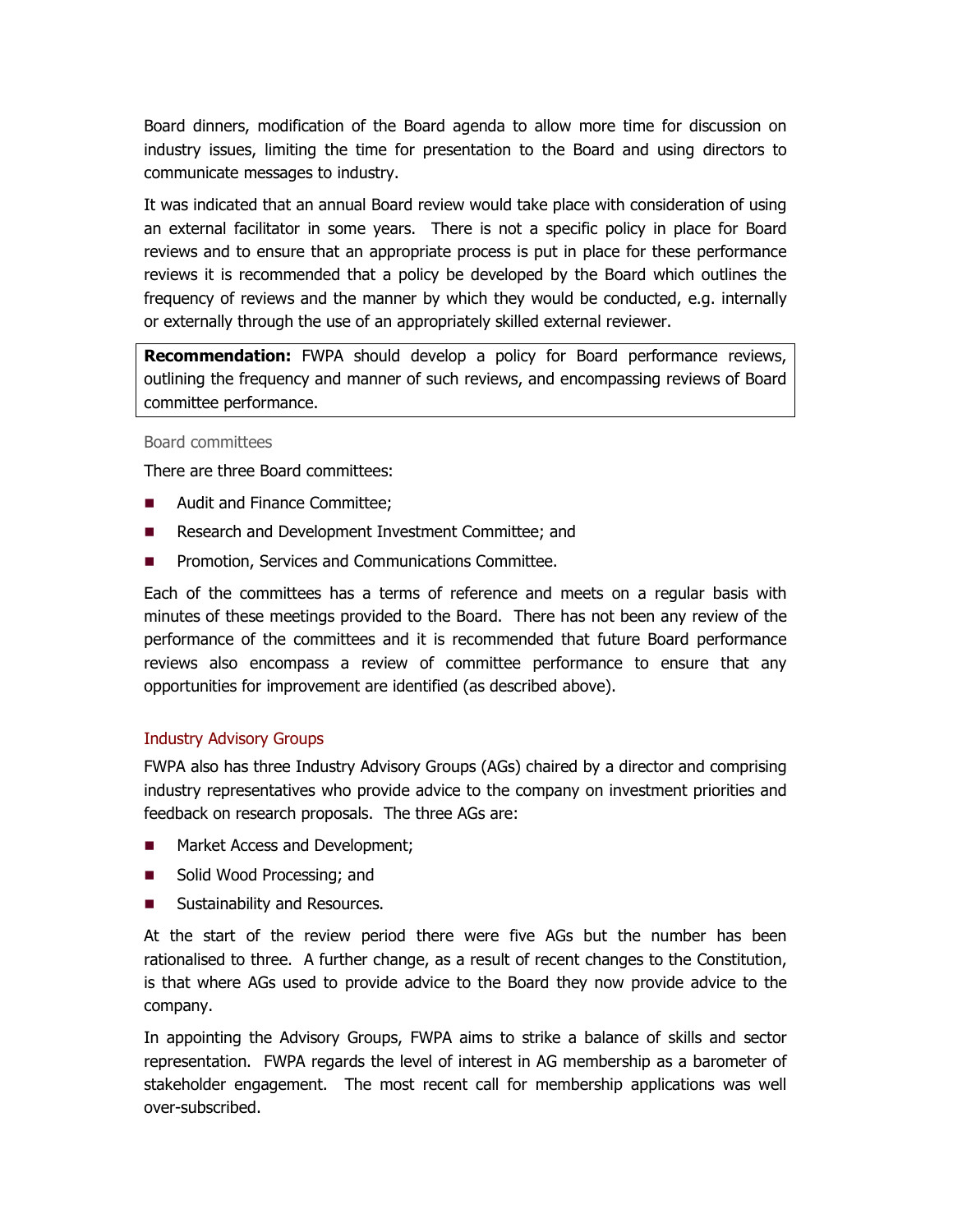Board dinners, modification of the Board agenda to allow more time for discussion on industry issues, limiting the time for presentation to the Board and using directors to communicate messages to industry.

It was indicated that an annual Board review would take place with consideration of using an external facilitator in some years. There is not a specific policy in place for Board reviews and to ensure that an appropriate process is put in place for these performance reviews it is recommended that a policy be developed by the Board which outlines the frequency of reviews and the manner by which they would be conducted, e.g. internally or externally through the use of an appropriately skilled external reviewer.

> **Recommendation:** FWPA should develop a policy for Board performance reviews, outlining the frequency and manner of such reviews, and encompassing reviews of Board committee performance.

#### Board committees

There are three Board committees:

- Audit and Finance Committee;
- Research and Development Investment Committee; and
- Promotion, Services and Communications Committee.

Each of the committees has a terms of reference and meets on a regular basis with minutes of these meetings provided to the Board. There has not been any review of the performance of the committees and it is recommended that future Board performance reviews also encompass a review of committee performance to ensure that any opportunities for improvement are identified (as described above).

### Industry Advisory Groups

FWPA also has three Industry Advisory Groups (AGs) chaired by a director and comprising industry representatives who provide advice to the company on investment priorities and feedback on research proposals. The three AGs are:

- Market Access and Development;
- Solid Wood Processing; and
- Sustainability and Resources.

At the start of the review period there were five AGs but the number has been rationalised to three. A further change, as a result of recent changes to the Constitution, is that where AGs used to provide advice to the Board they now provide advice to the company.

In appointing the Advisory Groups, FWPA aims to strike a balance of skills and sector representation. FWPA regards the level of interest in AG membership as a barometer of stakeholder engagement. The most recent call for membership applications was well over-subscribed.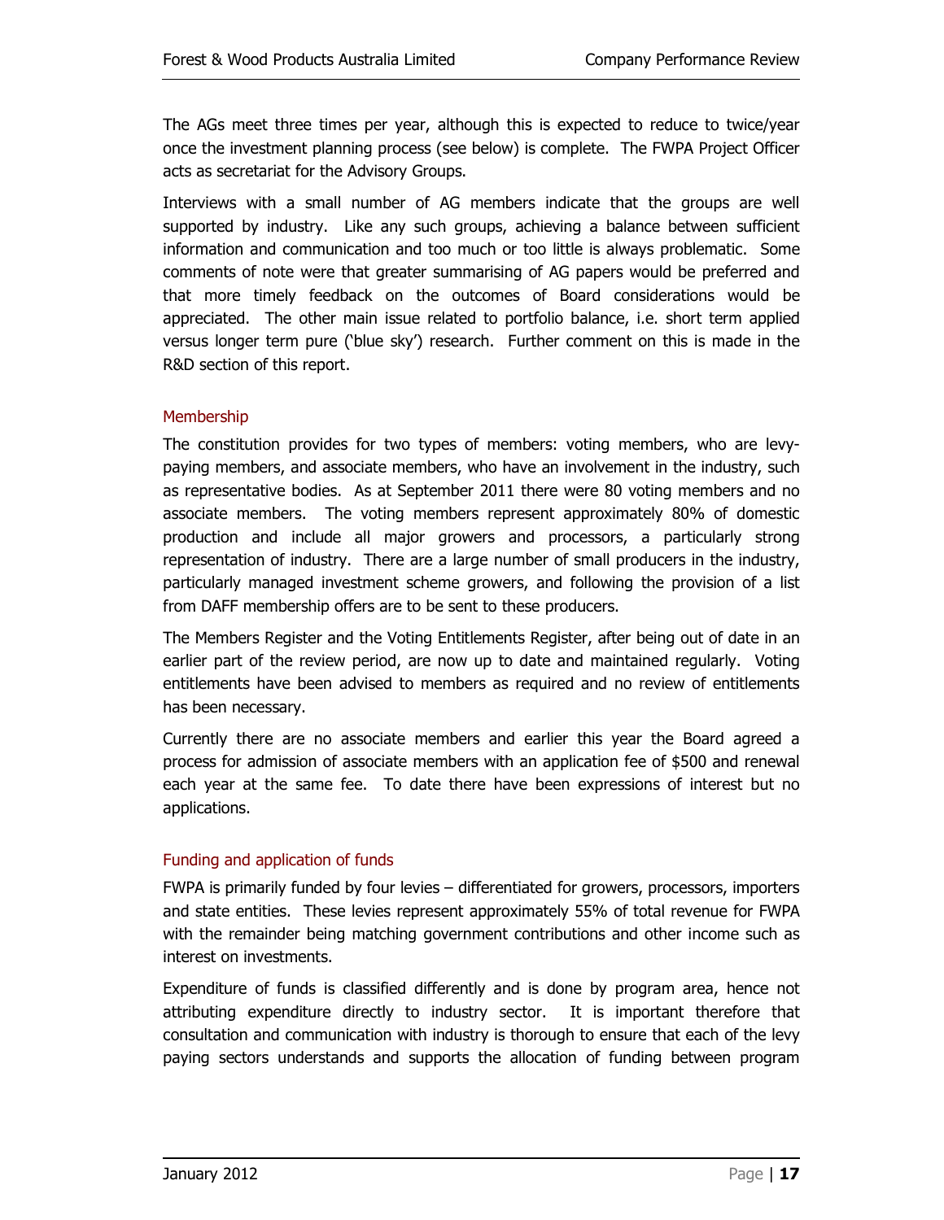The AGs meet three times per year, although this is expected to reduce to twice/year once the investment planning process (see below) is complete. The FWPA Project Officer acts as secretariat for the Advisory Groups.

Interviews with a small number of AG members indicate that the groups are well supported by industry. Like any such groups, achieving a balance between sufficient information and communication and too much or too little is always problematic. Some comments of note were that greater summarising of AG papers would be preferred and that more timely feedback on the outcomes of Board considerations would be appreciated. The other main issue related to portfolio balance, i.e. short term applied versus longer term pure ('blue sky') research. Further comment on this is made in the R&D section of this report.

### Membership

The constitution provides for two types of members: voting members, who are levy-paying members, and associate members, who have an involvement in the industry, such as representative bodies. As at September 2011 there were 80 voting members and no associate members. The voting members represent approximately 80% of domestic production and include all major growers and processors, a particularly strong representation of industry. There are a large number of small producers in the industry, particularly managed investment scheme growers, and following the provision of a list from DAFF membership offers are to be sent to these producers.

The Members Register and the Voting Entitlements Register, after being out of date in an earlier part of the review period, are now up to date and maintained regularly. Voting entitlements have been advised to members as required and no review of entitlements has been necessary.

Currently there are no associate members and earlier this year the Board agreed a process for admission of associate members with an application fee of $500 and renewal each year at the same fee. To date there have been expressions of interest but no applications.

### Funding and application of funds

FWPA is primarily funded by four levies – differentiated for growers, processors, importers and state entities. These levies represent approximately 55% of total revenue for FWPA with the remainder being matching government contributions and other income such as interest on investments.

Expenditure of funds is classified differently and is done by program area, hence not attributing expenditure directly to industry sector. It is important therefore that consultation and communication with industry is thorough to ensure that each of the levy paying sectors understands and supports the allocation of funding between program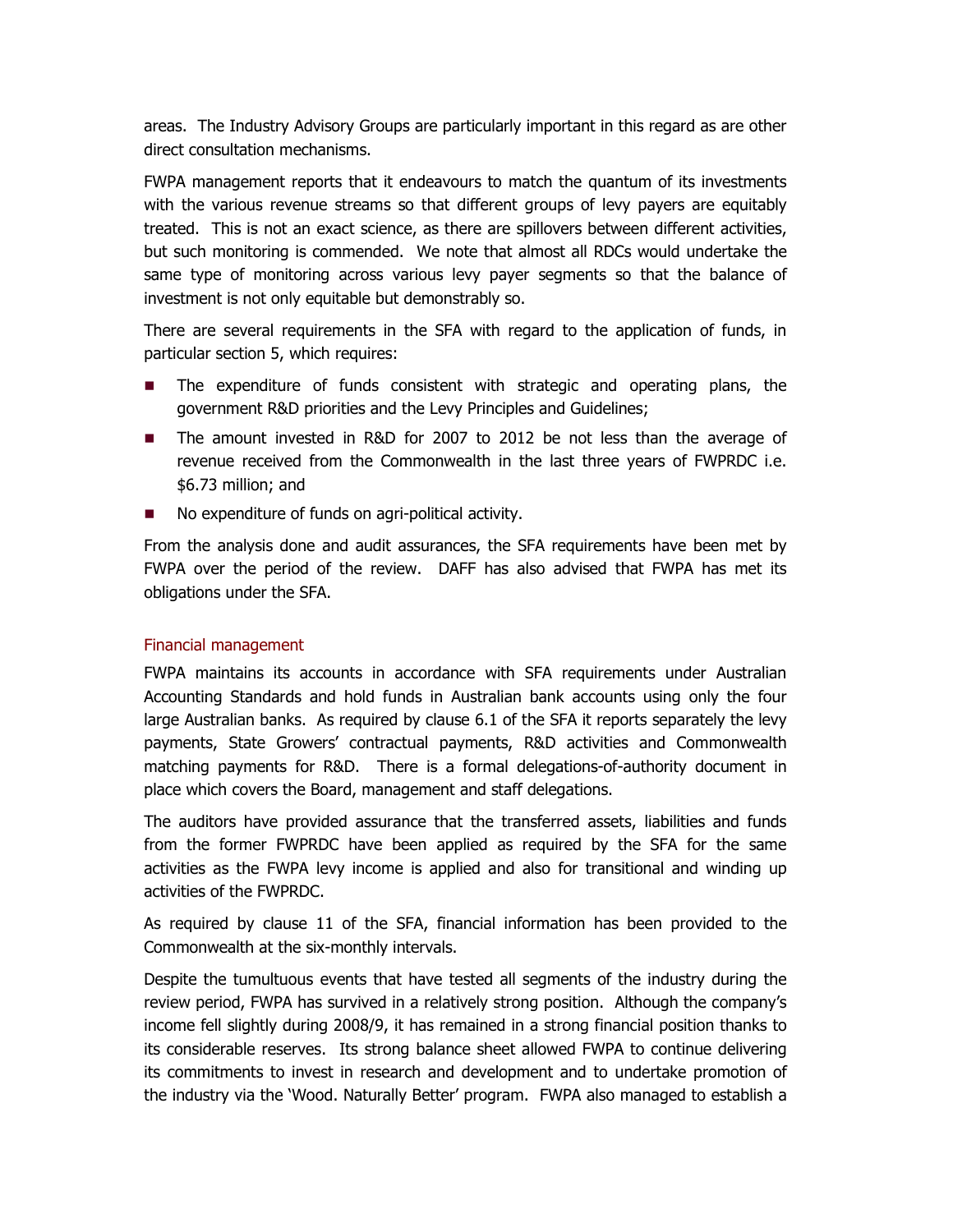areas. The Industry Advisory Groups are particularly important in this regard as are other direct consultation mechanisms.

FWPA management reports that it endeavours to match the quantum of its investments with the various revenue streams so that different groups of levy payers are equitably treated. This is not an exact science, as there are spillovers between different activities, but such monitoring is commended. We note that almost all RDCs would undertake the same type of monitoring across various levy payer segments so that the balance of investment is not only equitable but demonstrably so.

There are several requirements in the SFA with regard to the application of funds, in particular section 5, which requires:

- The expenditure of funds consistent with strategic and operating plans, the government R&D priorities and the Levy Principles and Guidelines;
- The amount invested in R&D for 2007 to 2012 be not less than the average of revenue received from the Commonwealth in the last three years of FWPRDC i.e. $6.73 million; and
- No expenditure of funds on agri-political activity.

From the analysis done and audit assurances, the SFA requirements have been met by FWPA over the period of the review. DAFF has also advised that FWPA has met its obligations under the SFA.

### Financial management

FWPA maintains its accounts in accordance with SFA requirements under Australian Accounting Standards and hold funds in Australian bank accounts using only the four large Australian banks. As required by clause 6.1 of the SFA it reports separately the levy payments, State Growers' contractual payments, R&D activities and Commonwealth matching payments for R&D. There is a formal delegations-of-authority document in place which covers the Board, management and staff delegations.

The auditors have provided assurance that the transferred assets, liabilities and funds from the former FWPRDC have been applied as required by the SFA for the same activities as the FWPA levy income is applied and also for transitional and winding up activities of the FWPRDC.

As required by clause 11 of the SFA, financial information has been provided to the Commonwealth at the six-monthly intervals.

Despite the tumultuous events that have tested all segments of the industry during the review period, FWPA has survived in a relatively strong position. Although the company's income fell slightly during 2008/9, it has remained in a strong financial position thanks to its considerable reserves. Its strong balance sheet allowed FWPA to continue delivering its commitments to invest in research and development and to undertake promotion of the industry via the 'Wood. Naturally Better' program. FWPA also managed to establish a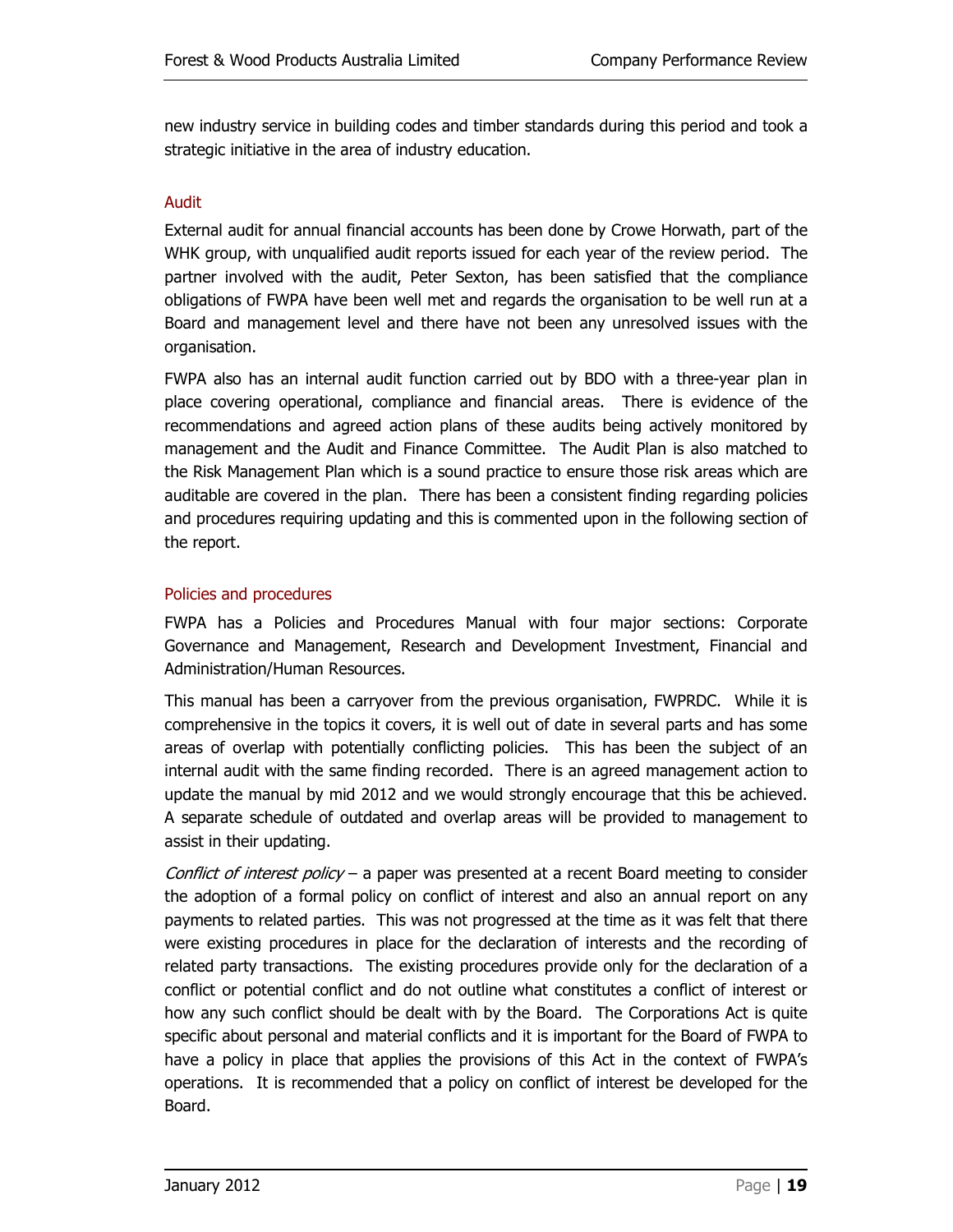new industry service in building codes and timber standards during this period and took a strategic initiative in the area of industry education.

### Audit

External audit for annual financial accounts has been done by Crowe Horwath, part of the WHK group, with unqualified audit reports issued for each year of the review period. The partner involved with the audit, Peter Sexton, has been satisfied that the compliance obligations of FWPA have been well met and regards the organisation to be well run at a Board and management level and there have not been any unresolved issues with the organisation.

FWPA also has an internal audit function carried out by BDO with a three-year plan in place covering operational, compliance and financial areas. There is evidence of the recommendations and agreed action plans of these audits being actively monitored by management and the Audit and Finance Committee. The Audit Plan is also matched to the Risk Management Plan which is a sound practice to ensure those risk areas which are auditable are covered in the plan. There has been a consistent finding regarding policies and procedures requiring updating and this is commented upon in the following section of the report.

### Policies and procedures

FWPA has a Policies and Procedures Manual with four major sections: Corporate Governance and Management, Research and Development Investment, Financial and Administration/Human Resources.

This manual has been a carryover from the previous organisation, FWPRDC. While it is comprehensive in the topics it covers, it is well out of date in several parts and has some areas of overlap with potentially conflicting policies. This has been the subject of an internal audit with the same finding recorded. There is an agreed management action to update the manual by mid 2012 and we would strongly encourage that this be achieved. A separate schedule of outdated and overlap areas will be provided to management to assist in their updating.

*Conflict of interest policy* – a paper was presented at a recent Board meeting to consider the adoption of a formal policy on conflict of interest and also an annual report on any payments to related parties. This was not progressed at the time as it was felt that there were existing procedures in place for the declaration of interests and the recording of related party transactions. The existing procedures provide only for the declaration of a conflict or potential conflict and do not outline what constitutes a conflict of interest or how any such conflict should be dealt with by the Board. The Corporations Act is quite specific about personal and material conflicts and it is important for the Board of FWPA to have a policy in place that applies the provisions of this Act in the context of FWPA's operations. It is recommended that a policy on conflict of interest be developed for the Board.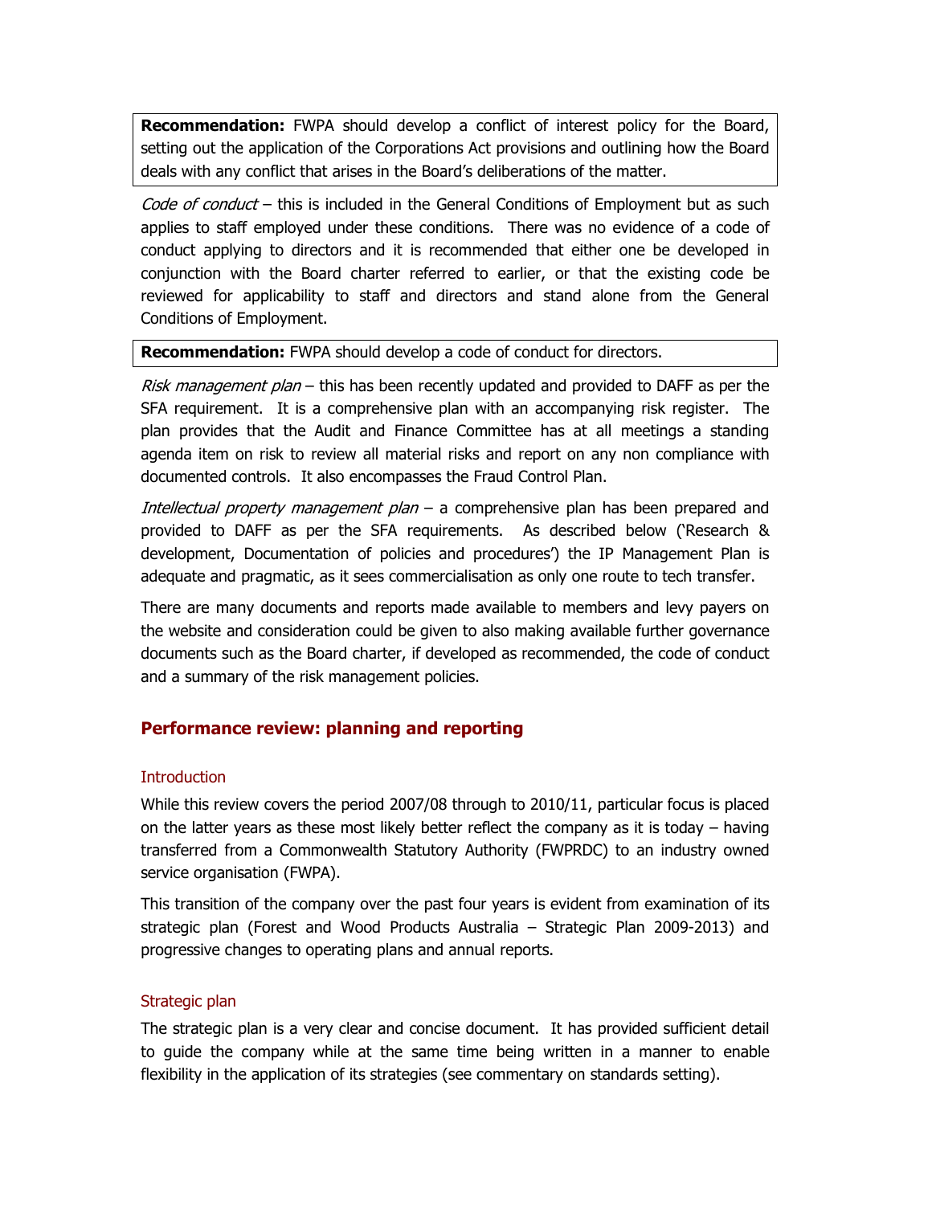**Recommendation:** FWPA should develop a conflict of interest policy for the Board, setting out the application of the Corporations Act provisions and outlining how the Board deals with any conflict that arises in the Board's deliberations of the matter.

*Code of conduct* – this is included in the General Conditions of Employment but as such applies to staff employed under these conditions. There was no evidence of a code of conduct applying to directors and it is recommended that either one be developed in conjunction with the Board charter referred to earlier, or that the existing code be reviewed for applicability to staff and directors and stand alone from the General Conditions of Employment.

**Recommendation:** FWPA should develop a code of conduct for directors.

*Risk management plan* – this has been recently updated and provided to DAFF as per the SFA requirement. It is a comprehensive plan with an accompanying risk register. The plan provides that the Audit and Finance Committee has at all meetings a standing agenda item on risk to review all material risks and report on any non compliance with documented controls. It also encompasses the Fraud Control Plan.

*Intellectual property management plan* – a comprehensive plan has been prepared and provided to DAFF as per the SFA requirements. As described below ('Research & development, Documentation of policies and procedures') the IP Management Plan is adequate and pragmatic, as it sees commercialisation as only one route to tech transfer.

There are many documents and reports made available to members and levy payers on the website and consideration could be given to also making available further governance documents such as the Board charter, if developed as recommended, the code of conduct and a summary of the risk management policies.

## Performance review: planning and reporting

### Introduction

While this review covers the period 2007/08 through to 2010/11, particular focus is placed on the latter years as these most likely better reflect the company as it is today – having transferred from a Commonwealth Statutory Authority (FWPRDC) to an industry owned service organisation (FWPA).

This transition of the company over the past four years is evident from examination of its strategic plan (Forest and Wood Products Australia – Strategic Plan 2009-2013) and progressive changes to operating plans and annual reports.

### Strategic plan

The strategic plan is a very clear and concise document. It has provided sufficient detail to guide the company while at the same time being written in a manner to enable flexibility in the application of its strategies (see commentary on standards setting).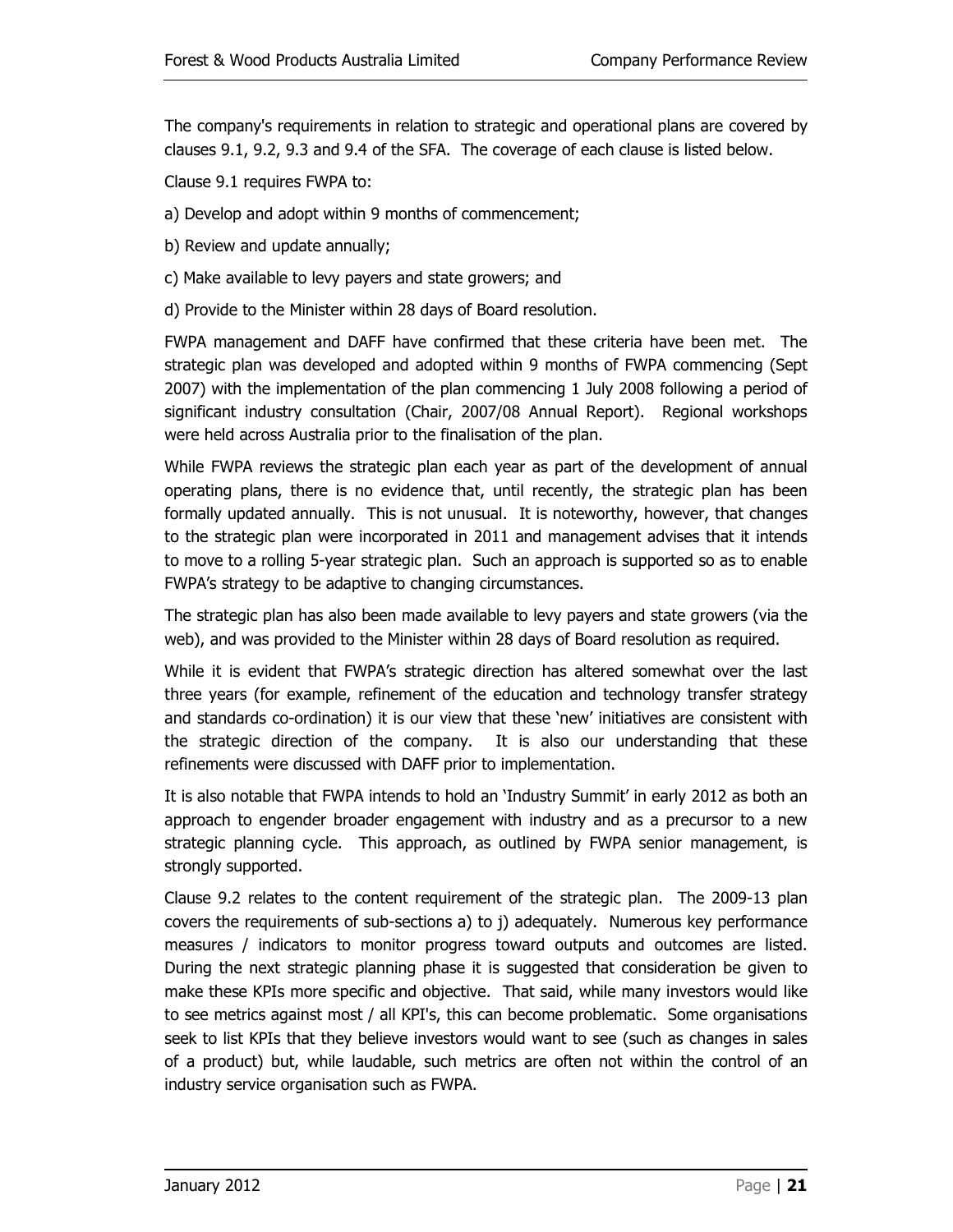The company's requirements in relation to strategic and operational plans are covered by clauses 9.1, 9.2, 9.3 and 9.4 of the SFA. The coverage of each clause is listed below.

Clause 9.1 requires FWPA to:

a) Develop and adopt within 9 months of commencement;

b) Review and update annually;

c) Make available to levy payers and state growers; and

d) Provide to the Minister within 28 days of Board resolution.

FWPA management and DAFF have confirmed that these criteria have been met. The strategic plan was developed and adopted within 9 months of FWPA commencing (Sept 2007) with the implementation of the plan commencing 1 July 2008 following a period of significant industry consultation (Chair, 2007/08 Annual Report). Regional workshops were held across Australia prior to the finalisation of the plan.

While FWPA reviews the strategic plan each year as part of the development of annual operating plans, there is no evidence that, until recently, the strategic plan has been formally updated annually. This is not unusual. It is noteworthy, however, that changes to the strategic plan were incorporated in 2011 and management advises that it intends to move to a rolling 5-year strategic plan. Such an approach is supported so as to enable FWPA's strategy to be adaptive to changing circumstances.

The strategic plan has also been made available to levy payers and state growers (via the web), and was provided to the Minister within 28 days of Board resolution as required.

While it is evident that FWPA's strategic direction has altered somewhat over the last three years (for example, refinement of the education and technology transfer strategy and standards co-ordination) it is our view that these 'new' initiatives are consistent with the strategic direction of the company. It is also our understanding that these refinements were discussed with DAFF prior to implementation.

It is also notable that FWPA intends to hold an 'Industry Summit' in early 2012 as both an approach to engender broader engagement with industry and as a precursor to a new strategic planning cycle. This approach, as outlined by FWPA senior management, is strongly supported.

Clause 9.2 relates to the content requirement of the strategic plan. The 2009-13 plan covers the requirements of sub-sections a) to j) adequately. Numerous key performance measures / indicators to monitor progress toward outputs and outcomes are listed. During the next strategic planning phase it is suggested that consideration be given to make these KPIs more specific and objective. That said, while many investors would like to see metrics against most / all KPI's, this can become problematic. Some organisations seek to list KPIs that they believe investors would want to see (such as changes in sales of a product) but, while laudable, such metrics are often not within the control of an industry service organisation such as FWPA.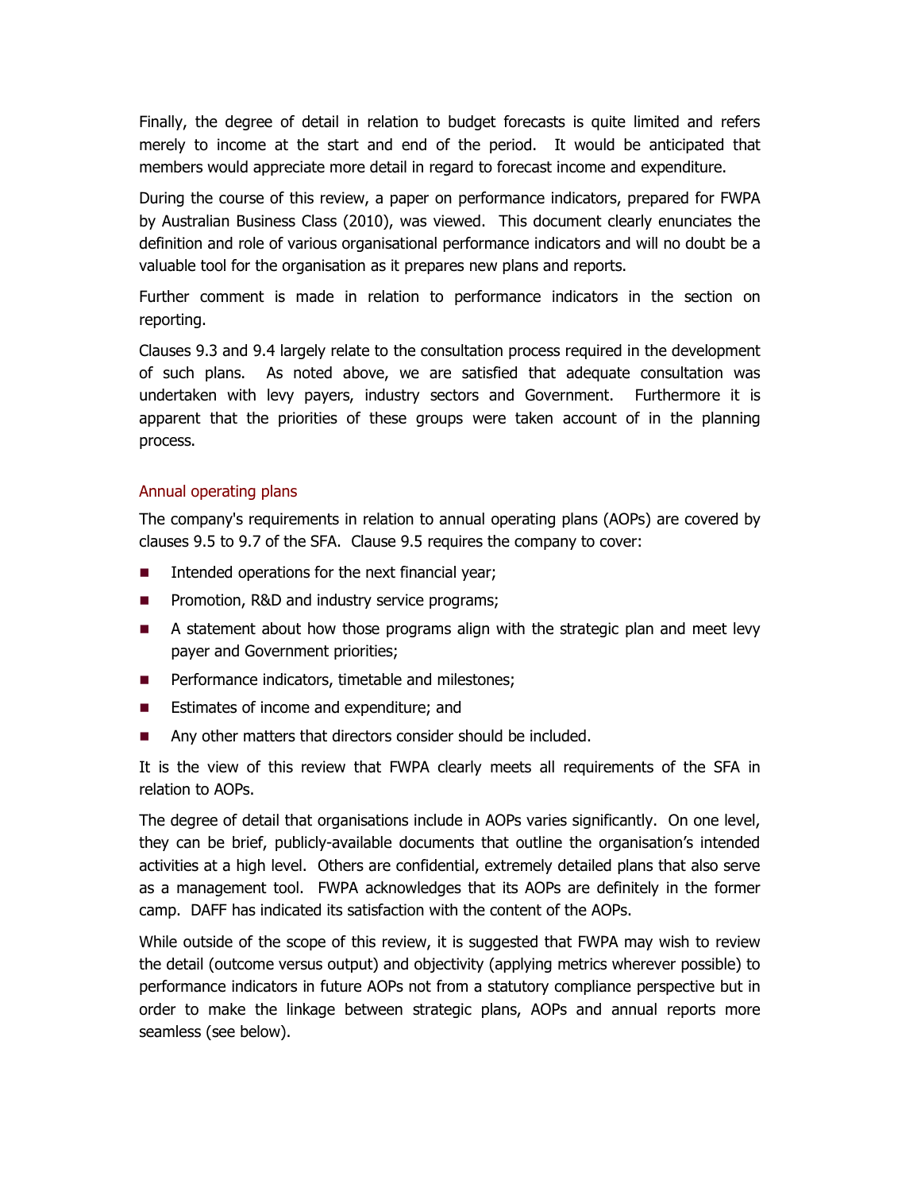Finally, the degree of detail in relation to budget forecasts is quite limited and refers merely to income at the start and end of the period. It would be anticipated that members would appreciate more detail in regard to forecast income and expenditure.

During the course of this review, a paper on performance indicators, prepared for FWPA by Australian Business Class (2010), was viewed. This document clearly enunciates the definition and role of various organisational performance indicators and will no doubt be a valuable tool for the organisation as it prepares new plans and reports.

Further comment is made in relation to performance indicators in the section on reporting.

Clauses 9.3 and 9.4 largely relate to the consultation process required in the development of such plans. As noted above, we are satisfied that adequate consultation was undertaken with levy payers, industry sectors and Government. Furthermore it is apparent that the priorities of these groups were taken account of in the planning process.

### Annual operating plans

The company's requirements in relation to annual operating plans (AOPs) are covered by clauses 9.5 to 9.7 of the SFA. Clause 9.5 requires the company to cover:

- Intended operations for the next financial year;
- Promotion, R&D and industry service programs;
- A statement about how those programs align with the strategic plan and meet levy payer and Government priorities;
- Performance indicators, timetable and milestones;
- Estimates of income and expenditure; and
- Any other matters that directors consider should be included.

It is the view of this review that FWPA clearly meets all requirements of the SFA in relation to AOPs.

The degree of detail that organisations include in AOPs varies significantly. On one level, they can be brief, publicly-available documents that outline the organisation's intended activities at a high level. Others are confidential, extremely detailed plans that also serve as a management tool. FWPA acknowledges that its AOPs are definitely in the former camp. DAFF has indicated its satisfaction with the content of the AOPs.

While outside of the scope of this review, it is suggested that FWPA may wish to review the detail (outcome versus output) and objectivity (applying metrics wherever possible) to performance indicators in future AOPs not from a statutory compliance perspective but in order to make the linkage between strategic plans, AOPs and annual reports more seamless (see below).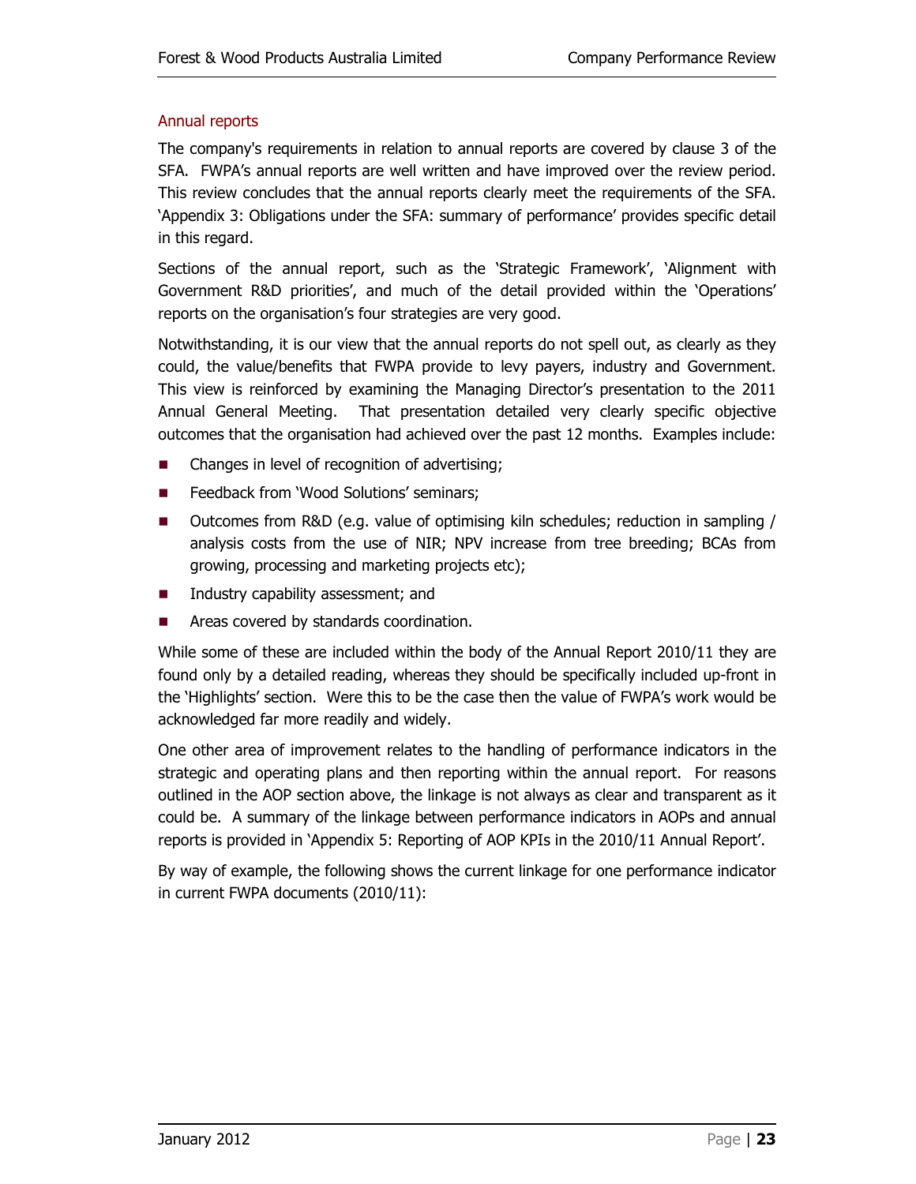### Annual reports

The company's requirements in relation to annual reports are covered by clause 3 of the SFA. FWPA's annual reports are well written and have improved over the review period. This review concludes that the annual reports clearly meet the requirements of the SFA. 'Appendix 3: Obligations under the SFA: summary of performance' provides specific detail in this regard.

Sections of the annual report, such as the 'Strategic Framework', 'Alignment with Government R&D priorities', and much of the detail provided within the 'Operations' reports on the organisation's four strategies are very good.

Notwithstanding, it is our view that the annual reports do not spell out, as clearly as they could, the value/benefits that FWPA provide to levy payers, industry and Government. This view is reinforced by examining the Managing Director's presentation to the 2011 Annual General Meeting. That presentation detailed very clearly specific objective outcomes that the organisation had achieved over the past 12 months. Examples include:

- Changes in level of recognition of advertising;
- Feedback from 'Wood Solutions' seminars;
- Outcomes from R&D (e.g. value of optimising kiln schedules; reduction in sampling / analysis costs from the use of NIR; NPV increase from tree breeding; BCAs from growing, processing and marketing projects etc);
- Industry capability assessment; and
- Areas covered by standards coordination.

While some of these are included within the body of the Annual Report 2010/11 they are found only by a detailed reading, whereas they should be specifically included up-front in the 'Highlights' section. Were this to be the case then the value of FWPA's work would be acknowledged far more readily and widely.

One other area of improvement relates to the handling of performance indicators in the strategic and operating plans and then reporting within the annual report. For reasons outlined in the AOP section above, the linkage is not always as clear and transparent as it could be. A summary of the linkage between performance indicators in AOPs and annual reports is provided in 'Appendix 5: Reporting of AOP KPIs in the 2010/11 Annual Report'.

By way of example, the following shows the current linkage for one performance indicator in current FWPA documents (2010/11):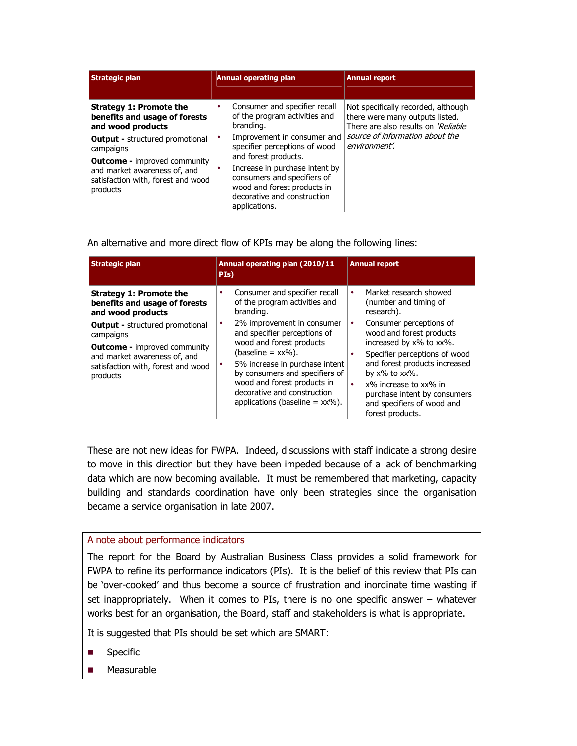| Strategic plan | Annual operating plan | Annual report |
|---|---|---|
| **Strategy 1: Promote the benefits and usage of forests and wood products**<br>**Output -** structured promotional campaigns<br>**Outcome -** improved community and market awareness of, and satisfaction with, forest and wood products | • Consumer and specifier recall of the program activities and branding.<br>• Improvement in consumer and specifier perceptions of wood and forest products.<br>• Increase in purchase intent by consumers and specifiers of wood and forest products in decorative and construction applications. | Not specifically recorded, although there were many outputs listed. There are also results on *'Reliable source of information about the environment'.* |

An alternative and more direct flow of KPIs may be along the following lines:

| Strategic plan | Annual operating plan (2010/11 PIs) | Annual report |
|---|---|---|
| **Strategy 1: Promote the benefits and usage of forests and wood products**<br>**Output -** structured promotional campaigns<br>**Outcome -** improved community and market awareness of, and satisfaction with, forest and wood products | • Consumer and specifier recall of the program activities and branding.<br>• 2% improvement in consumer and specifier perceptions of wood and forest products (baseline = xx%).<br>• 5% increase in purchase intent by consumers and specifiers of wood and forest products in decorative and construction applications (baseline = xx%). | • Market research showed (number and timing of research).<br>• Consumer perceptions of wood and forest products increased by x% to xx%.<br>• Specifier perceptions of wood and forest products increased by x% to xx%.<br>• x% increase to xx% in purchase intent by consumers and specifiers of wood and forest products. |

These are not new ideas for FWPA. Indeed, discussions with staff indicate a strong desire to move in this direction but they have been impeded because of a lack of benchmarking data which are now becoming available. It must be remembered that marketing, capacity building and standards coordination have only been strategies since the organisation became a service organisation in late 2007.

### A note about performance indicators

The report for the Board by Australian Business Class provides a solid framework for FWPA to refine its performance indicators (PIs). It is the belief of this review that PIs can be 'over-cooked' and thus become a source of frustration and inordinate time wasting if set inappropriately. When it comes to PIs, there is no one specific answer – whatever works best for an organisation, the Board, staff and stakeholders is what is appropriate.

It is suggested that PIs should be set which are SMART:

- Specific
- Measurable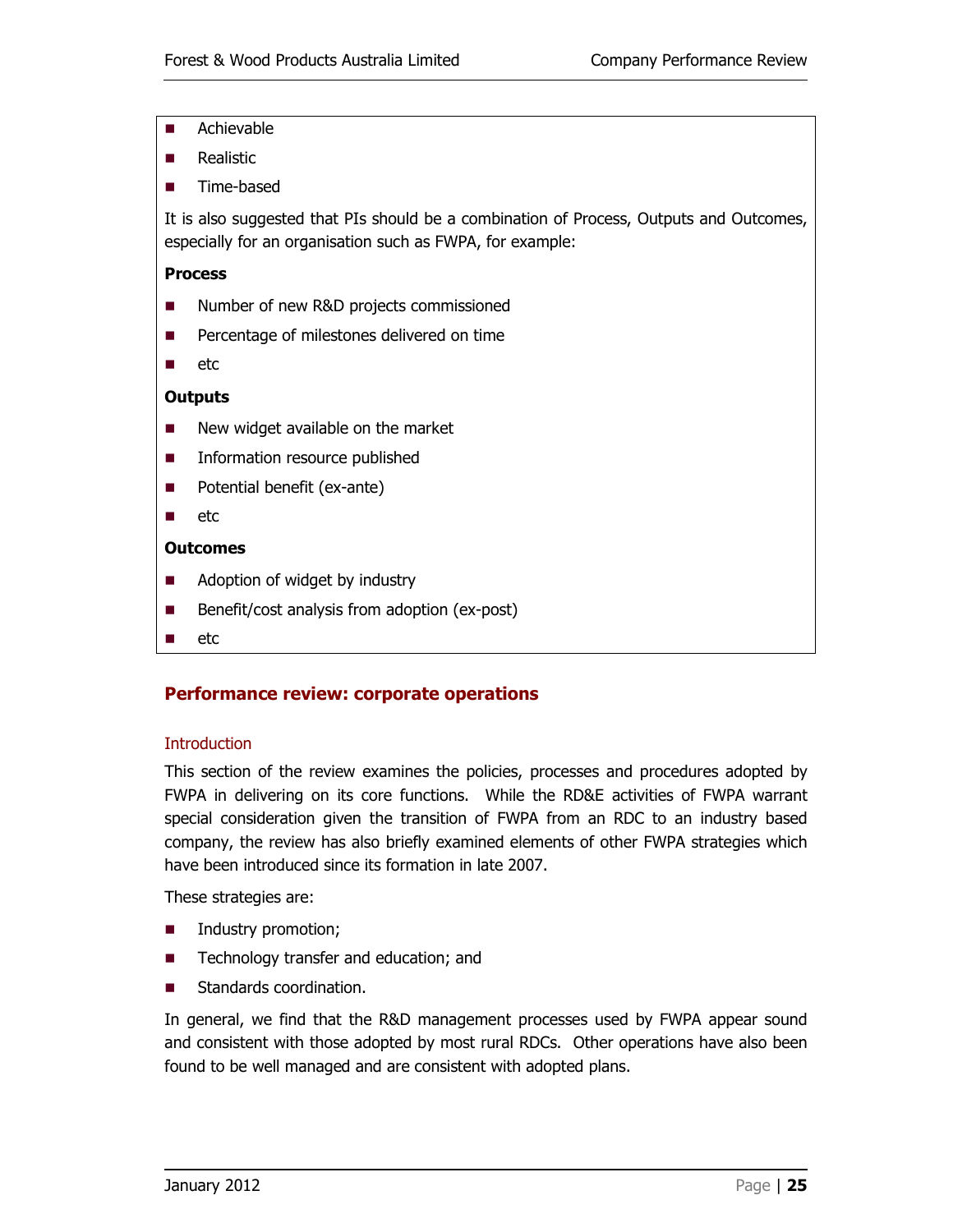- Achievable
- Realistic
- Time-based

It is also suggested that PIs should be a combination of Process, Outputs and Outcomes, especially for an organisation such as FWPA, for example:

**Process**

- Number of new R&D projects commissioned
- Percentage of milestones delivered on time
- etc

**Outputs**

- New widget available on the market
- Information resource published
- Potential benefit (ex-ante)
- etc

**Outcomes**

- Adoption of widget by industry
- Benefit/cost analysis from adoption (ex-post)
- etc

## Performance review: corporate operations

### Introduction

This section of the review examines the policies, processes and procedures adopted by FWPA in delivering on its core functions. While the RD&E activities of FWPA warrant special consideration given the transition of FWPA from an RDC to an industry based company, the review has also briefly examined elements of other FWPA strategies which have been introduced since its formation in late 2007.

These strategies are:

- Industry promotion;
- Technology transfer and education; and
- Standards coordination.

In general, we find that the R&D management processes used by FWPA appear sound and consistent with those adopted by most rural RDCs. Other operations have also been found to be well managed and are consistent with adopted plans.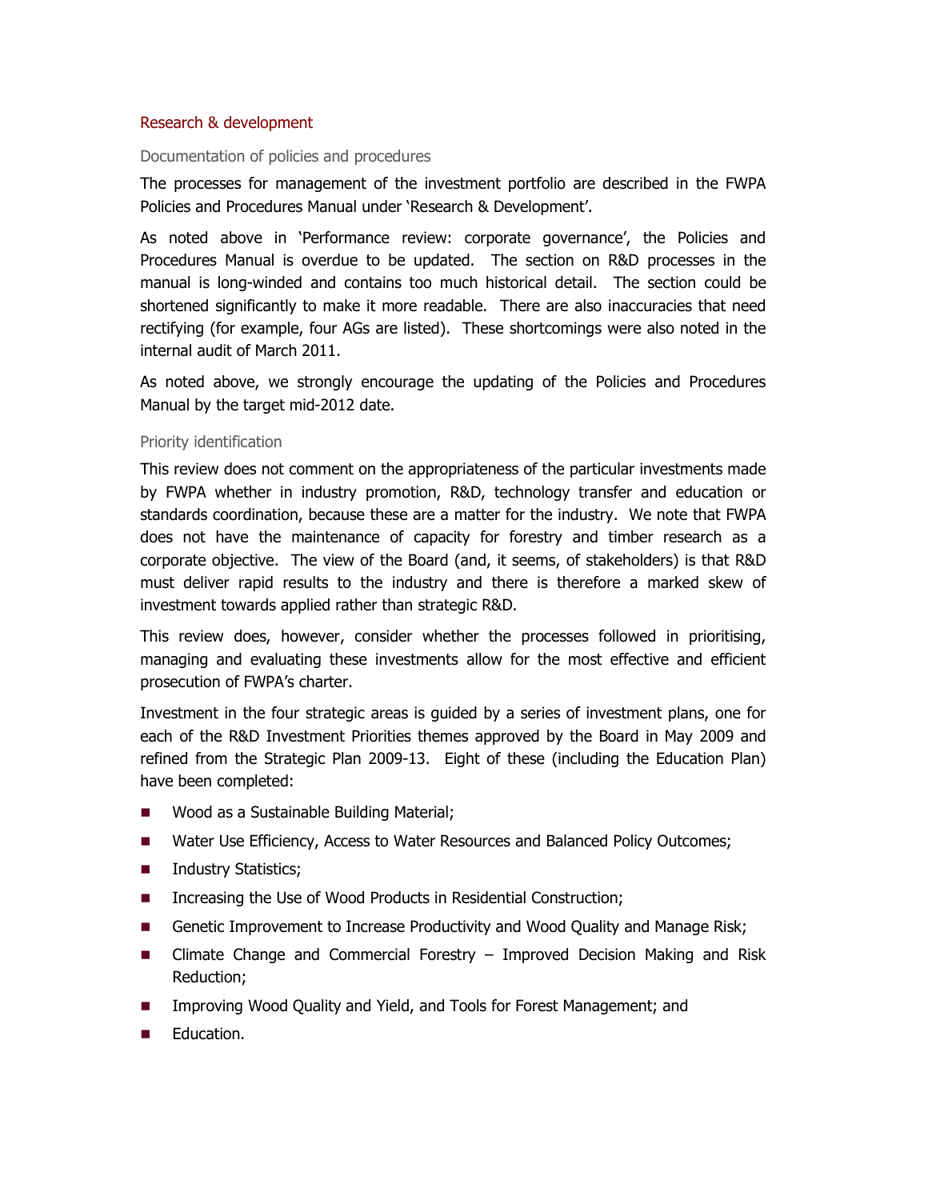## Research & development

### Documentation of policies and procedures

The processes for management of the investment portfolio are described in the FWPA Policies and Procedures Manual under 'Research & Development'.

As noted above in 'Performance review: corporate governance', the Policies and Procedures Manual is overdue to be updated. The section on R&D processes in the manual is long-winded and contains too much historical detail. The section could be shortened significantly to make it more readable. There are also inaccuracies that need rectifying (for example, four AGs are listed). These shortcomings were also noted in the internal audit of March 2011.

As noted above, we strongly encourage the updating of the Policies and Procedures Manual by the target mid-2012 date.

### Priority identification

This review does not comment on the appropriateness of the particular investments made by FWPA whether in industry promotion, R&D, technology transfer and education or standards coordination, because these are a matter for the industry. We note that FWPA does not have the maintenance of capacity for forestry and timber research as a corporate objective. The view of the Board (and, it seems, of stakeholders) is that R&D must deliver rapid results to the industry and there is therefore a marked skew of investment towards applied rather than strategic R&D.

This review does, however, consider whether the processes followed in prioritising, managing and evaluating these investments allow for the most effective and efficient prosecution of FWPA's charter.

Investment in the four strategic areas is guided by a series of investment plans, one for each of the R&D Investment Priorities themes approved by the Board in May 2009 and refined from the Strategic Plan 2009-13. Eight of these (including the Education Plan) have been completed:

- Wood as a Sustainable Building Material;
- Water Use Efficiency, Access to Water Resources and Balanced Policy Outcomes;
- Industry Statistics;
- Increasing the Use of Wood Products in Residential Construction;
- Genetic Improvement to Increase Productivity and Wood Quality and Manage Risk;
- Climate Change and Commercial Forestry – Improved Decision Making and Risk Reduction;
- Improving Wood Quality and Yield, and Tools for Forest Management; and
- Education.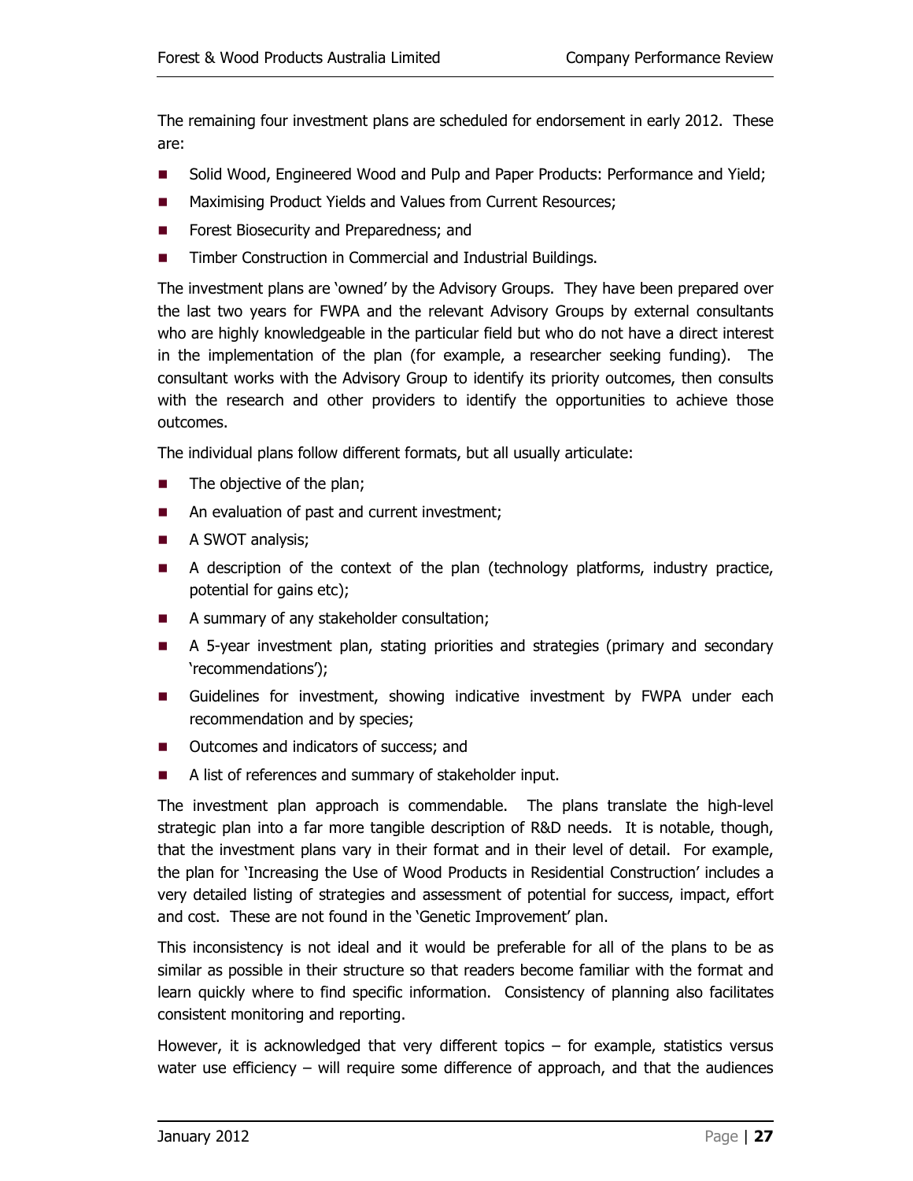The remaining four investment plans are scheduled for endorsement in early 2012. These are:

- Solid Wood, Engineered Wood and Pulp and Paper Products: Performance and Yield;
- Maximising Product Yields and Values from Current Resources;
- Forest Biosecurity and Preparedness; and
- Timber Construction in Commercial and Industrial Buildings.

The investment plans are 'owned' by the Advisory Groups. They have been prepared over the last two years for FWPA and the relevant Advisory Groups by external consultants who are highly knowledgeable in the particular field but who do not have a direct interest in the implementation of the plan (for example, a researcher seeking funding). The consultant works with the Advisory Group to identify its priority outcomes, then consults with the research and other providers to identify the opportunities to achieve those outcomes.

The individual plans follow different formats, but all usually articulate:

- The objective of the plan;
- An evaluation of past and current investment;
- A SWOT analysis;
- A description of the context of the plan (technology platforms, industry practice, potential for gains etc);
- A summary of any stakeholder consultation;
- A 5-year investment plan, stating priorities and strategies (primary and secondary 'recommendations');
- Guidelines for investment, showing indicative investment by FWPA under each recommendation and by species;
- Outcomes and indicators of success; and
- A list of references and summary of stakeholder input.

The investment plan approach is commendable. The plans translate the high-level strategic plan into a far more tangible description of R&D needs. It is notable, though, that the investment plans vary in their format and in their level of detail. For example, the plan for 'Increasing the Use of Wood Products in Residential Construction' includes a very detailed listing of strategies and assessment of potential for success, impact, effort and cost. These are not found in the 'Genetic Improvement' plan.

This inconsistency is not ideal and it would be preferable for all of the plans to be as similar as possible in their structure so that readers become familiar with the format and learn quickly where to find specific information. Consistency of planning also facilitates consistent monitoring and reporting.

However, it is acknowledged that very different topics – for example, statistics versus water use efficiency – will require some difference of approach, and that the audiences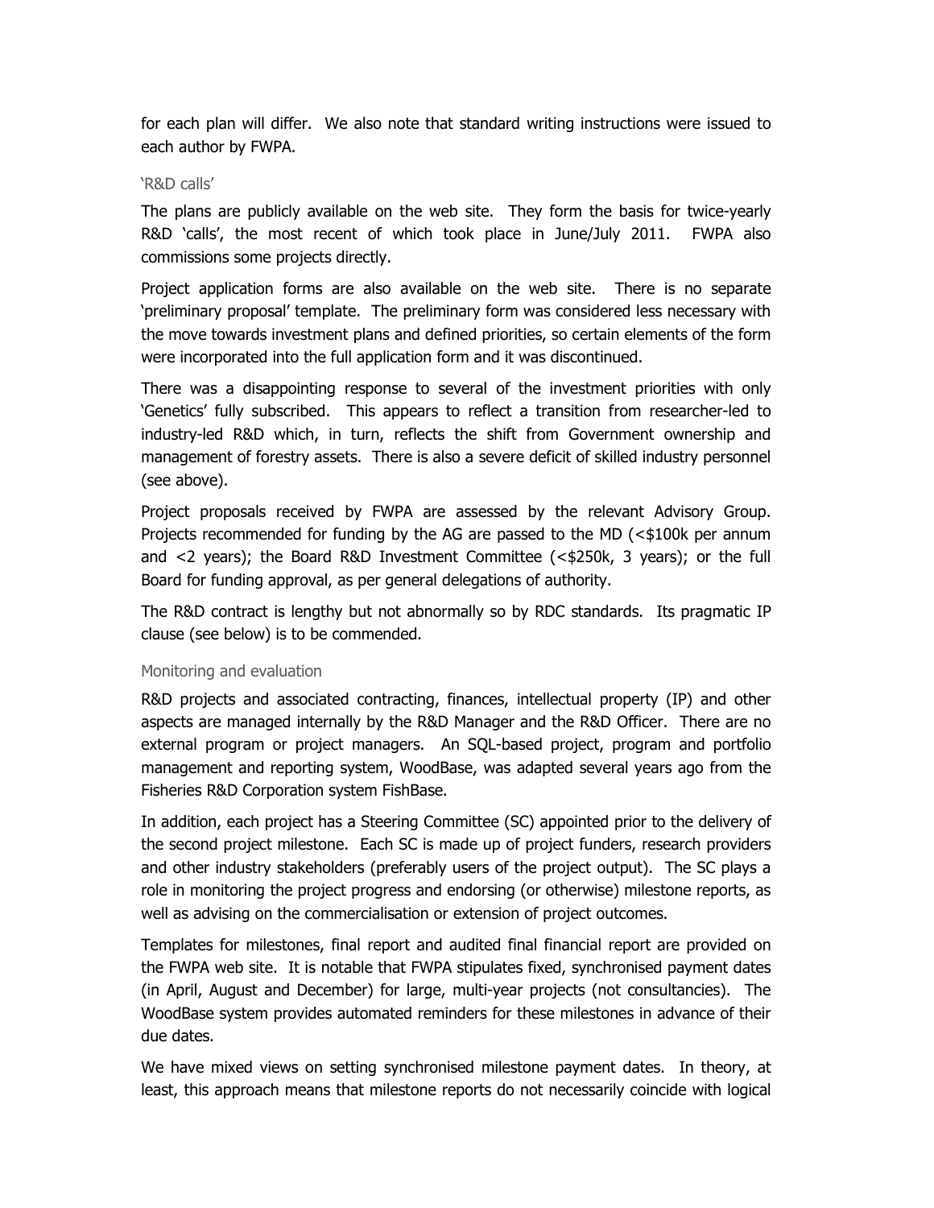for each plan will differ. We also note that standard writing instructions were issued to each author by FWPA.

### 'R&D calls'

The plans are publicly available on the web site. They form the basis for twice-yearly R&D 'calls', the most recent of which took place in June/July 2011. FWPA also commissions some projects directly.

Project application forms are also available on the web site. There is no separate 'preliminary proposal' template. The preliminary form was considered less necessary with the move towards investment plans and defined priorities, so certain elements of the form were incorporated into the full application form and it was discontinued.

There was a disappointing response to several of the investment priorities with only 'Genetics' fully subscribed. This appears to reflect a transition from researcher-led to industry-led R&D which, in turn, reflects the shift from Government ownership and management of forestry assets. There is also a severe deficit of skilled industry personnel (see above).

Project proposals received by FWPA are assessed by the relevant Advisory Group. Projects recommended for funding by the AG are passed to the MD (<$100k per annum and <2 years); the Board R&D Investment Committee (<$250k, 3 years); or the full Board for funding approval, as per general delegations of authority.

The R&D contract is lengthy but not abnormally so by RDC standards. Its pragmatic IP clause (see below) is to be commended.

### Monitoring and evaluation

R&D projects and associated contracting, finances, intellectual property (IP) and other aspects are managed internally by the R&D Manager and the R&D Officer. There are no external program or project managers. An SQL-based project, program and portfolio management and reporting system, WoodBase, was adapted several years ago from the Fisheries R&D Corporation system FishBase.

In addition, each project has a Steering Committee (SC) appointed prior to the delivery of the second project milestone. Each SC is made up of project funders, research providers and other industry stakeholders (preferably users of the project output). The SC plays a role in monitoring the project progress and endorsing (or otherwise) milestone reports, as well as advising on the commercialisation or extension of project outcomes.

Templates for milestones, final report and audited final financial report are provided on the FWPA web site. It is notable that FWPA stipulates fixed, synchronised payment dates (in April, August and December) for large, multi-year projects (not consultancies). The WoodBase system provides automated reminders for these milestones in advance of their due dates.

We have mixed views on setting synchronised milestone payment dates. In theory, at least, this approach means that milestone reports do not necessarily coincide with logical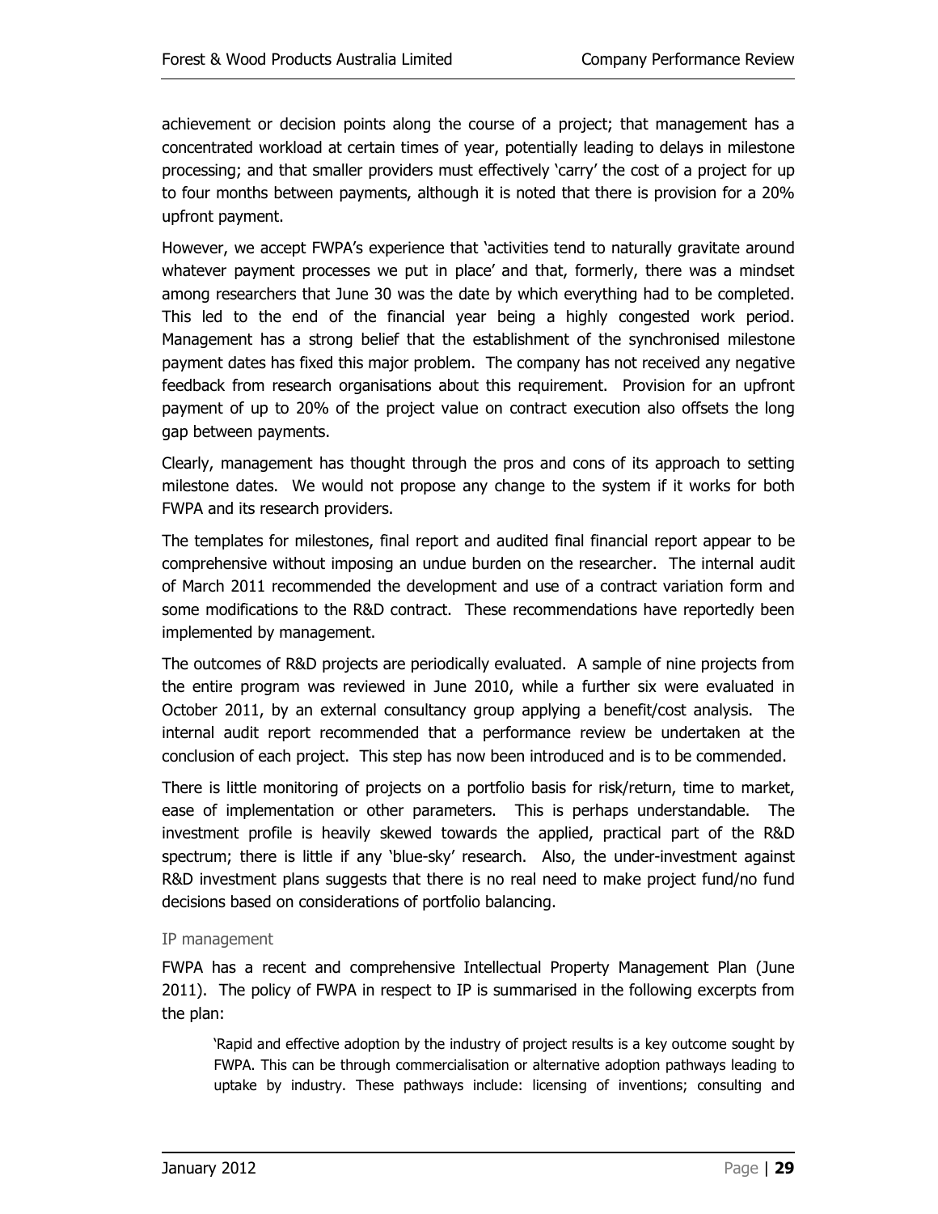achievement or decision points along the course of a project; that management has a concentrated workload at certain times of year, potentially leading to delays in milestone processing; and that smaller providers must effectively 'carry' the cost of a project for up to four months between payments, although it is noted that there is provision for a 20% upfront payment.

However, we accept FWPA's experience that 'activities tend to naturally gravitate around whatever payment processes we put in place' and that, formerly, there was a mindset among researchers that June 30 was the date by which everything had to be completed. This led to the end of the financial year being a highly congested work period. Management has a strong belief that the establishment of the synchronised milestone payment dates has fixed this major problem. The company has not received any negative feedback from research organisations about this requirement. Provision for an upfront payment of up to 20% of the project value on contract execution also offsets the long gap between payments.

Clearly, management has thought through the pros and cons of its approach to setting milestone dates. We would not propose any change to the system if it works for both FWPA and its research providers.

The templates for milestones, final report and audited final financial report appear to be comprehensive without imposing an undue burden on the researcher. The internal audit of March 2011 recommended the development and use of a contract variation form and some modifications to the R&D contract. These recommendations have reportedly been implemented by management.

The outcomes of R&D projects are periodically evaluated. A sample of nine projects from the entire program was reviewed in June 2010, while a further six were evaluated in October 2011, by an external consultancy group applying a benefit/cost analysis. The internal audit report recommended that a performance review be undertaken at the conclusion of each project. This step has now been introduced and is to be commended.

There is little monitoring of projects on a portfolio basis for risk/return, time to market, ease of implementation or other parameters. This is perhaps understandable. The investment profile is heavily skewed towards the applied, practical part of the R&D spectrum; there is little if any 'blue-sky' research. Also, the under-investment against R&D investment plans suggests that there is no real need to make project fund/no fund decisions based on considerations of portfolio balancing.

### IP management

FWPA has a recent and comprehensive Intellectual Property Management Plan (June 2011). The policy of FWPA in respect to IP is summarised in the following excerpts from the plan:

> 'Rapid and effective adoption by the industry of project results is a key outcome sought by FWPA. This can be through commercialisation or alternative adoption pathways leading to uptake by industry. These pathways include: licensing of inventions; consulting and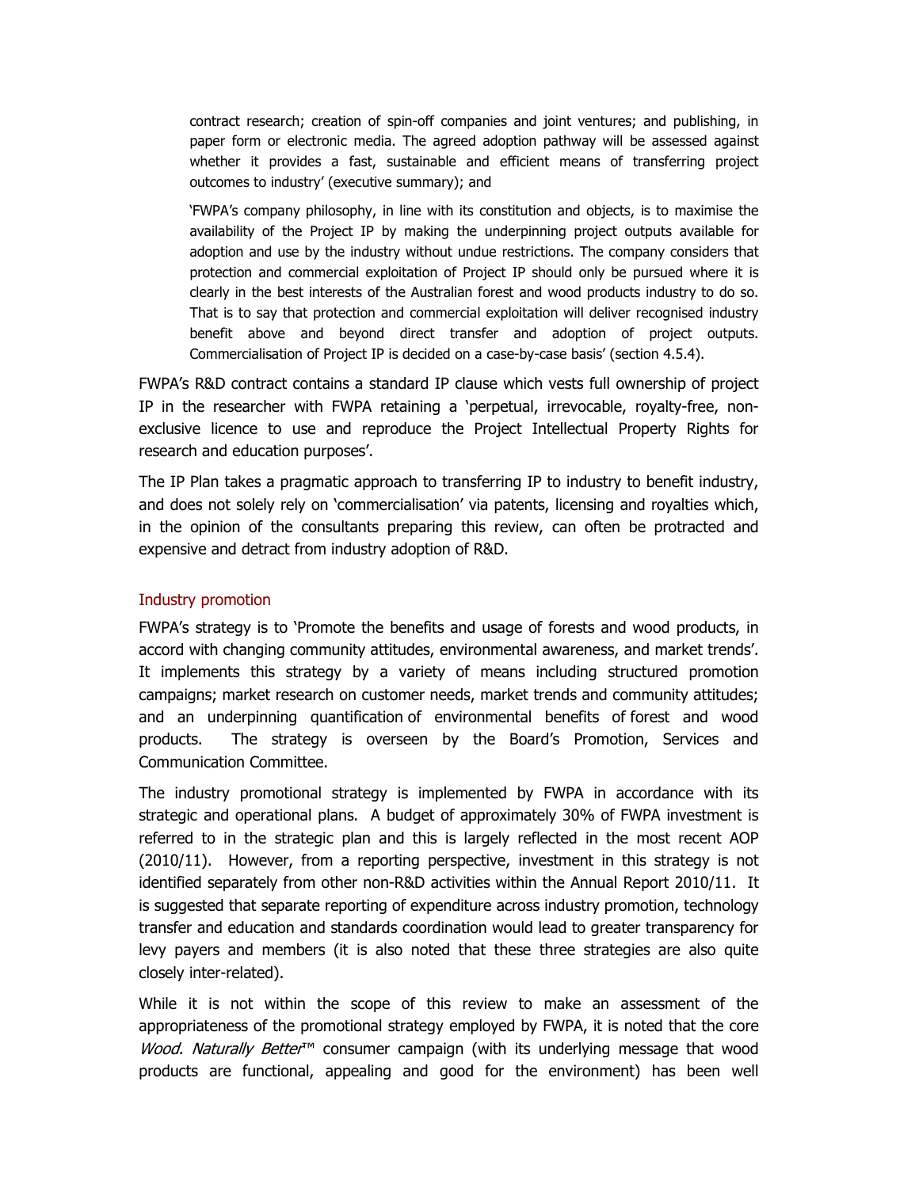> contract research; creation of spin-off companies and joint ventures; and publishing, in paper form or electronic media. The agreed adoption pathway will be assessed against whether it provides a fast, sustainable and efficient means of transferring project outcomes to industry' (executive summary); and
>
> 'FWPA's company philosophy, in line with its constitution and objects, is to maximise the availability of the Project IP by making the underpinning project outputs available for adoption and use by the industry without undue restrictions. The company considers that protection and commercial exploitation of Project IP should only be pursued where it is clearly in the best interests of the Australian forest and wood products industry to do so. That is to say that protection and commercial exploitation will deliver recognised industry benefit above and beyond direct transfer and adoption of project outputs. Commercialisation of Project IP is decided on a case-by-case basis' (section 4.5.4).

FWPA's R&D contract contains a standard IP clause which vests full ownership of project IP in the researcher with FWPA retaining a 'perpetual, irrevocable, royalty-free, non-exclusive licence to use and reproduce the Project Intellectual Property Rights for research and education purposes'.

The IP Plan takes a pragmatic approach to transferring IP to industry to benefit industry, and does not solely rely on 'commercialisation' via patents, licensing and royalties which, in the opinion of the consultants preparing this review, can often be protracted and expensive and detract from industry adoption of R&D.

### Industry promotion

FWPA's strategy is to 'Promote the benefits and usage of forests and wood products, in accord with changing community attitudes, environmental awareness, and market trends'. It implements this strategy by a variety of means including structured promotion campaigns; market research on customer needs, market trends and community attitudes; and an underpinning quantification of environmental benefits of forest and wood products. The strategy is overseen by the Board's Promotion, Services and Communication Committee.

The industry promotional strategy is implemented by FWPA in accordance with its strategic and operational plans. A budget of approximately 30% of FWPA investment is referred to in the strategic plan and this is largely reflected in the most recent AOP (2010/11). However, from a reporting perspective, investment in this strategy is not identified separately from other non-R&D activities within the Annual Report 2010/11. It is suggested that separate reporting of expenditure across industry promotion, technology transfer and education and standards coordination would lead to greater transparency for levy payers and members (it is also noted that these three strategies are also quite closely inter-related).

While it is not within the scope of this review to make an assessment of the appropriateness of the promotional strategy employed by FWPA, it is noted that the core *Wood. Naturally Better*™ consumer campaign (with its underlying message that wood products are functional, appealing and good for the environment) has been well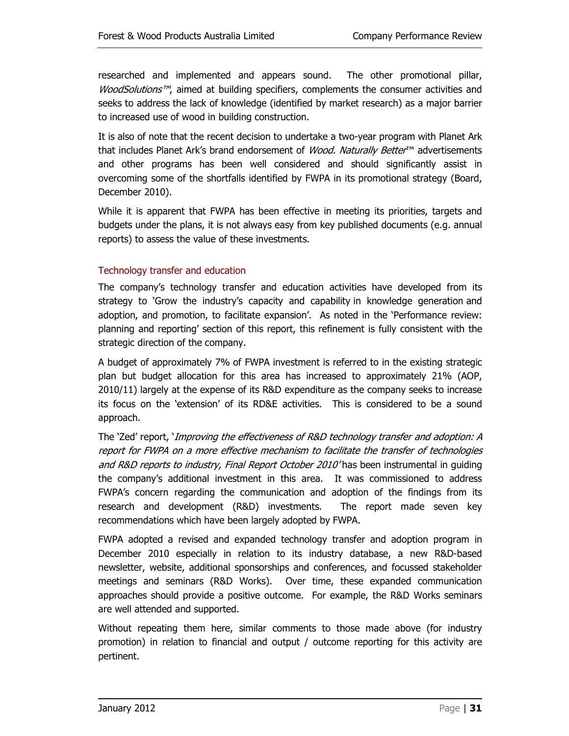researched and implemented and appears sound. The other promotional pillar, *WoodSolutions™*, aimed at building specifiers, complements the consumer activities and seeks to address the lack of knowledge (identified by market research) as a major barrier to increased use of wood in building construction.

It is also of note that the recent decision to undertake a two-year program with Planet Ark that includes Planet Ark's brand endorsement of *Wood. Naturally Better*™ advertisements and other programs has been well considered and should significantly assist in overcoming some of the shortfalls identified by FWPA in its promotional strategy (Board, December 2010).

While it is apparent that FWPA has been effective in meeting its priorities, targets and budgets under the plans, it is not always easy from key published documents (e.g. annual reports) to assess the value of these investments.

### Technology transfer and education

The company's technology transfer and education activities have developed from its strategy to 'Grow the industry's capacity and capability in knowledge generation and adoption, and promotion, to facilitate expansion'. As noted in the 'Performance review: planning and reporting' section of this report, this refinement is fully consistent with the strategic direction of the company.

A budget of approximately 7% of FWPA investment is referred to in the existing strategic plan but budget allocation for this area has increased to approximately 21% (AOP, 2010/11) largely at the expense of its R&D expenditure as the company seeks to increase its focus on the 'extension' of its RD&E activities. This is considered to be a sound approach.

The 'Zed' report, '*Improving the effectiveness of R&D technology transfer and adoption: A report for FWPA on a more effective mechanism to facilitate the transfer of technologies and R&D reports to industry, Final Report October 2010*' has been instrumental in guiding the company's additional investment in this area. It was commissioned to address FWPA's concern regarding the communication and adoption of the findings from its research and development (R&D) investments. The report made seven key recommendations which have been largely adopted by FWPA.

FWPA adopted a revised and expanded technology transfer and adoption program in December 2010 especially in relation to its industry database, a new R&D-based newsletter, website, additional sponsorships and conferences, and focussed stakeholder meetings and seminars (R&D Works). Over time, these expanded communication approaches should provide a positive outcome. For example, the R&D Works seminars are well attended and supported.

Without repeating them here, similar comments to those made above (for industry promotion) in relation to financial and output / outcome reporting for this activity are pertinent.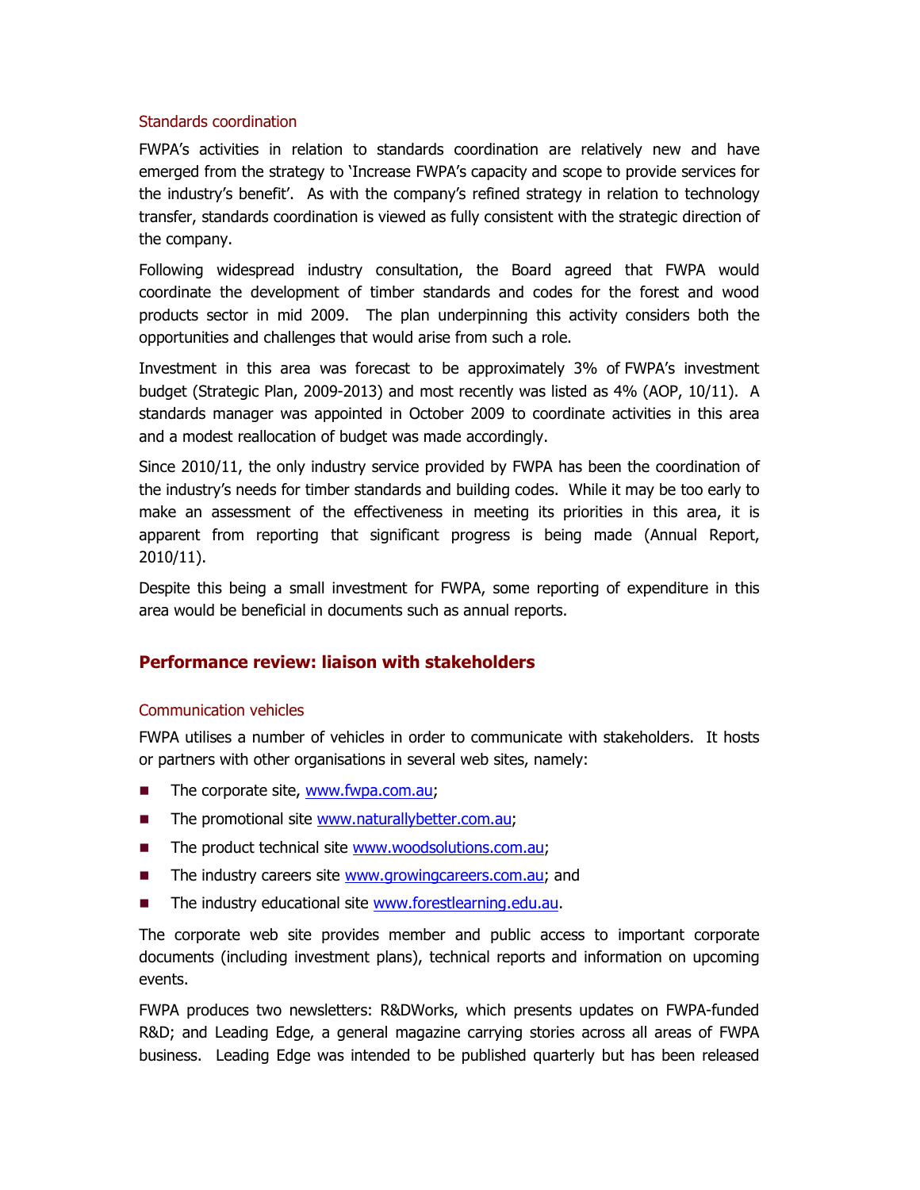### Standards coordination

FWPA's activities in relation to standards coordination are relatively new and have emerged from the strategy to 'Increase FWPA's capacity and scope to provide services for the industry's benefit'. As with the company's refined strategy in relation to technology transfer, standards coordination is viewed as fully consistent with the strategic direction of the company.

Following widespread industry consultation, the Board agreed that FWPA would coordinate the development of timber standards and codes for the forest and wood products sector in mid 2009. The plan underpinning this activity considers both the opportunities and challenges that would arise from such a role.

Investment in this area was forecast to be approximately 3% of FWPA's investment budget (Strategic Plan, 2009-2013) and most recently was listed as 4% (AOP, 10/11). A standards manager was appointed in October 2009 to coordinate activities in this area and a modest reallocation of budget was made accordingly.

Since 2010/11, the only industry service provided by FWPA has been the coordination of the industry's needs for timber standards and building codes. While it may be too early to make an assessment of the effectiveness in meeting its priorities in this area, it is apparent from reporting that significant progress is being made (Annual Report, 2010/11).

Despite this being a small investment for FWPA, some reporting of expenditure in this area would be beneficial in documents such as annual reports.

## Performance review: liaison with stakeholders

### Communication vehicles

FWPA utilises a number of vehicles in order to communicate with stakeholders. It hosts or partners with other organisations in several web sites, namely:

- The corporate site, www.fwpa.com.au;
- The promotional site www.naturallybetter.com.au;
- The product technical site www.woodsolutions.com.au;
- The industry careers site www.growingcareers.com.au; and
- The industry educational site www.forestlearning.edu.au.

The corporate web site provides member and public access to important corporate documents (including investment plans), technical reports and information on upcoming events.

FWPA produces two newsletters: R&DWorks, which presents updates on FWPA-funded R&D; and Leading Edge, a general magazine carrying stories across all areas of FWPA business. Leading Edge was intended to be published quarterly but has been released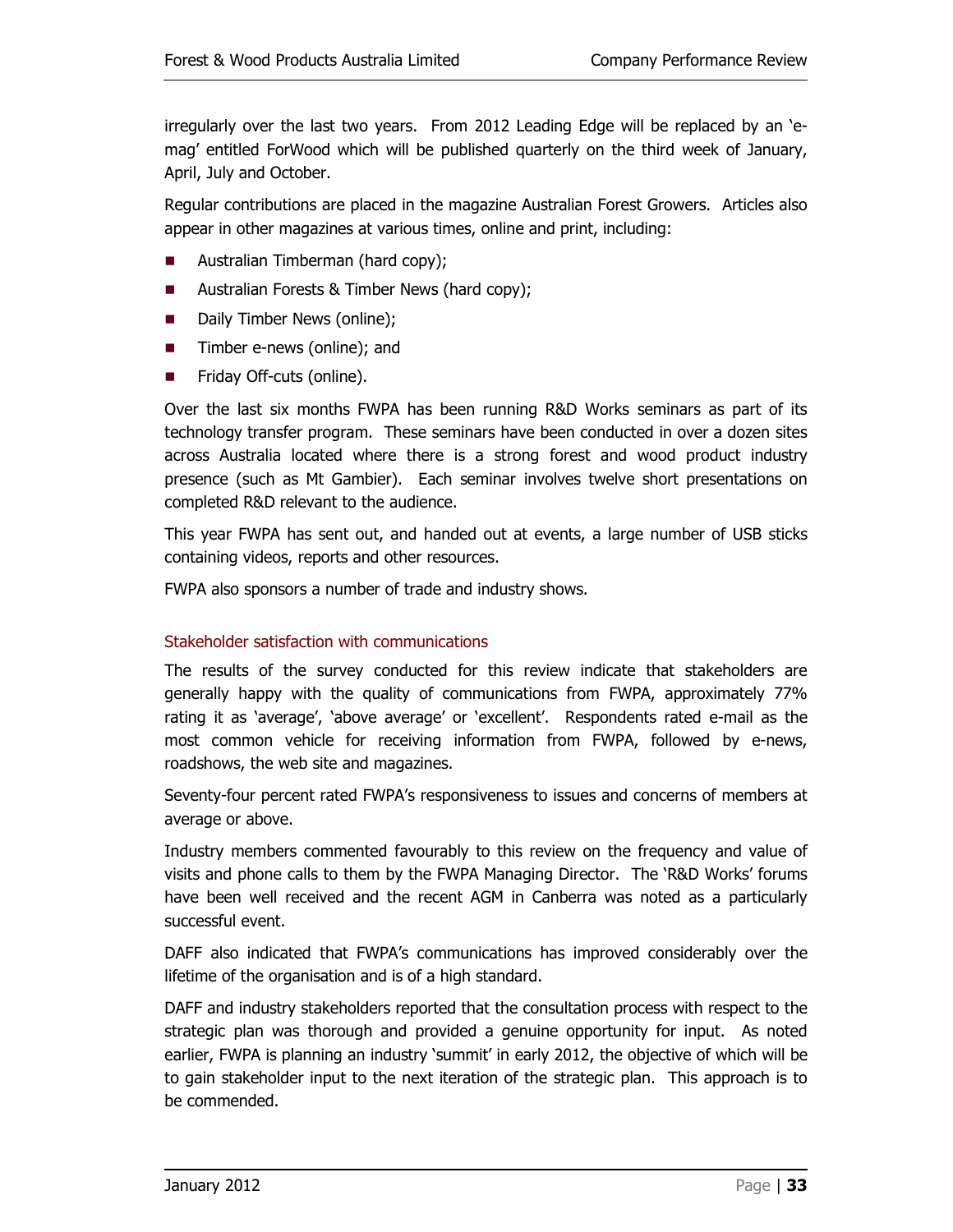irregularly over the last two years. From 2012 Leading Edge will be replaced by an 'e-mag' entitled ForWood which will be published quarterly on the third week of January, April, July and October.

Regular contributions are placed in the magazine Australian Forest Growers. Articles also appear in other magazines at various times, online and print, including:

- Australian Timberman (hard copy);
- Australian Forests & Timber News (hard copy);
- Daily Timber News (online);
- Timber e-news (online); and
- Friday Off-cuts (online).

Over the last six months FWPA has been running R&D Works seminars as part of its technology transfer program. These seminars have been conducted in over a dozen sites across Australia located where there is a strong forest and wood product industry presence (such as Mt Gambier). Each seminar involves twelve short presentations on completed R&D relevant to the audience.

This year FWPA has sent out, and handed out at events, a large number of USB sticks containing videos, reports and other resources.

FWPA also sponsors a number of trade and industry shows.

### Stakeholder satisfaction with communications

The results of the survey conducted for this review indicate that stakeholders are generally happy with the quality of communications from FWPA, approximately 77% rating it as 'average', 'above average' or 'excellent'. Respondents rated e-mail as the most common vehicle for receiving information from FWPA, followed by e-news, roadshows, the web site and magazines.

Seventy-four percent rated FWPA's responsiveness to issues and concerns of members at average or above.

Industry members commented favourably to this review on the frequency and value of visits and phone calls to them by the FWPA Managing Director. The 'R&D Works' forums have been well received and the recent AGM in Canberra was noted as a particularly successful event.

DAFF also indicated that FWPA's communications has improved considerably over the lifetime of the organisation and is of a high standard.

DAFF and industry stakeholders reported that the consultation process with respect to the strategic plan was thorough and provided a genuine opportunity for input. As noted earlier, FWPA is planning an industry 'summit' in early 2012, the objective of which will be to gain stakeholder input to the next iteration of the strategic plan. This approach is to be commended.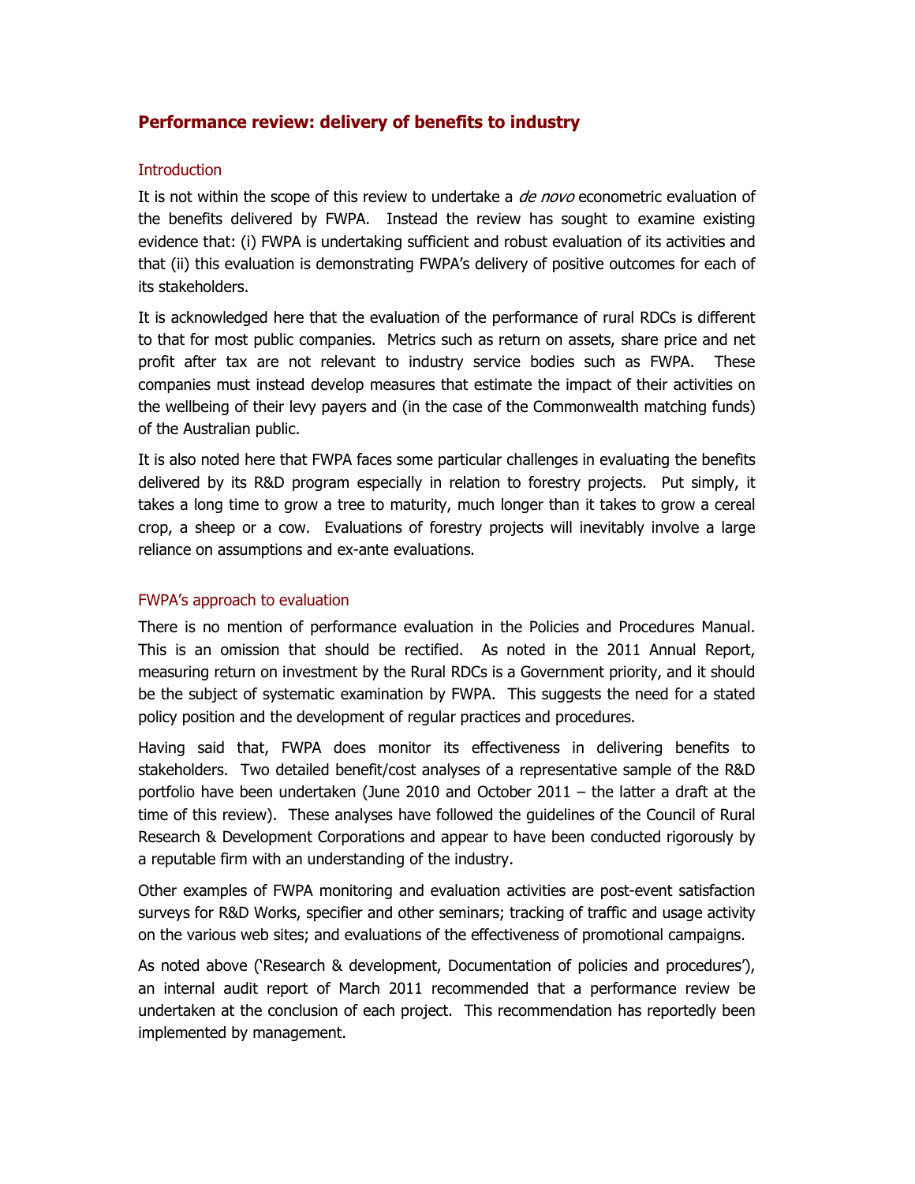## Performance review: delivery of benefits to industry

### Introduction

It is not within the scope of this review to undertake a *de novo* econometric evaluation of the benefits delivered by FWPA. Instead the review has sought to examine existing evidence that: (i) FWPA is undertaking sufficient and robust evaluation of its activities and that (ii) this evaluation is demonstrating FWPA's delivery of positive outcomes for each of its stakeholders.

It is acknowledged here that the evaluation of the performance of rural RDCs is different to that for most public companies. Metrics such as return on assets, share price and net profit after tax are not relevant to industry service bodies such as FWPA. These companies must instead develop measures that estimate the impact of their activities on the wellbeing of their levy payers and (in the case of the Commonwealth matching funds) of the Australian public.

It is also noted here that FWPA faces some particular challenges in evaluating the benefits delivered by its R&D program especially in relation to forestry projects. Put simply, it takes a long time to grow a tree to maturity, much longer than it takes to grow a cereal crop, a sheep or a cow. Evaluations of forestry projects will inevitably involve a large reliance on assumptions and ex-ante evaluations.

### FWPA's approach to evaluation

There is no mention of performance evaluation in the Policies and Procedures Manual. This is an omission that should be rectified. As noted in the 2011 Annual Report, measuring return on investment by the Rural RDCs is a Government priority, and it should be the subject of systematic examination by FWPA. This suggests the need for a stated policy position and the development of regular practices and procedures.

Having said that, FWPA does monitor its effectiveness in delivering benefits to stakeholders. Two detailed benefit/cost analyses of a representative sample of the R&D portfolio have been undertaken (June 2010 and October 2011 – the latter a draft at the time of this review). These analyses have followed the guidelines of the Council of Rural Research & Development Corporations and appear to have been conducted rigorously by a reputable firm with an understanding of the industry.

Other examples of FWPA monitoring and evaluation activities are post-event satisfaction surveys for R&D Works, specifier and other seminars; tracking of traffic and usage activity on the various web sites; and evaluations of the effectiveness of promotional campaigns.

As noted above ('Research & development, Documentation of policies and procedures'), an internal audit report of March 2011 recommended that a performance review be undertaken at the conclusion of each project. This recommendation has reportedly been implemented by management.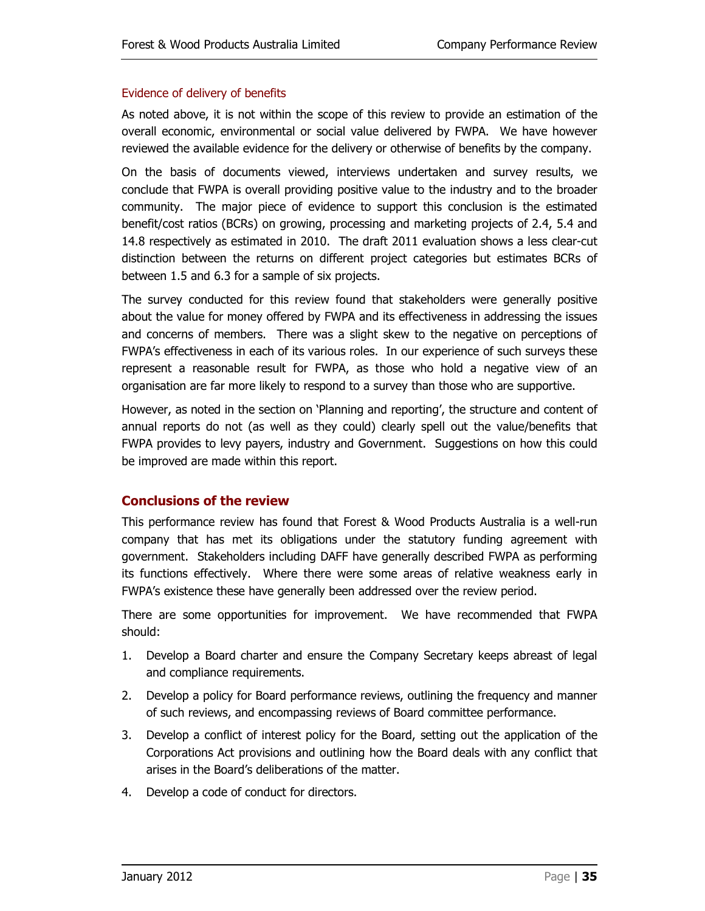### Evidence of delivery of benefits

As noted above, it is not within the scope of this review to provide an estimation of the overall economic, environmental or social value delivered by FWPA. We have however reviewed the available evidence for the delivery or otherwise of benefits by the company.

On the basis of documents viewed, interviews undertaken and survey results, we conclude that FWPA is overall providing positive value to the industry and to the broader community. The major piece of evidence to support this conclusion is the estimated benefit/cost ratios (BCRs) on growing, processing and marketing projects of 2.4, 5.4 and 14.8 respectively as estimated in 2010. The draft 2011 evaluation shows a less clear-cut distinction between the returns on different project categories but estimates BCRs of between 1.5 and 6.3 for a sample of six projects.

The survey conducted for this review found that stakeholders were generally positive about the value for money offered by FWPA and its effectiveness in addressing the issues and concerns of members. There was a slight skew to the negative on perceptions of FWPA's effectiveness in each of its various roles. In our experience of such surveys these represent a reasonable result for FWPA, as those who hold a negative view of an organisation are far more likely to respond to a survey than those who are supportive.

However, as noted in the section on 'Planning and reporting', the structure and content of annual reports do not (as well as they could) clearly spell out the value/benefits that FWPA provides to levy payers, industry and Government. Suggestions on how this could be improved are made within this report.

## Conclusions of the review

This performance review has found that Forest & Wood Products Australia is a well-run company that has met its obligations under the statutory funding agreement with government. Stakeholders including DAFF have generally described FWPA as performing its functions effectively. Where there were some areas of relative weakness early in FWPA's existence these have generally been addressed over the review period.

There are some opportunities for improvement. We have recommended that FWPA should:

1. Develop a Board charter and ensure the Company Secretary keeps abreast of legal and compliance requirements.
2. Develop a policy for Board performance reviews, outlining the frequency and manner of such reviews, and encompassing reviews of Board committee performance.
3. Develop a conflict of interest policy for the Board, setting out the application of the Corporations Act provisions and outlining how the Board deals with any conflict that arises in the Board's deliberations of the matter.
4. Develop a code of conduct for directors.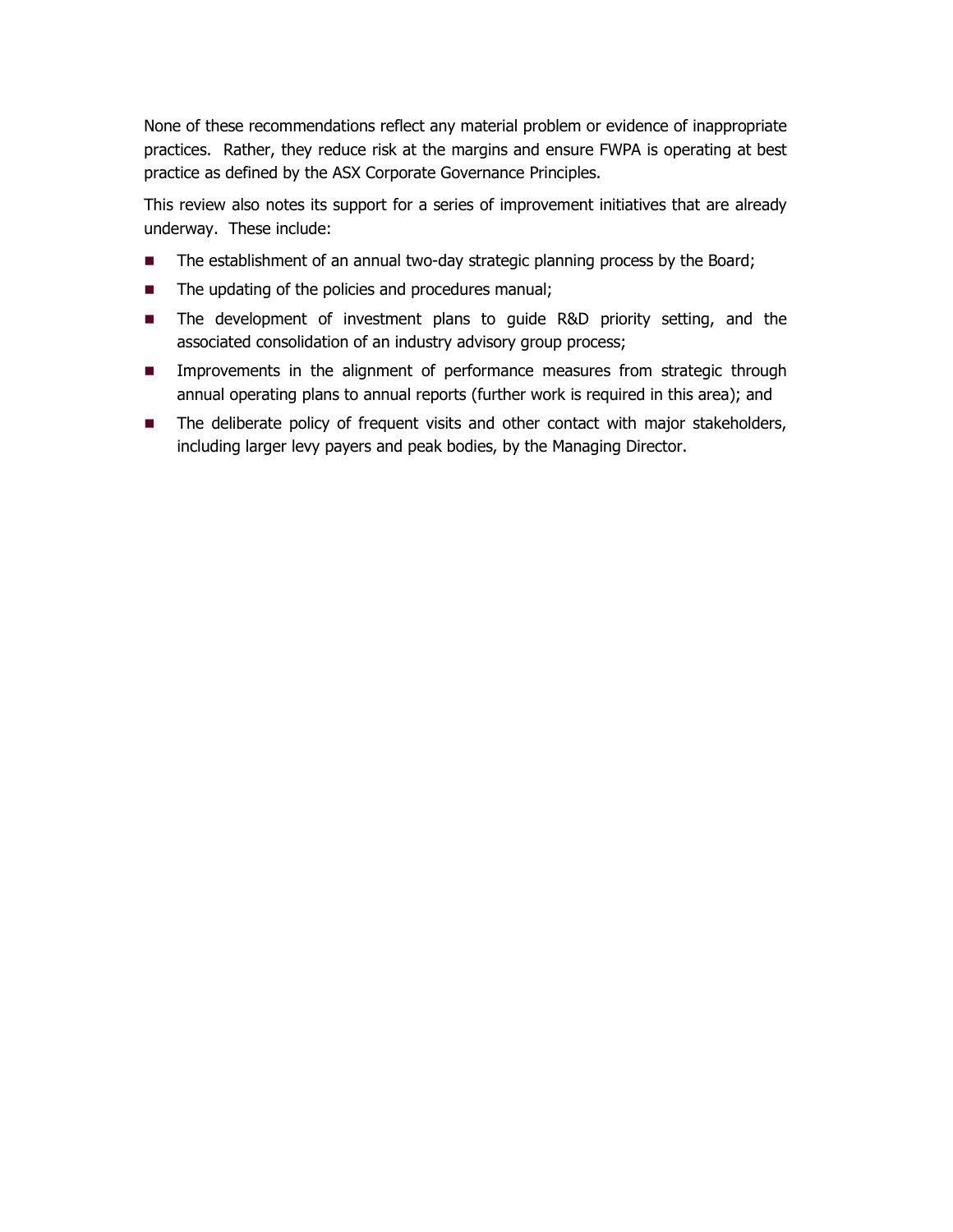None of these recommendations reflect any material problem or evidence of inappropriate practices. Rather, they reduce risk at the margins and ensure FWPA is operating at best practice as defined by the ASX Corporate Governance Principles.

This review also notes its support for a series of improvement initiatives that are already underway. These include:

- The establishment of an annual two-day strategic planning process by the Board;
- The updating of the policies and procedures manual;
- The development of investment plans to guide R&D priority setting, and the associated consolidation of an industry advisory group process;
- Improvements in the alignment of performance measures from strategic through annual operating plans to annual reports (further work is required in this area); and
- The deliberate policy of frequent visits and other contact with major stakeholders, including larger levy payers and peak bodies, by the Managing Director.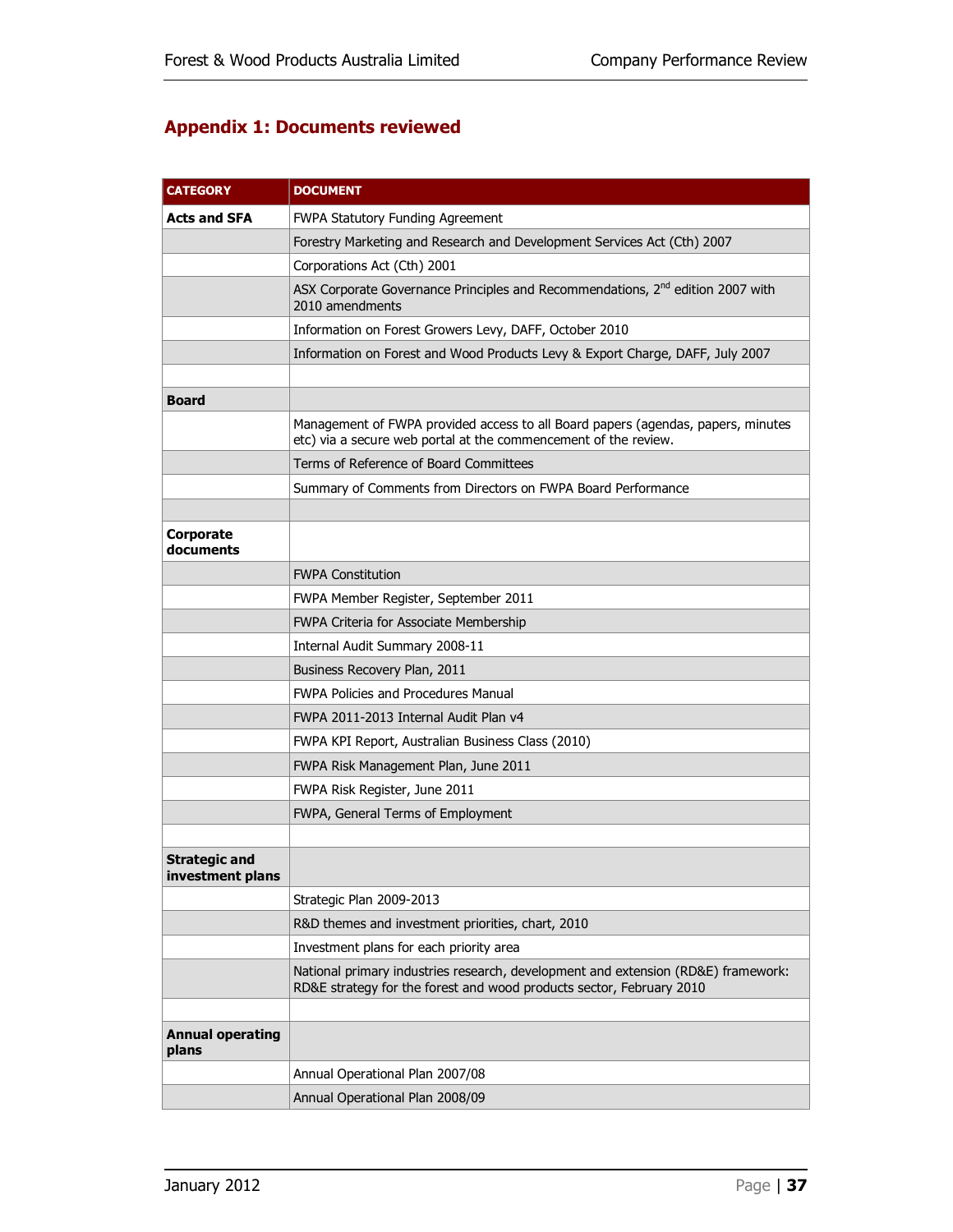## Appendix 1: Documents reviewed

| CATEGORY | DOCUMENT |
|---|---|
| **Acts and SFA** | FWPA Statutory Funding Agreement |
| | Forestry Marketing and Research and Development Services Act (Cth) 2007 |
| | Corporations Act (Cth) 2001 |
| | ASX Corporate Governance Principles and Recommendations, 2nd edition 2007 with 2010 amendments |
| | Information on Forest Growers Levy, DAFF, October 2010 |
| | Information on Forest and Wood Products Levy & Export Charge, DAFF, July 2007 |
| | |
| **Board** | |
| | Management of FWPA provided access to all Board papers (agendas, papers, minutes etc) via a secure web portal at the commencement of the review. |
| | Terms of Reference of Board Committees |
| | Summary of Comments from Directors on FWPA Board Performance |
| | |
| **Corporate documents** | |
| | FWPA Constitution |
| | FWPA Member Register, September 2011 |
| | FWPA Criteria for Associate Membership |
| | Internal Audit Summary 2008-11 |
| | Business Recovery Plan, 2011 |
| | FWPA Policies and Procedures Manual |
| | FWPA 2011-2013 Internal Audit Plan v4 |
| | FWPA KPI Report, Australian Business Class (2010) |
| | FWPA Risk Management Plan, June 2011 |
| | FWPA Risk Register, June 2011 |
| | FWPA, General Terms of Employment |
| | |
| **Strategic and investment plans** | |
| | Strategic Plan 2009-2013 |
| | R&D themes and investment priorities, chart, 2010 |
| | Investment plans for each priority area |
| | National primary industries research, development and extension (RD&E) framework: RD&E strategy for the forest and wood products sector, February 2010 |
| | |
| **Annual operating plans** | |
| | Annual Operational Plan 2007/08 |
| | Annual Operational Plan 2008/09 |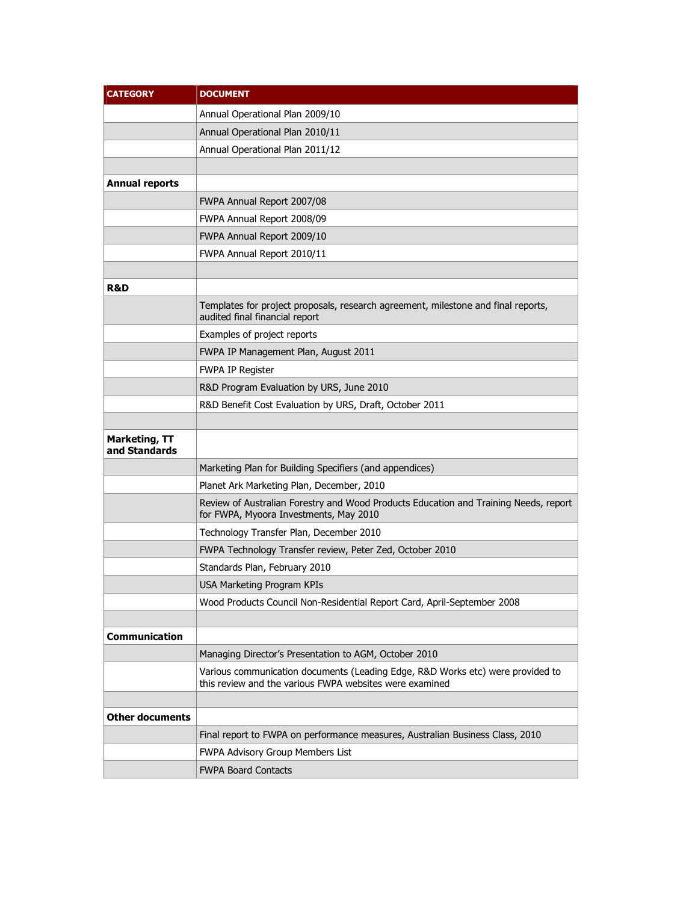| CATEGORY | DOCUMENT |
|---|---|
| | Annual Operational Plan 2009/10 |
| | Annual Operational Plan 2010/11 |
| | Annual Operational Plan 2011/12 |
| | |
| **Annual reports** | |
| | FWPA Annual Report 2007/08 |
| | FWPA Annual Report 2008/09 |
| | FWPA Annual Report 2009/10 |
| | FWPA Annual Report 2010/11 |
| | |
| **R&D** | |
| | Templates for project proposals, research agreement, milestone and final reports, audited final financial report |
| | Examples of project reports |
| | FWPA IP Management Plan, August 2011 |
| | FWPA IP Register |
| | R&D Program Evaluation by URS, June 2010 |
| | R&D Benefit Cost Evaluation by URS, Draft, October 2011 |
| | |
| **Marketing, TT and Standards** | |
| | Marketing Plan for Building Specifiers (and appendices) |
| | Planet Ark Marketing Plan, December, 2010 |
| | Review of Australian Forestry and Wood Products Education and Training Needs, report for FWPA, Myoora Investments, May 2010 |
| | Technology Transfer Plan, December 2010 |
| | FWPA Technology Transfer review, Peter Zed, October 2010 |
| | Standards Plan, February 2010 |
| | USA Marketing Program KPIs |
| | Wood Products Council Non-Residential Report Card, April-September 2008 |
| | |
| **Communication** | |
| | Managing Director's Presentation to AGM, October 2010 |
| | Various communication documents (Leading Edge, R&D Works etc) were provided to this review and the various FWPA websites were examined |
| | |
| **Other documents** | |
| | Final report to FWPA on performance measures, Australian Business Class, 2010 |
| | FWPA Advisory Group Members List |
| | FWPA Board Contacts |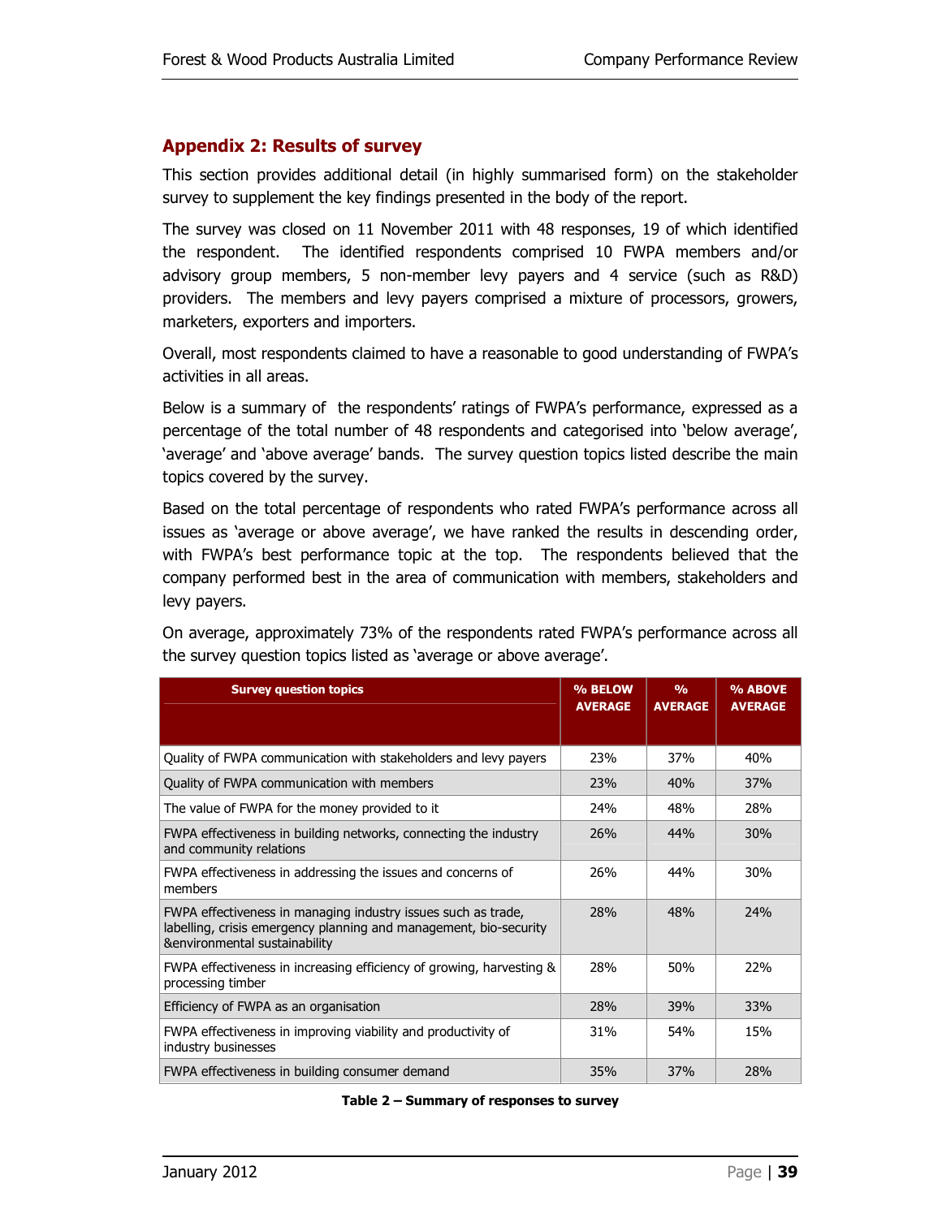## Appendix 2: Results of survey

This section provides additional detail (in highly summarised form) on the stakeholder survey to supplement the key findings presented in the body of the report.

The survey was closed on 11 November 2011 with 48 responses, 19 of which identified the respondent. The identified respondents comprised 10 FWPA members and/or advisory group members, 5 non-member levy payers and 4 service (such as R&D) providers. The members and levy payers comprised a mixture of processors, growers, marketers, exporters and importers.

Overall, most respondents claimed to have a reasonable to good understanding of FWPA's activities in all areas.

Below is a summary of the respondents' ratings of FWPA's performance, expressed as a percentage of the total number of 48 respondents and categorised into 'below average', 'average' and 'above average' bands. The survey question topics listed describe the main topics covered by the survey.

Based on the total percentage of respondents who rated FWPA's performance across all issues as 'average or above average', we have ranked the results in descending order, with FWPA's best performance topic at the top. The respondents believed that the company performed best in the area of communication with members, stakeholders and levy payers.

On average, approximately 73% of the respondents rated FWPA's performance across all the survey question topics listed as 'average or above average'.

| Survey question topics | % BELOW AVERAGE | % AVERAGE | % ABOVE AVERAGE |
|---|---|---|---|
| Quality of FWPA communication with stakeholders and levy payers | 23% | 37% | 40% |
| Quality of FWPA communication with members | 23% | 40% | 37% |
| The value of FWPA for the money provided to it | 24% | 48% | 28% |
| FWPA effectiveness in building networks, connecting the industry and community relations | 26% | 44% | 30% |
| FWPA effectiveness in addressing the issues and concerns of members | 26% | 44% | 30% |
| FWPA effectiveness in managing industry issues such as trade, labelling, crisis emergency planning and management, bio-security &environmental sustainability | 28% | 48% | 24% |
| FWPA effectiveness in increasing efficiency of growing, harvesting & processing timber | 28% | 50% | 22% |
| Efficiency of FWPA as an organisation | 28% | 39% | 33% |
| FWPA effectiveness in improving viability and productivity of industry businesses | 31% | 54% | 15% |
| FWPA effectiveness in building consumer demand | 35% | 37% | 28% |

**Table 2 – Summary of responses to survey**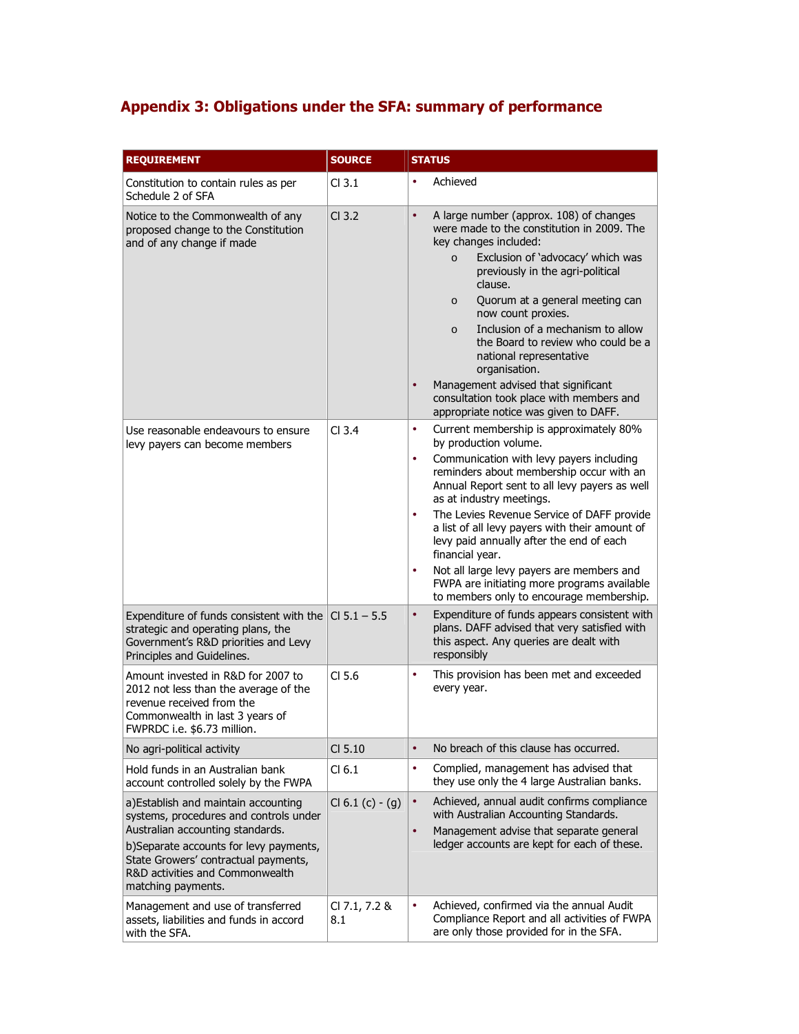## Appendix 3: Obligations under the SFA: summary of performance

| REQUIREMENT | SOURCE | STATUS |
|---|---|---|
| Constitution to contain rules as per Schedule 2 of SFA | Cl 3.1 | • Achieved |
| Notice to the Commonwealth of any proposed change to the Constitution and of any change if made | Cl 3.2 | • A large number (approx. 108) of changes were made to the constitution in 2009. The key changes included:<br>o Exclusion of 'advocacy' which was previously in the agri-political clause.<br>o Quorum at a general meeting can now count proxies.<br>o Inclusion of a mechanism to allow the Board to review who could be a national representative organisation.<br>• Management advised that significant consultation took place with members and appropriate notice was given to DAFF. |
| Use reasonable endeavours to ensure levy payers can become members | Cl 3.4 | • Current membership is approximately 80% by production volume.<br>• Communication with levy payers including reminders about membership occur with an Annual Report sent to all levy payers as well as at industry meetings.<br>• The Levies Revenue Service of DAFF provide a list of all levy payers with their amount of levy paid annually after the end of each financial year.<br>• Not all large levy payers are members and FWPA are initiating more programs available to members only to encourage membership. |
| Expenditure of funds consistent with the strategic and operating plans, the Government's R&D priorities and Levy Principles and Guidelines. | Cl 5.1 – 5.5 | • Expenditure of funds appears consistent with plans. DAFF advised that very satisfied with this aspect. Any queries are dealt with responsibly |
| Amount invested in R&D for 2007 to 2012 not less than the average of the revenue received from the Commonwealth in last 3 years of FWPRDC i.e. $6.73 million. | Cl 5.6 | • This provision has been met and exceeded every year. |
| No agri-political activity | Cl 5.10 | • No breach of this clause has occurred. |
| Hold funds in an Australian bank account controlled solely by the FWPA | Cl 6.1 | • Complied, management has advised that they use only the 4 large Australian banks. |
| a)Establish and maintain accounting systems, procedures and controls under Australian accounting standards.<br>b)Separate accounts for levy payments, State Growers' contractual payments, R&D activities and Commonwealth matching payments. | Cl 6.1 (c) - (g) | • Achieved, annual audit confirms compliance with Australian Accounting Standards.<br>• Management advise that separate general ledger accounts are kept for each of these. |
| Management and use of transferred assets, liabilities and funds in accord with the SFA. | Cl 7.1, 7.2 & 8.1 | • Achieved, confirmed via the annual Audit Compliance Report and all activities of FWPA are only those provided for in the SFA. |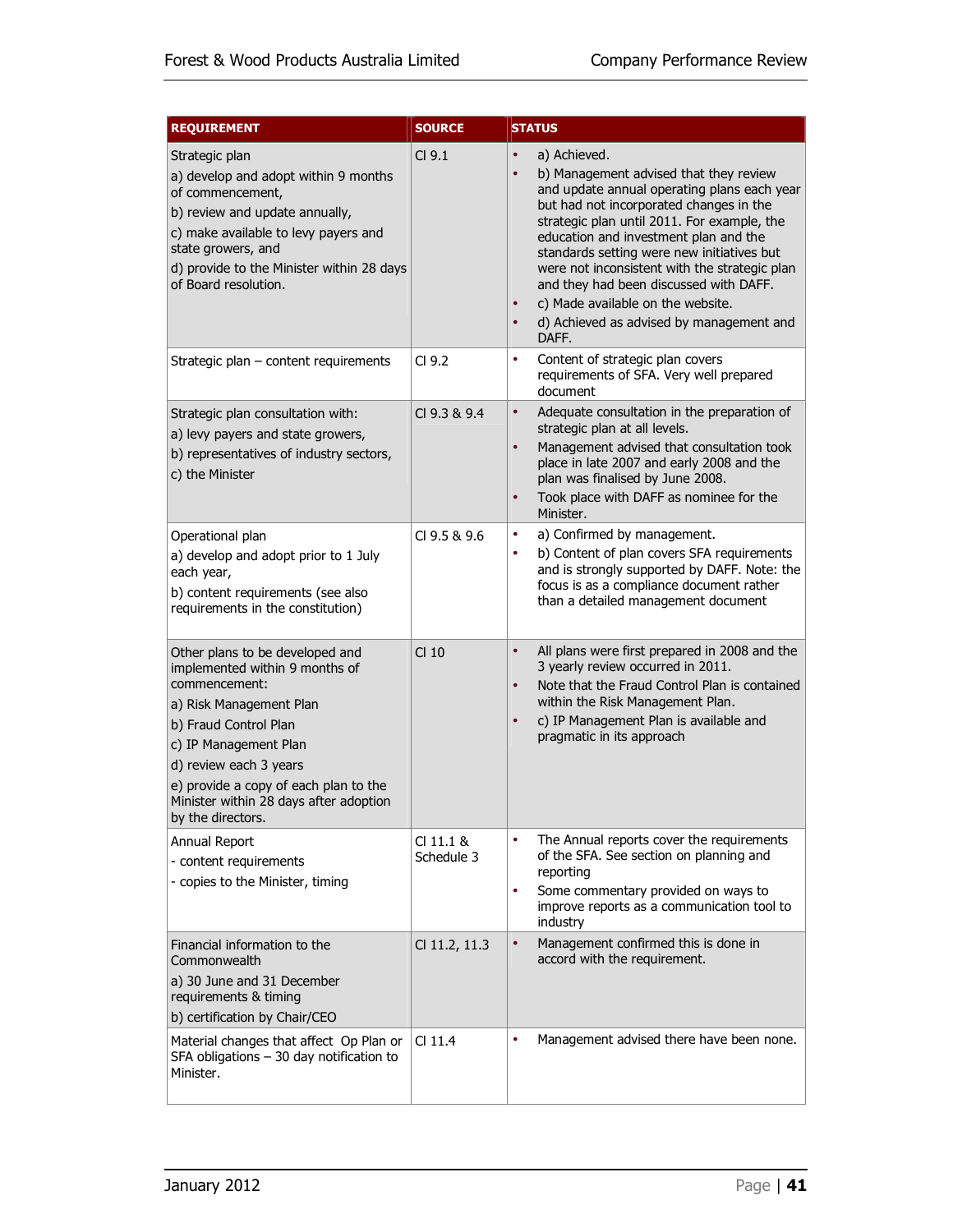| REQUIREMENT | SOURCE | STATUS |
|---|---|---|
| Strategic plan<br>a) develop and adopt within 9 months of commencement,<br>b) review and update annually,<br>c) make available to levy payers and state growers, and<br>d) provide to the Minister within 28 days of Board resolution. | Cl 9.1 | • a) Achieved.<br>• b) Management advised that they review and update annual operating plans each year but had not incorporated changes in the strategic plan until 2011. For example, the education and investment plan and the standards setting were new initiatives but were not inconsistent with the strategic plan and they had been discussed with DAFF.<br>• c) Made available on the website.<br>• d) Achieved as advised by management and DAFF. |
| Strategic plan – content requirements | Cl 9.2 | • Content of strategic plan covers requirements of SFA. Very well prepared document |
| Strategic plan consultation with:<br>a) levy payers and state growers,<br>b) representatives of industry sectors,<br>c) the Minister | Cl 9.3 & 9.4 | • Adequate consultation in the preparation of strategic plan at all levels.<br>• Management advised that consultation took place in late 2007 and early 2008 and the plan was finalised by June 2008.<br>• Took place with DAFF as nominee for the Minister. |
| Operational plan<br>a) develop and adopt prior to 1 July each year,<br>b) content requirements (see also requirements in the constitution) | Cl 9.5 & 9.6 | • a) Confirmed by management.<br>• b) Content of plan covers SFA requirements and is strongly supported by DAFF. Note: the focus is as a compliance document rather than a detailed management document |
| Other plans to be developed and implemented within 9 months of commencement:<br>a) Risk Management Plan<br>b) Fraud Control Plan<br>c) IP Management Plan<br>d) review each 3 years<br>e) provide a copy of each plan to the Minister within 28 days after adoption by the directors. | Cl 10 | • All plans were first prepared in 2008 and the 3 yearly review occurred in 2011.<br>• Note that the Fraud Control Plan is contained within the Risk Management Plan.<br>• c) IP Management Plan is available and pragmatic in its approach |
| Annual Report<br>- content requirements<br>- copies to the Minister, timing | Cl 11.1 & Schedule 3 | • The Annual reports cover the requirements of the SFA. See section on planning and reporting<br>• Some commentary provided on ways to improve reports as a communication tool to industry |
| Financial information to the Commonwealth<br>a) 30 June and 31 December requirements & timing<br>b) certification by Chair/CEO | Cl 11.2, 11.3 | • Management confirmed this is done in accord with the requirement. |
| Material changes that affect Op Plan or SFA obligations – 30 day notification to Minister. | Cl 11.4 | • Management advised there have been none. |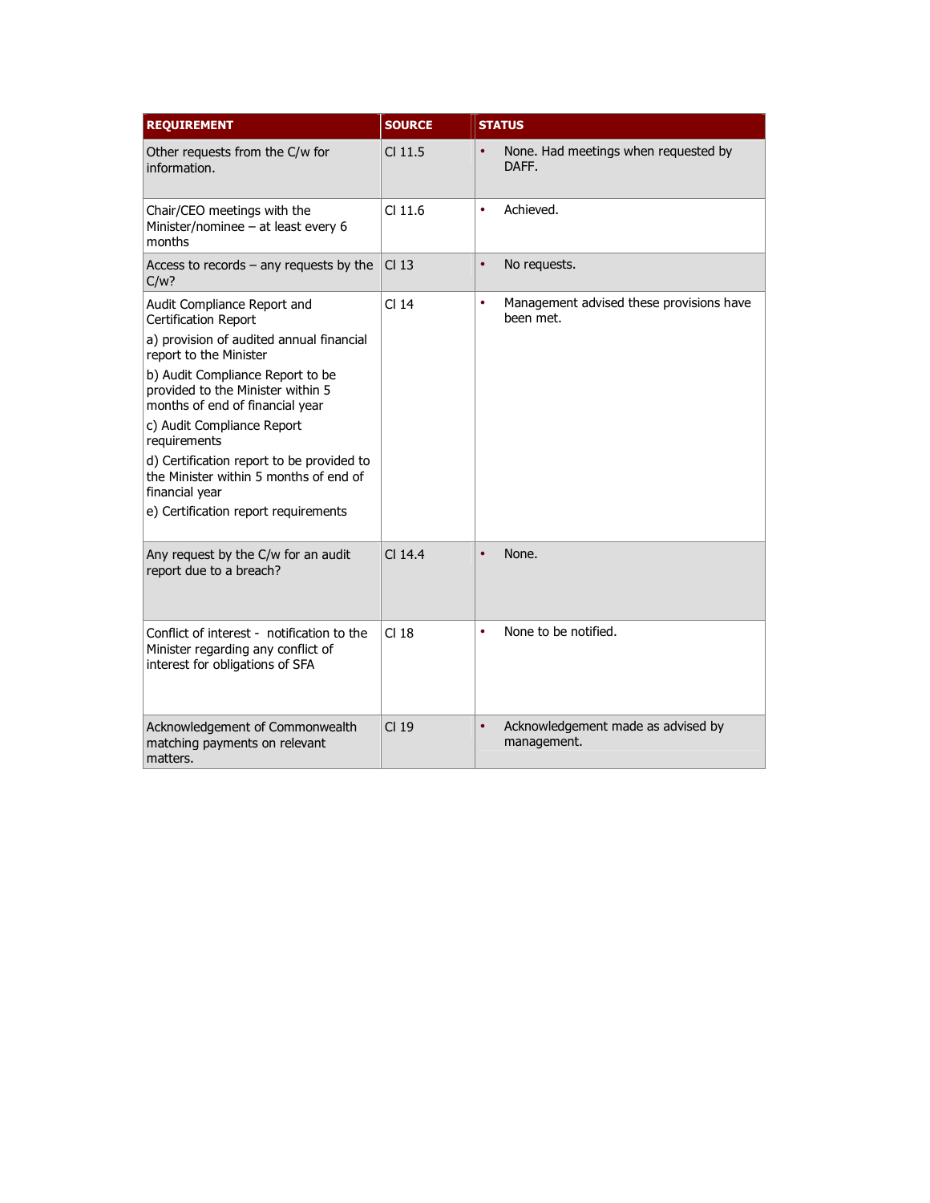| REQUIREMENT | SOURCE | STATUS |
|---|---|---|
| Other requests from the C/w for information. | Cl 11.5 | • None. Had meetings when requested by DAFF. |
| Chair/CEO meetings with the Minister/nominee – at least every 6 months | Cl 11.6 | • Achieved. |
| Access to records – any requests by the C/w? | Cl 13 | • No requests. |
| Audit Compliance Report and Certification Report<br>a) provision of audited annual financial report to the Minister<br>b) Audit Compliance Report to be provided to the Minister within 5 months of end of financial year<br>c) Audit Compliance Report requirements<br>d) Certification report to be provided to the Minister within 5 months of end of financial year<br>e) Certification report requirements | Cl 14 | • Management advised these provisions have been met. |
| Any request by the C/w for an audit report due to a breach? | Cl 14.4 | • None. |
| Conflict of interest - notification to the Minister regarding any conflict of interest for obligations of SFA | Cl 18 | • None to be notified. |
| Acknowledgement of Commonwealth matching payments on relevant matters. | Cl 19 | • Acknowledgement made as advised by management. |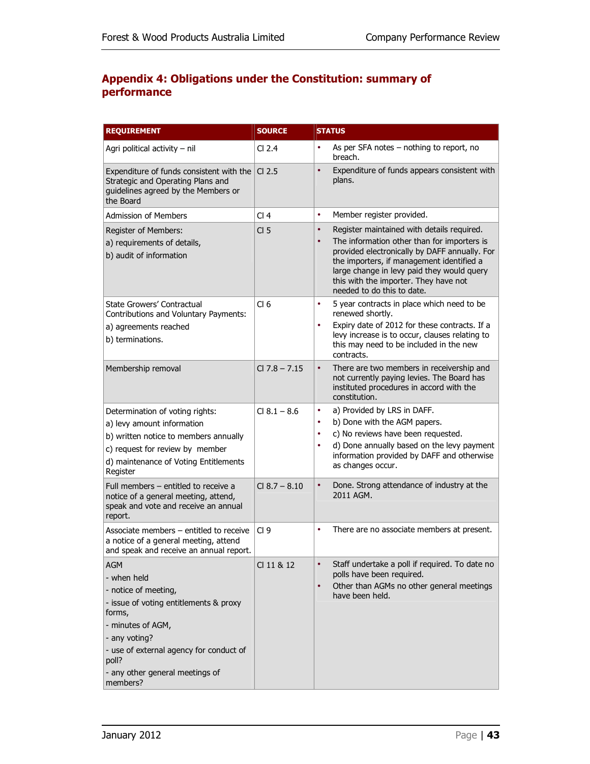## Appendix 4: Obligations under the Constitution: summary of performance

| REQUIREMENT | SOURCE | STATUS |
|---|---|---|
| Agri political activity – nil | Cl 2.4 | • As per SFA notes – nothing to report, no breach. |
| Expenditure of funds consistent with the Strategic and Operating Plans and guidelines agreed by the Members or the Board | Cl 2.5 | • Expenditure of funds appears consistent with plans. |
| Admission of Members | Cl 4 | • Member register provided. |
| Register of Members:<br>a) requirements of details,<br>b) audit of information | Cl 5 | • Register maintained with details required.<br>• The information other than for importers is provided electronically by DAFF annually. For the importers, if management identified a large change in levy paid they would query this with the importer. They have not needed to do this to date. |
| State Growers' Contractual Contributions and Voluntary Payments:<br>a) agreements reached<br>b) terminations. | Cl 6 | • 5 year contracts in place which need to be renewed shortly.<br>• Expiry date of 2012 for these contracts. If a levy increase is to occur, clauses relating to this may need to be included in the new contracts. |
| Membership removal | Cl 7.8 – 7.15 | • There are two members in receivership and not currently paying levies. The Board has instituted procedures in accord with the constitution. |
| Determination of voting rights:<br>a) levy amount information<br>b) written notice to members annually<br>c) request for review by member<br>d) maintenance of Voting Entitlements Register | Cl 8.1 – 8.6 | • a) Provided by LRS in DAFF.<br>• b) Done with the AGM papers.<br>• c) No reviews have been requested.<br>• d) Done annually based on the levy payment information provided by DAFF and otherwise as changes occur. |
| Full members – entitled to receive a notice of a general meeting, attend, speak and vote and receive an annual report. | Cl 8.7 – 8.10 | • Done. Strong attendance of industry at the 2011 AGM. |
| Associate members – entitled to receive a notice of a general meeting, attend and speak and receive an annual report. | Cl 9 | • There are no associate members at present. |
| AGM<br>- when held<br>- notice of meeting,<br>- issue of voting entitlements & proxy forms,<br>- minutes of AGM,<br>- any voting?<br>- use of external agency for conduct of poll?<br>- any other general meetings of members? | Cl 11 & 12 | • Staff undertake a poll if required. To date no polls have been required.<br>• Other than AGMs no other general meetings have been held. |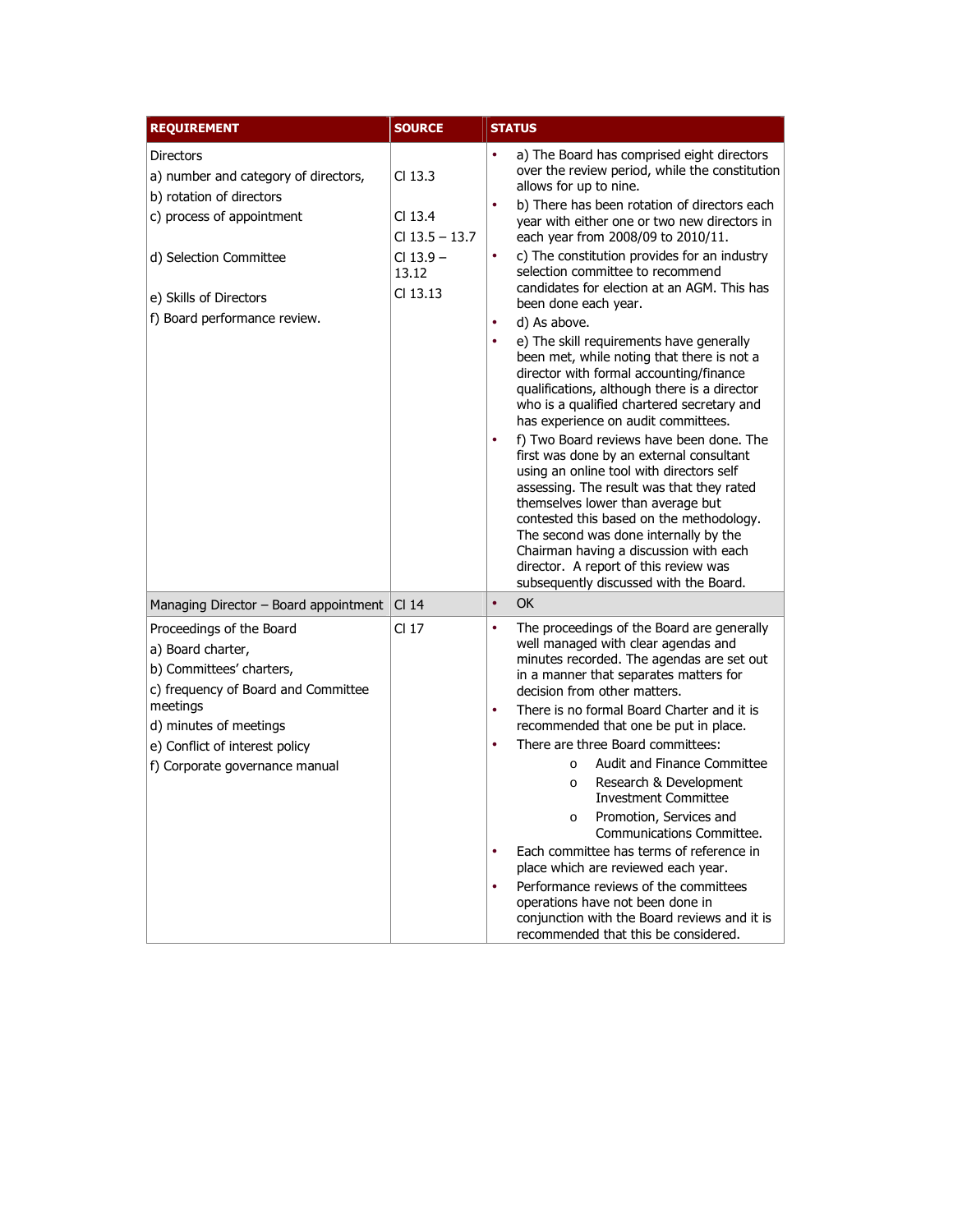| REQUIREMENT | SOURCE | STATUS |
| --- | --- | --- |
| Directors<br>a) number and category of directors,<br>b) rotation of directors<br>c) process of appointment<br>d) Selection Committee<br>e) Skills of Directors<br>f) Board performance review. | Cl 13.3<br>Cl 13.4<br>Cl 13.5 – 13.7<br>Cl 13.9 – 13.12<br>Cl 13.13 | • a) The Board has comprised eight directors over the review period, while the constitution allows for up to nine.<br>• b) There has been rotation of directors each year with either one or two new directors in each year from 2008/09 to 2010/11.<br>• c) The constitution provides for an industry selection committee to recommend candidates for election at an AGM. This has been done each year.<br>• d) As above.<br>• e) The skill requirements have generally been met, while noting that there is not a director with formal accounting/finance qualifications, although there is a director who is a qualified chartered secretary and has experience on audit committees.<br>• f) Two Board reviews have been done. The first was done by an external consultant using an online tool with directors self assessing. The result was that they rated themselves lower than average but contested this based on the methodology. The second was done internally by the Chairman having a discussion with each director. A report of this review was subsequently discussed with the Board. |
| Managing Director – Board appointment | Cl 14 | • OK |
| Proceedings of the Board<br>a) Board charter,<br>b) Committees' charters,<br>c) frequency of Board and Committee meetings<br>d) minutes of meetings<br>e) Conflict of interest policy<br>f) Corporate governance manual | Cl 17 | • The proceedings of the Board are generally well managed with clear agendas and minutes recorded. The agendas are set out in a manner that separates matters for decision from other matters.<br>• There is no formal Board Charter and it is recommended that one be put in place.<br>• There are three Board committees:<br>  o Audit and Finance Committee<br>  o Research & Development Investment Committee<br>  o Promotion, Services and Communications Committee.<br>• Each committee has terms of reference in place which are reviewed each year.<br>• Performance reviews of the committees operations have not been done in conjunction with the Board reviews and it is recommended that this be considered. |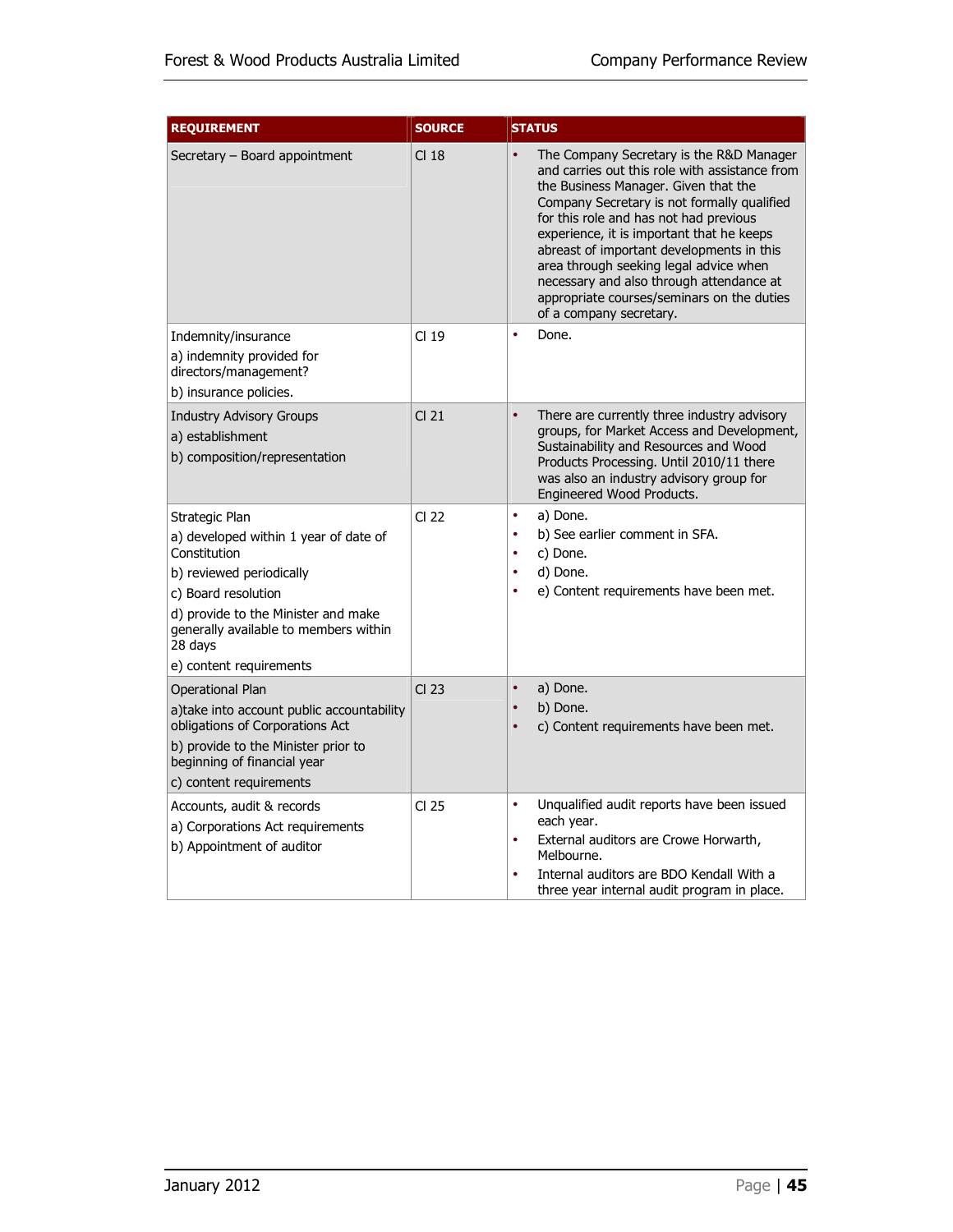| REQUIREMENT | SOURCE | STATUS |
|---|---|---|
| Secretary – Board appointment | Cl 18 | • The Company Secretary is the R&D Manager and carries out this role with assistance from the Business Manager. Given that the Company Secretary is not formally qualified for this role and has not had previous experience, it is important that he keeps abreast of important developments in this area through seeking legal advice when necessary and also through attendance at appropriate courses/seminars on the duties of a company secretary. |
| Indemnity/insurance<br>a) indemnity provided for directors/management?<br>b) insurance policies. | Cl 19 | • Done. |
| Industry Advisory Groups<br>a) establishment<br>b) composition/representation | Cl 21 | • There are currently three industry advisory groups, for Market Access and Development, Sustainability and Resources and Wood Products Processing. Until 2010/11 there was also an industry advisory group for Engineered Wood Products. |
| Strategic Plan<br>a) developed within 1 year of date of Constitution<br>b) reviewed periodically<br>c) Board resolution<br>d) provide to the Minister and make generally available to members within 28 days<br>e) content requirements | Cl 22 | • a) Done.<br>• b) See earlier comment in SFA.<br>• c) Done.<br>• d) Done.<br>• e) Content requirements have been met. |
| Operational Plan<br>a)take into account public accountability obligations of Corporations Act<br>b) provide to the Minister prior to beginning of financial year<br>c) content requirements | Cl 23 | • a) Done.<br>• b) Done.<br>• c) Content requirements have been met. |
| Accounts, audit & records<br>a) Corporations Act requirements<br>b) Appointment of auditor | Cl 25 | • Unqualified audit reports have been issued each year.<br>• External auditors are Crowe Horwarth, Melbourne.<br>• Internal auditors are BDO Kendall With a three year internal audit program in place. |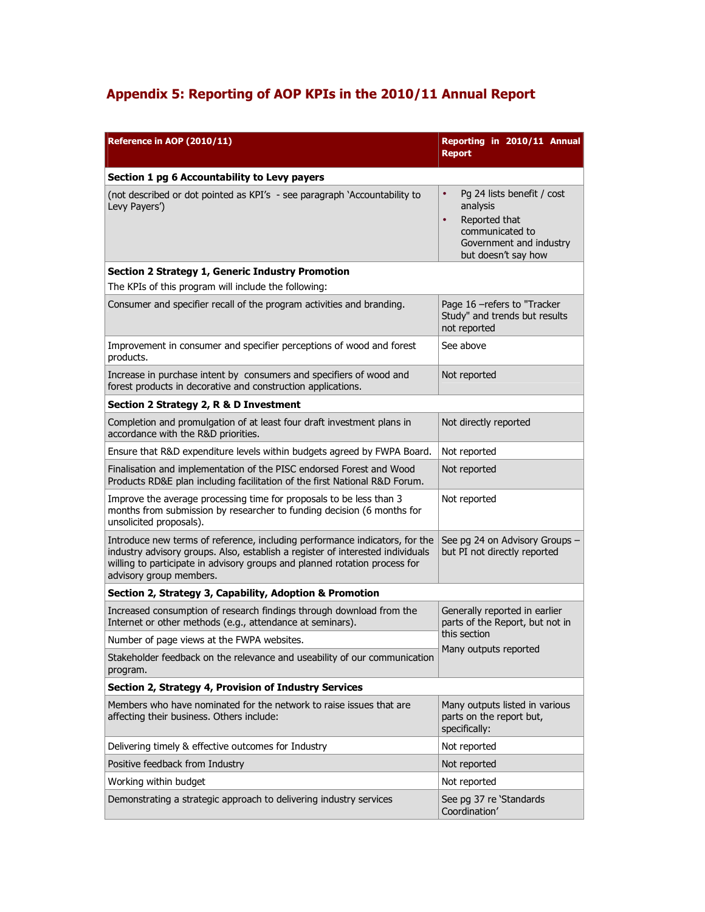## Appendix 5: Reporting of AOP KPIs in the 2010/11 Annual Report

| Reference in AOP (2010/11) | Reporting in 2010/11 Annual Report |
|---|---|
| **Section 1 pg 6 Accountability to Levy payers** | |
| (not described or dot pointed as KPI's - see paragraph 'Accountability to Levy Payers') | • Pg 24 lists benefit / cost analysis<br>• Reported that communicated to Government and industry but doesn't say how |
| **Section 2 Strategy 1, Generic Industry Promotion**<br>The KPIs of this program will include the following: | |
| Consumer and specifier recall of the program activities and branding. | Page 16 –refers to "Tracker Study" and trends but results not reported |
| Improvement in consumer and specifier perceptions of wood and forest products. | See above |
| Increase in purchase intent by consumers and specifiers of wood and forest products in decorative and construction applications. | Not reported |
| **Section 2 Strategy 2, R & D Investment** | |
| Completion and promulgation of at least four draft investment plans in accordance with the R&D priorities. | Not directly reported |
| Ensure that R&D expenditure levels within budgets agreed by FWPA Board. | Not reported |
| Finalisation and implementation of the PISC endorsed Forest and Wood Products RD&E plan including facilitation of the first National R&D Forum. | Not reported |
| Improve the average processing time for proposals to be less than 3 months from submission by researcher to funding decision (6 months for unsolicited proposals). | Not reported |
| Introduce new terms of reference, including performance indicators, for the industry advisory groups. Also, establish a register of interested individuals willing to participate in advisory groups and planned rotation process for advisory group members. | See pg 24 on Advisory Groups – but PI not directly reported |
| **Section 2, Strategy 3, Capability, Adoption & Promotion** | |
| Increased consumption of research findings through download from the Internet or other methods (e.g., attendance at seminars). | Generally reported in earlier parts of the Report, but not in this section<br>Many outputs reported |
| Number of page views at the FWPA websites. | |
| Stakeholder feedback on the relevance and useability of our communication program. | |
| **Section 2, Strategy 4, Provision of Industry Services** | |
| Members who have nominated for the network to raise issues that are affecting their business. Others include: | Many outputs listed in various parts on the report but, specifically: |
| Delivering timely & effective outcomes for Industry | Not reported |
| Positive feedback from Industry | Not reported |
| Working within budget | Not reported |
| Demonstrating a strategic approach to delivering industry services | See pg 37 re 'Standards Coordination' |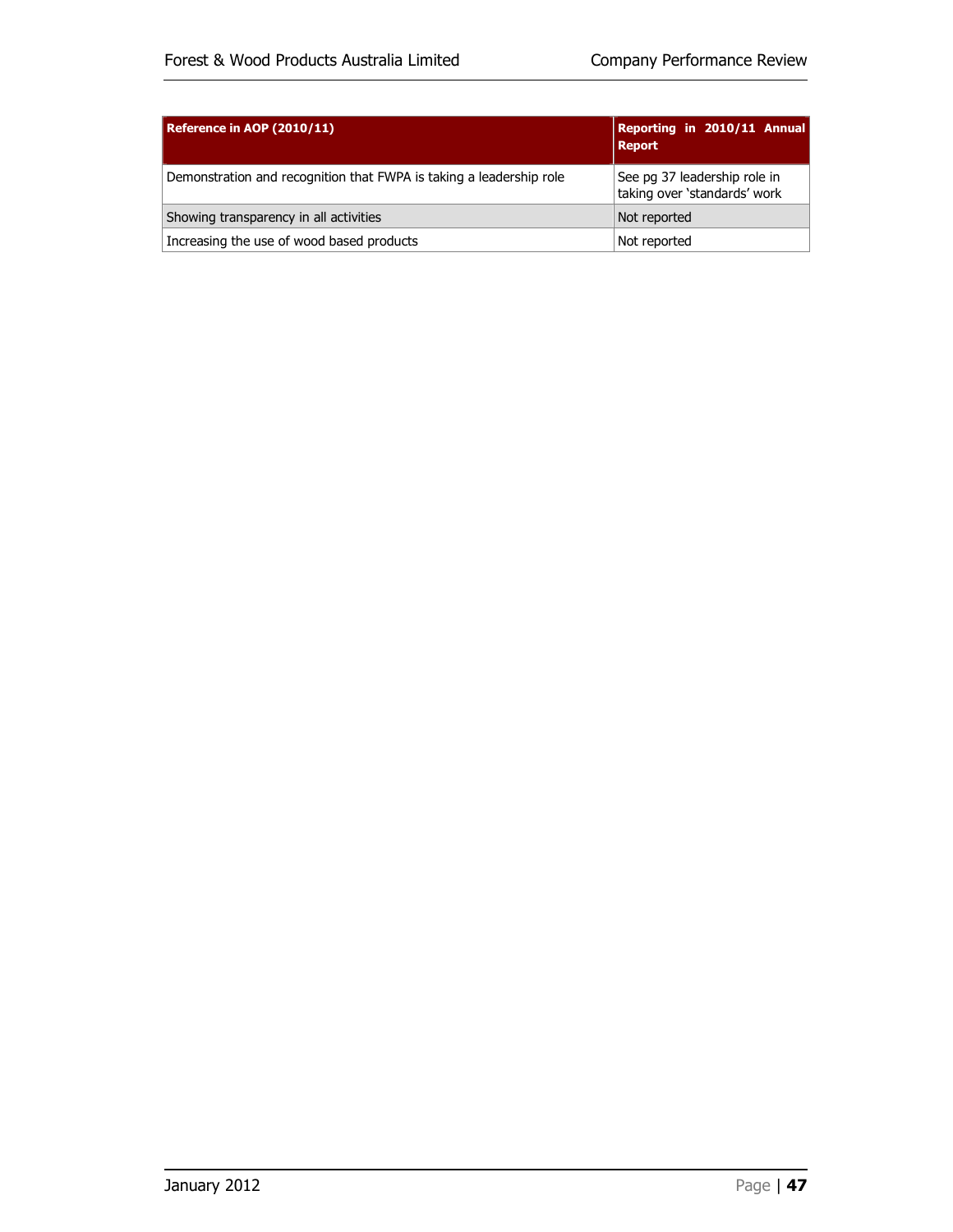| Reference in AOP (2010/11) | Reporting in 2010/11 Annual Report |
|---|---|
| Demonstration and recognition that FWPA is taking a leadership role | See pg 37 leadership role in taking over 'standards' work |
| Showing transparency in all activities | Not reported |
| Increasing the use of wood based products | Not reported |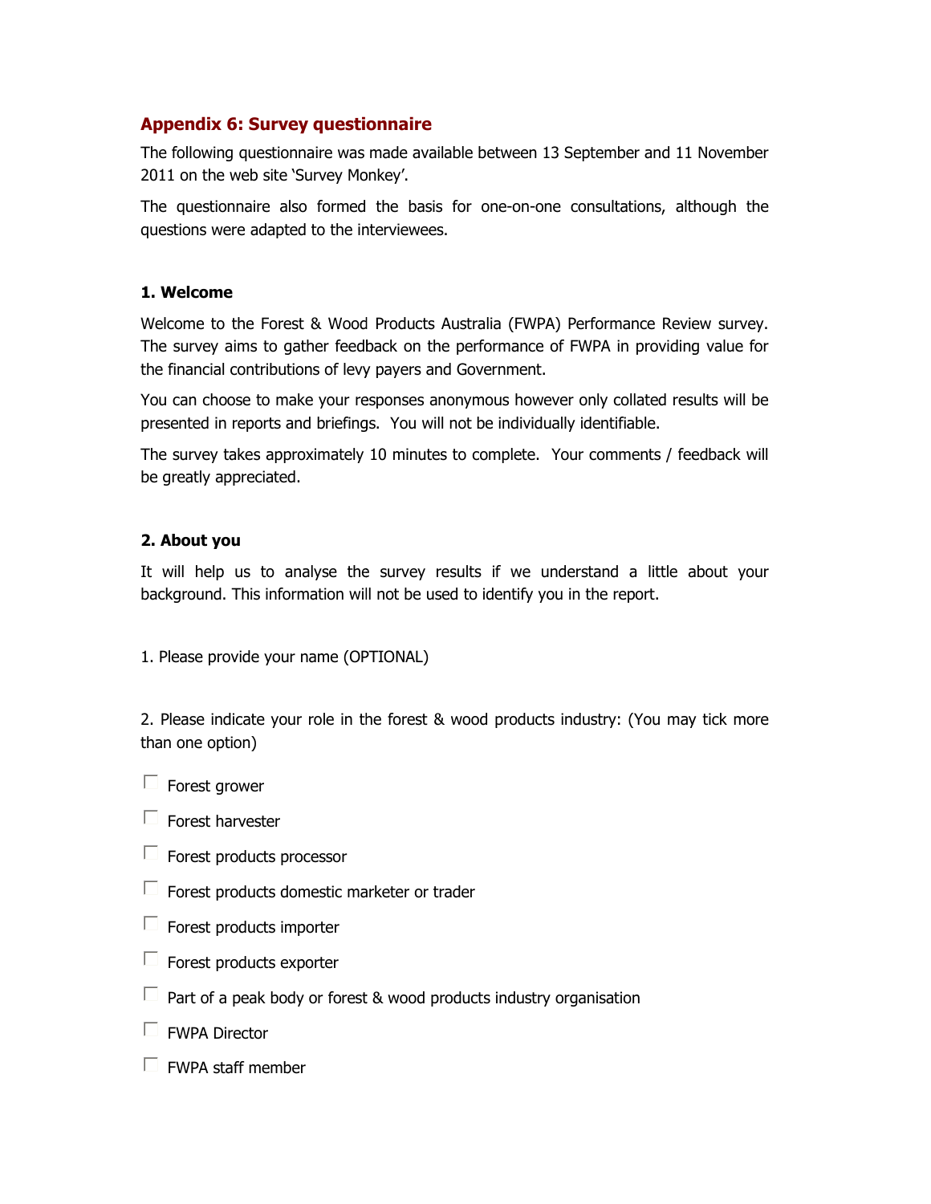## Appendix 6: Survey questionnaire

The following questionnaire was made available between 13 September and 11 November 2011 on the web site 'Survey Monkey'.

The questionnaire also formed the basis for one-on-one consultations, although the questions were adapted to the interviewees.

### 1. Welcome

Welcome to the Forest & Wood Products Australia (FWPA) Performance Review survey. The survey aims to gather feedback on the performance of FWPA in providing value for the financial contributions of levy payers and Government.

You can choose to make your responses anonymous however only collated results will be presented in reports and briefings. You will not be individually identifiable.

The survey takes approximately 10 minutes to complete. Your comments / feedback will be greatly appreciated.

### 2. About you

It will help us to analyse the survey results if we understand a little about your background. This information will not be used to identify you in the report.

1. Please provide your name (OPTIONAL)

2. Please indicate your role in the forest & wood products industry: (You may tick more than one option)

- ☐ Forest grower
- ☐ Forest harvester
- ☐ Forest products processor
- ☐ Forest products domestic marketer or trader
- ☐ Forest products importer
- ☐ Forest products exporter
- ☐ Part of a peak body or forest & wood products industry organisation
- ☐ FWPA Director
- ☐ FWPA staff member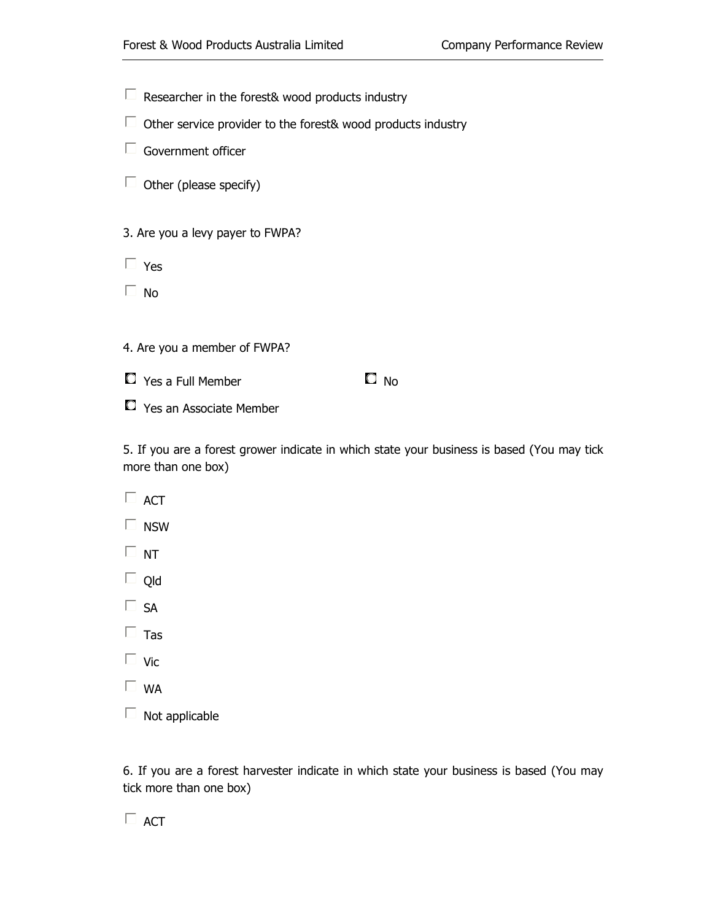- ☐ Researcher in the forest& wood products industry
- ☐ Other service provider to the forest& wood products industry
- ☐ Government officer
- ☐ Other (please specify)

3. Are you a levy payer to FWPA?

- ☐ Yes
- ☐ No

4. Are you a member of FWPA?

- ◯ Yes a Full Member
- ◯ No
- ◯ Yes an Associate Member

5. If you are a forest grower indicate in which state your business is based (You may tick more than one box)

- ☐ ACT
- ☐ NSW
- ☐ NT
- ☐ Qld
- ☐ SA
- ☐ Tas
- ☐ Vic
- ☐ WA
- ☐ Not applicable

6. If you are a forest harvester indicate in which state your business is based (You may tick more than one box)

- ☐ ACT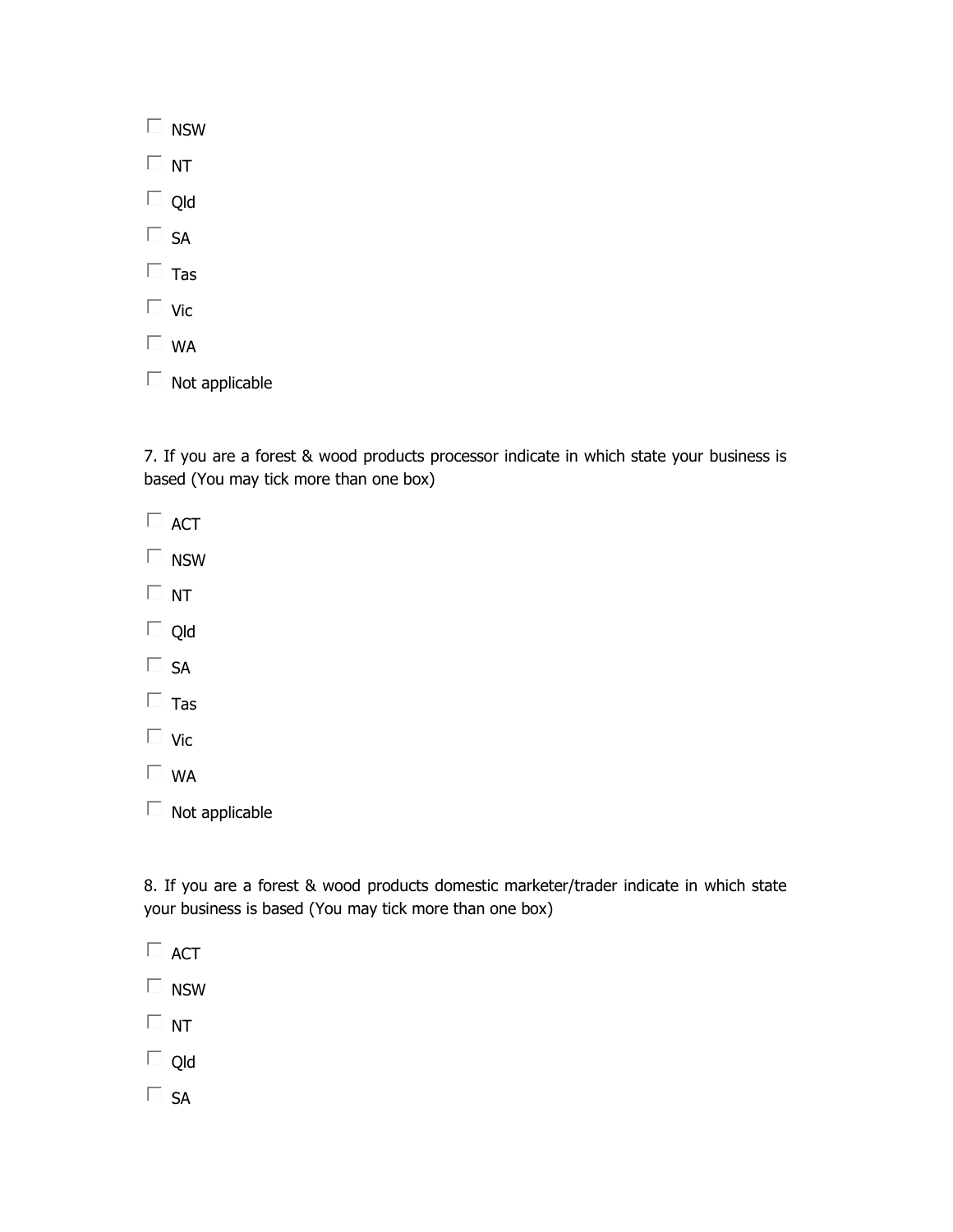- ☐ NSW
- ☐ NT
- ☐ Qld
- ☐ SA
- ☐ Tas
- ☐ Vic
- ☐ WA
- ☐ Not applicable

7. If you are a forest & wood products processor indicate in which state your business is based (You may tick more than one box)

- ☐ ACT
- ☐ NSW
- ☐ NT
- ☐ Qld
- ☐ SA
- ☐ Tas
- ☐ Vic
- ☐ WA
- ☐ Not applicable

8. If you are a forest & wood products domestic marketer/trader indicate in which state your business is based (You may tick more than one box)

- ☐ ACT
- ☐ NSW
- ☐ NT
- ☐ Qld
- ☐ SA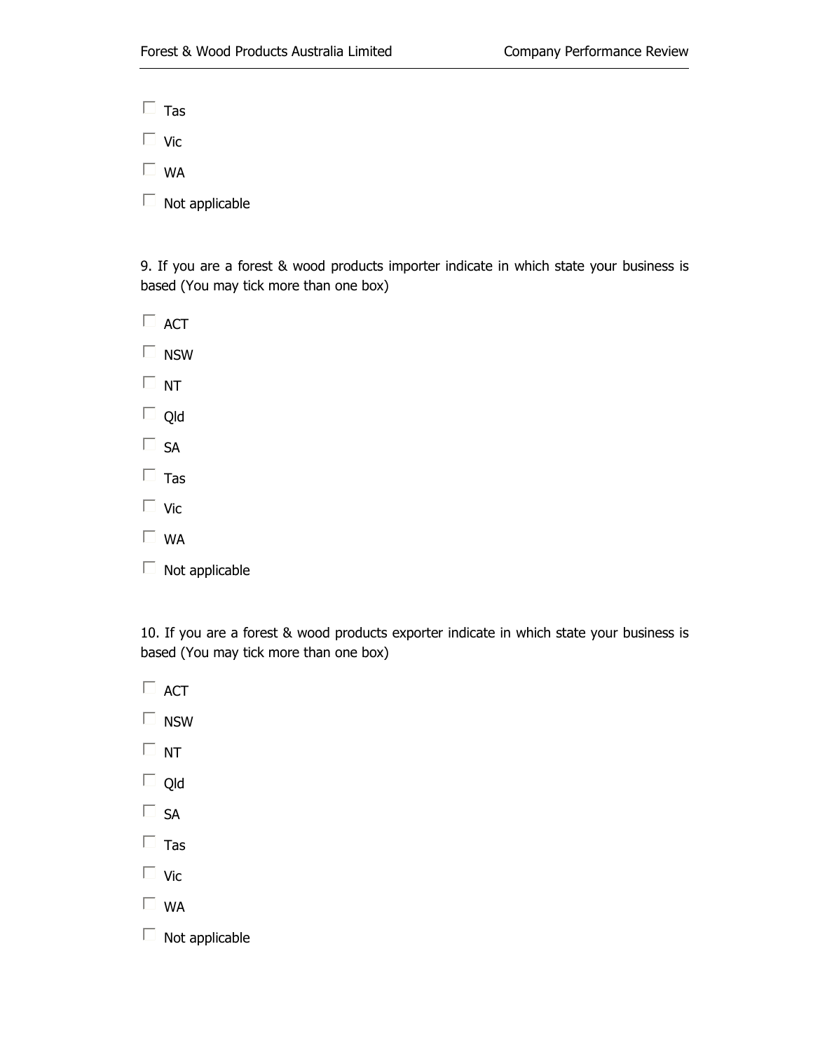- [ ] Tas
- [ ] Vic
- [ ] WA
- [ ] Not applicable

9. If you are a forest & wood products importer indicate in which state your business is based (You may tick more than one box)

- [ ] ACT
- [ ] NSW
- [ ] NT
- [ ] Qld
- [ ] SA
- [ ] Tas
- [ ] Vic
- [ ] WA
- [ ] Not applicable

10. If you are a forest & wood products exporter indicate in which state your business is based (You may tick more than one box)

- [ ] ACT
- [ ] NSW
- [ ] NT
- [ ] Qld
- [ ] SA
- [ ] Tas
- [ ] Vic
- [ ] WA
- [ ] Not applicable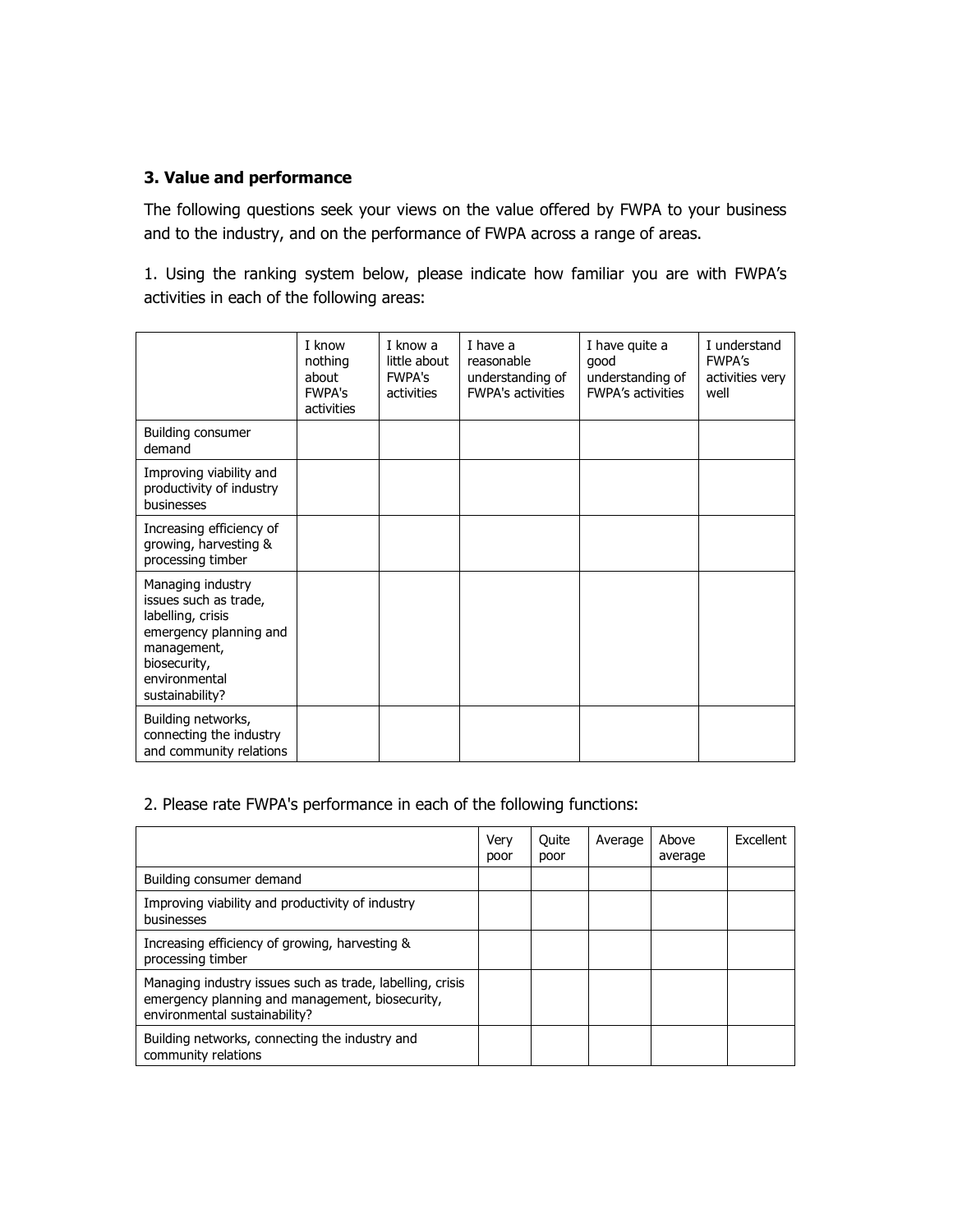### 3. Value and performance

The following questions seek your views on the value offered by FWPA to your business and to the industry, and on the performance of FWPA across a range of areas.

1. Using the ranking system below, please indicate how familiar you are with FWPA's activities in each of the following areas:

| | I know nothing about FWPA's activities | I know a little about FWPA's activities | I have a reasonable understanding of FWPA's activities | I have quite a good understanding of FWPA's activities | I understand FWPA's activities very well |
|---|---|---|---|---|---|
| Building consumer demand | | | | | |
| Improving viability and productivity of industry businesses | | | | | |
| Increasing efficiency of growing, harvesting & processing timber | | | | | |
| Managing industry issues such as trade, labelling, crisis emergency planning and management, biosecurity, environmental sustainability? | | | | | |
| Building networks, connecting the industry and community relations | | | | | |

2. Please rate FWPA's performance in each of the following functions:

| | Very poor | Quite poor | Average | Above average | Excellent |
|---|---|---|---|---|---|
| Building consumer demand | | | | | |
| Improving viability and productivity of industry businesses | | | | | |
| Increasing efficiency of growing, harvesting & processing timber | | | | | |
| Managing industry issues such as trade, labelling, crisis emergency planning and management, biosecurity, environmental sustainability? | | | | | |
| Building networks, connecting the industry and community relations | | | | | |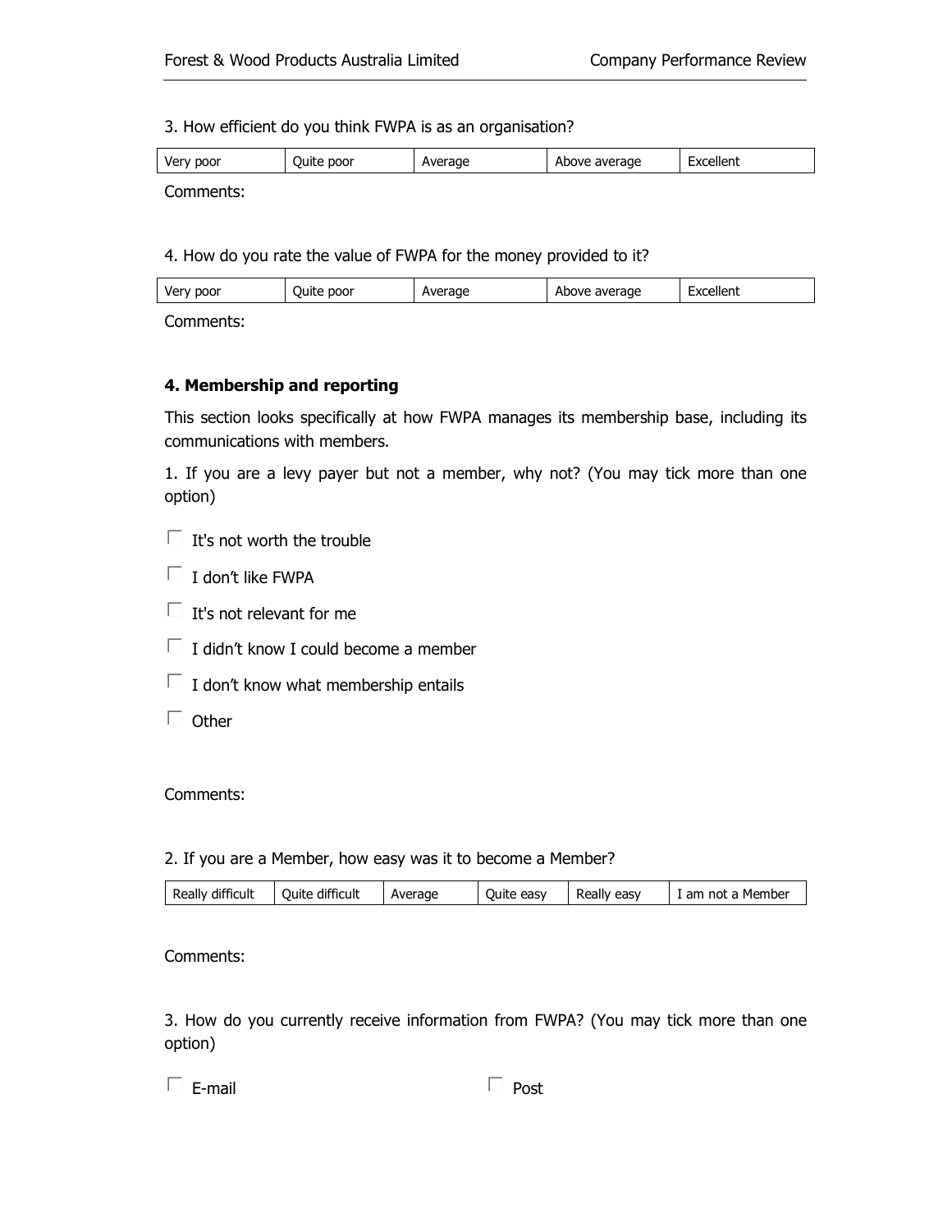3. How efficient do you think FWPA is as an organisation?

| Very poor | Quite poor | Average | Above average | Excellent |
|---|---|---|---|---|

Comments:

4. How do you rate the value of FWPA for the money provided to it?

| Very poor | Quite poor | Average | Above average | Excellent |
|---|---|---|---|---|

Comments:

**4. Membership and reporting**

This section looks specifically at how FWPA manages its membership base, including its communications with members.

1. If you are a levy payer but not a member, why not? (You may tick more than one option)

- ☐ It's not worth the trouble
- ☐ I don't like FWPA
- ☐ It's not relevant for me
- ☐ I didn't know I could become a member
- ☐ I don't know what membership entails
- ☐ Other

Comments:

2. If you are a Member, how easy was it to become a Member?

| Really difficult | Quite difficult | Average | Quite easy | Really easy | I am not a Member |
|---|---|---|---|---|---|

Comments:

3. How do you currently receive information from FWPA? (You may tick more than one option)

- ☐ E-mail
- ☐ Post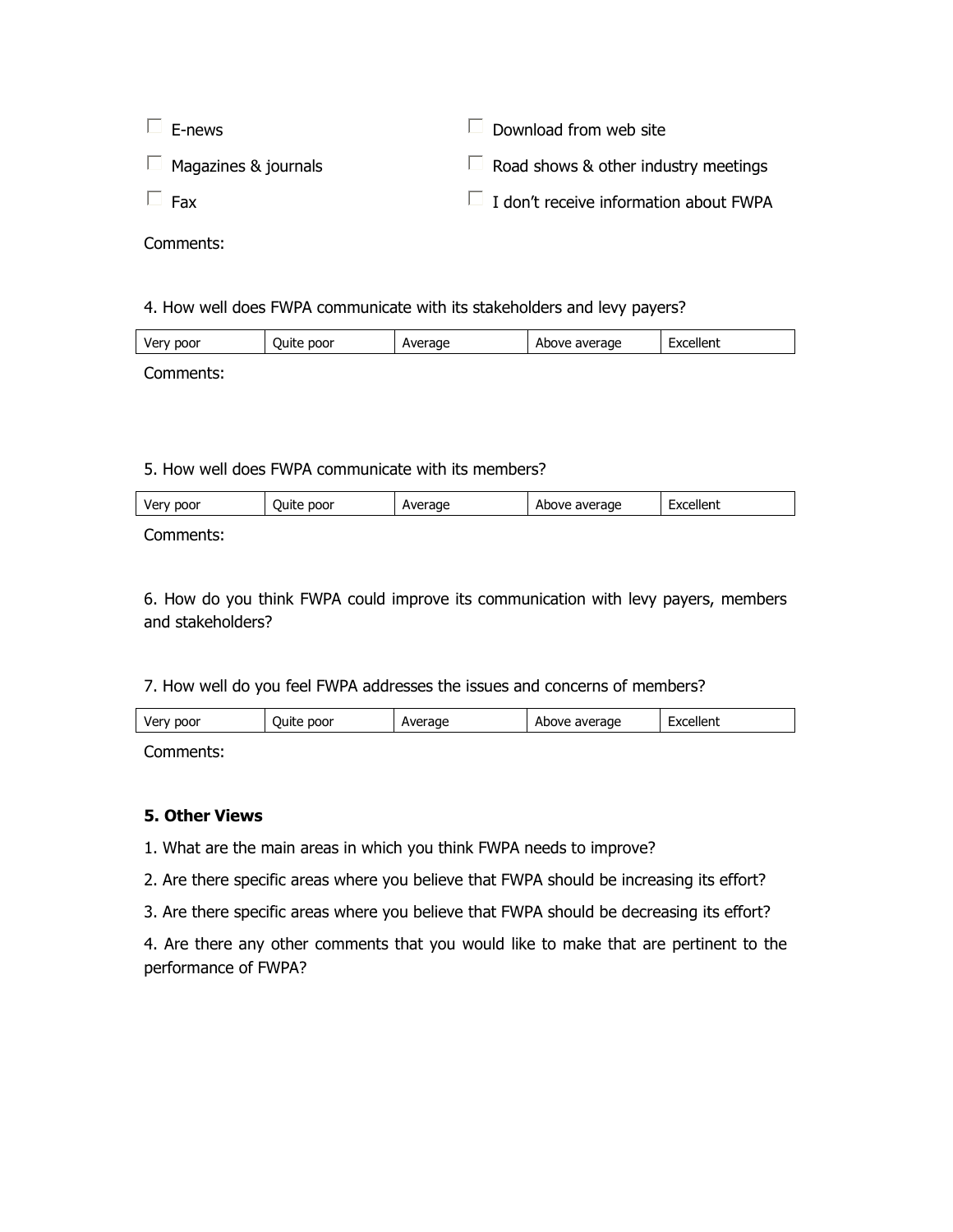- ☐ E-news
- ☐ Download from web site
- ☐ Magazines & journals
- ☐ Road shows & other industry meetings
- ☐ Fax
- ☐ I don't receive information about FWPA

Comments:

4. How well does FWPA communicate with its stakeholders and levy payers?

| Very poor | Quite poor | Average | Above average | Excellent |
|---|---|---|---|---|

Comments:

5. How well does FWPA communicate with its members?

| Very poor | Quite poor | Average | Above average | Excellent |
|---|---|---|---|---|

Comments:

6. How do you think FWPA could improve its communication with levy payers, members and stakeholders?

7. How well do you feel FWPA addresses the issues and concerns of members?

| Very poor | Quite poor | Average | Above average | Excellent |
|---|---|---|---|---|

Comments:

**5. Other Views**

1. What are the main areas in which you think FWPA needs to improve?
2. Are there specific areas where you believe that FWPA should be increasing its effort?
3. Are there specific areas where you believe that FWPA should be decreasing its effort?
4. Are there any other comments that you would like to make that are pertinent to the performance of FWPA?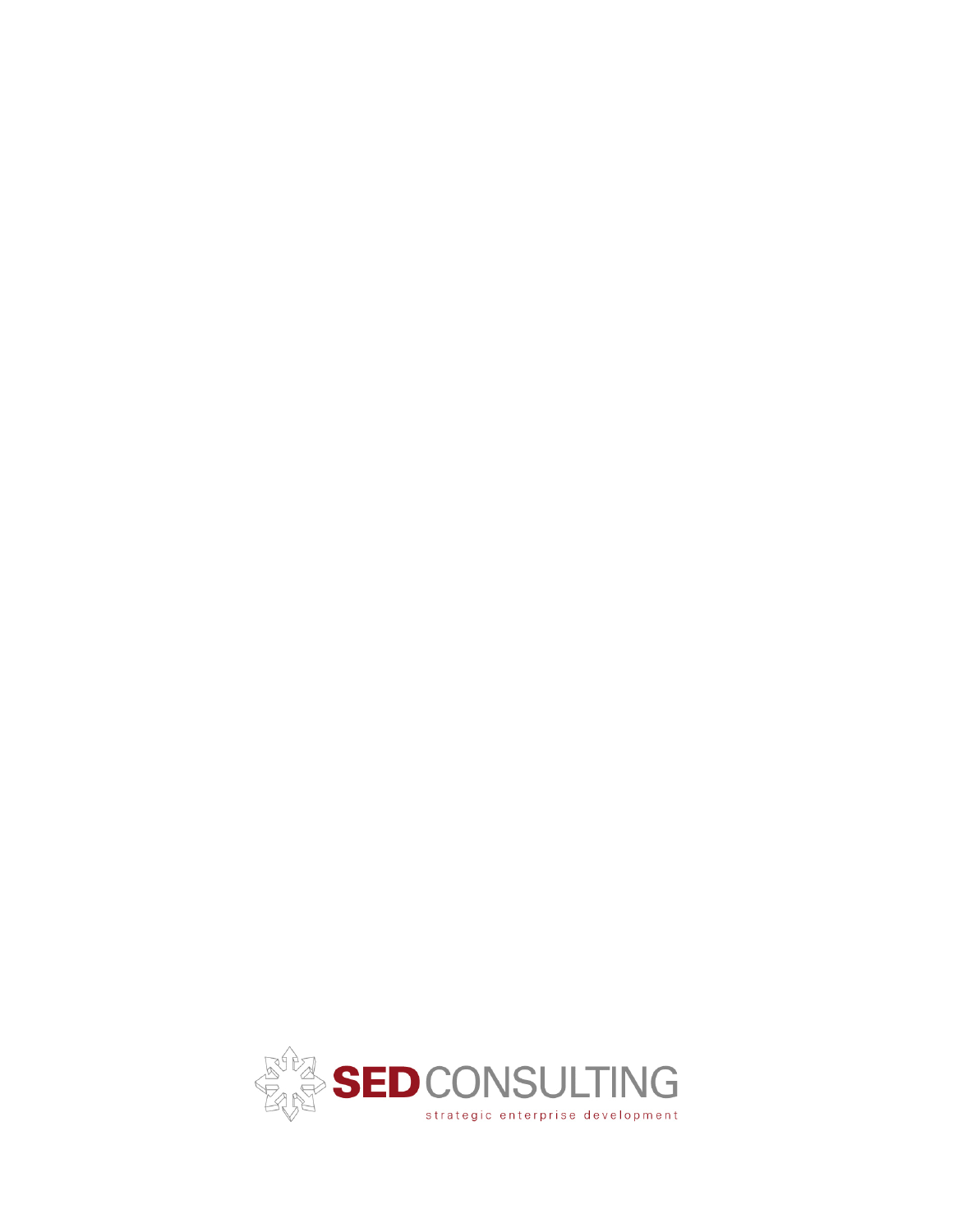**SED**CONSULTING

strategic enterprise development